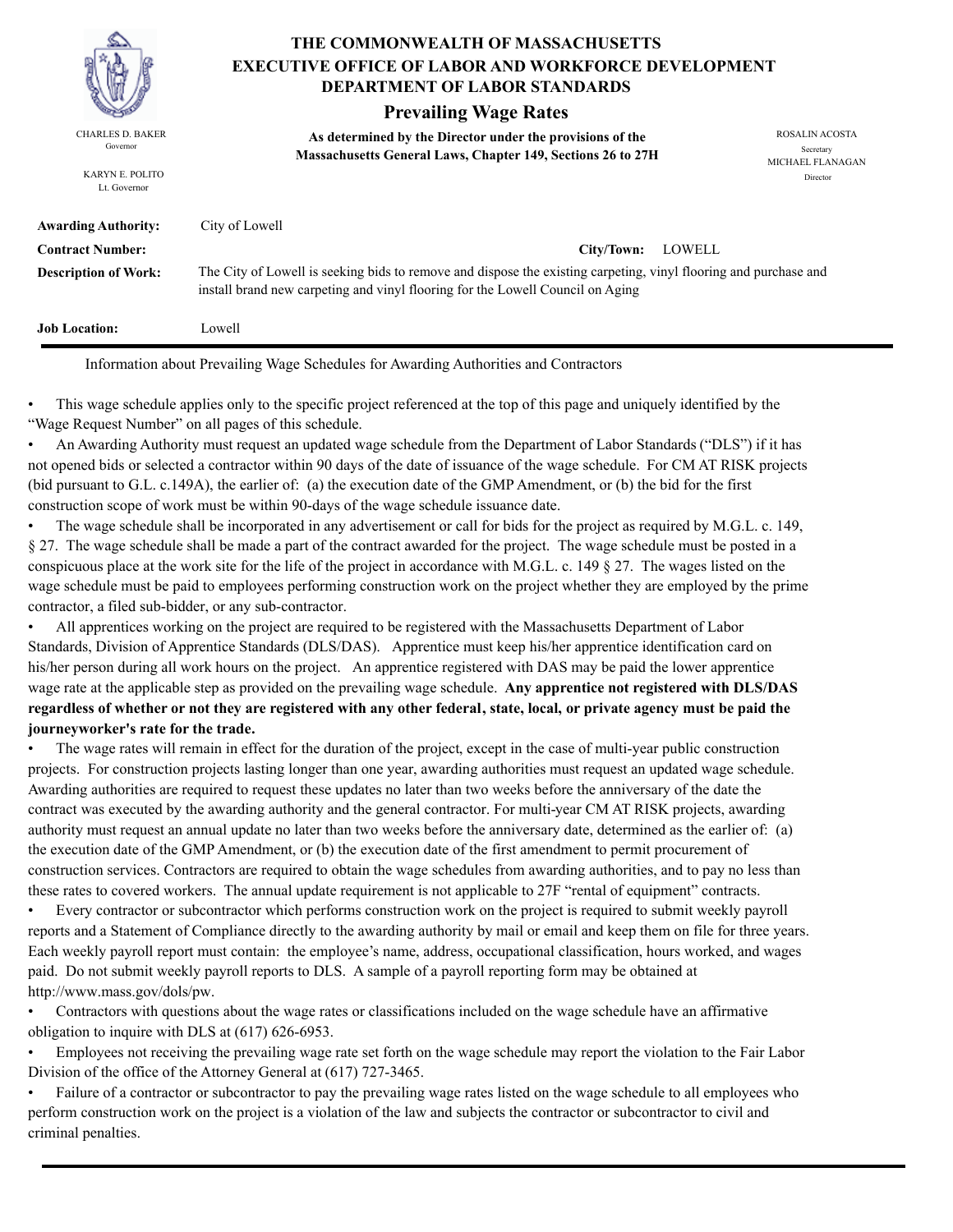# THE COMMONWEALTH OF MASSACHUSETTS
## EXECUTIVE OFFICE OF LABOR AND WORKFORCE DEVELOPMENT
## DEPARTMENT OF LABOR STANDARDS

### Prevailing Wage Rates

CHARLES D. BAKER
Governor

KARYN E. POLITO
Lt. Governor

**As determined by the Director under the provisions of the Massachusetts General Laws, Chapter 149, Sections 26 to 27H**

ROSALIN ACOSTA
Secretary

MICHAEL FLANAGAN
Director

**Awarding Authority:** City of Lowell

**Contract Number:**

**City/Town:** LOWELL

**Description of Work:** The City of Lowell is seeking bids to remove and dispose the existing carpeting, vinyl flooring and purchase and install brand new carpeting and vinyl flooring for the Lowell Council on Aging

**Job Location:** Lowell

Information about Prevailing Wage Schedules for Awarding Authorities and Contractors

- This wage schedule applies only to the specific project referenced at the top of this page and uniquely identified by the "Wage Request Number" on all pages of this schedule.
- An Awarding Authority must request an updated wage schedule from the Department of Labor Standards ("DLS") if it has not opened bids or selected a contractor within 90 days of the date of issuance of the wage schedule. For CM AT RISK projects (bid pursuant to G.L. c.149A), the earlier of: (a) the execution date of the GMP Amendment, or (b) the bid for the first construction scope of work must be within 90-days of the wage schedule issuance date.
- The wage schedule shall be incorporated in any advertisement or call for bids for the project as required by M.G.L. c. 149, § 27. The wage schedule shall be made a part of the contract awarded for the project. The wage schedule must be posted in a conspicuous place at the work site for the life of the project in accordance with M.G.L. c. 149 § 27. The wages listed on the wage schedule must be paid to employees performing construction work on the project whether they are employed by the prime contractor, a filed sub-bidder, or any sub-contractor.
- All apprentices working on the project are required to be registered with the Massachusetts Department of Labor Standards, Division of Apprentice Standards (DLS/DAS). Apprentice must keep his/her apprentice identification card on his/her person during all work hours on the project. An apprentice registered with DAS may be paid the lower apprentice wage rate at the applicable step as provided on the prevailing wage schedule. **Any apprentice not registered with DLS/DAS regardless of whether or not they are registered with any other federal, state, local, or private agency must be paid the journeyworker's rate for the trade.**
- The wage rates will remain in effect for the duration of the project, except in the case of multi-year public construction projects. For construction projects lasting longer than one year, awarding authorities must request an updated wage schedule. Awarding authorities are required to request these updates no later than two weeks before the anniversary of the date the contract was executed by the awarding authority and the general contractor. For multi-year CM AT RISK projects, awarding authority must request an annual update no later than two weeks before the anniversary date, determined as the earlier of: (a) the execution date of the GMP Amendment, or (b) the execution date of the first amendment to permit procurement of construction services. Contractors are required to obtain the wage schedules from awarding authorities, and to pay no less than these rates to covered workers. The annual update requirement is not applicable to 27F "rental of equipment" contracts.
- Every contractor or subcontractor which performs construction work on the project is required to submit weekly payroll reports and a Statement of Compliance directly to the awarding authority by mail or email and keep them on file for three years. Each weekly payroll report must contain: the employee's name, address, occupational classification, hours worked, and wages paid. Do not submit weekly payroll reports to DLS. A sample of a payroll reporting form may be obtained at http://www.mass.gov/dols/pw.
- Contractors with questions about the wage rates or classifications included on the wage schedule have an affirmative obligation to inquire with DLS at (617) 626-6953.
- Employees not receiving the prevailing wage rate set forth on the wage schedule may report the violation to the Fair Labor Division of the office of the Attorney General at (617) 727-3465.
- Failure of a contractor or subcontractor to pay the prevailing wage rates listed on the wage schedule to all employees who perform construction work on the project is a violation of the law and subjects the contractor or subcontractor to civil and criminal penalties.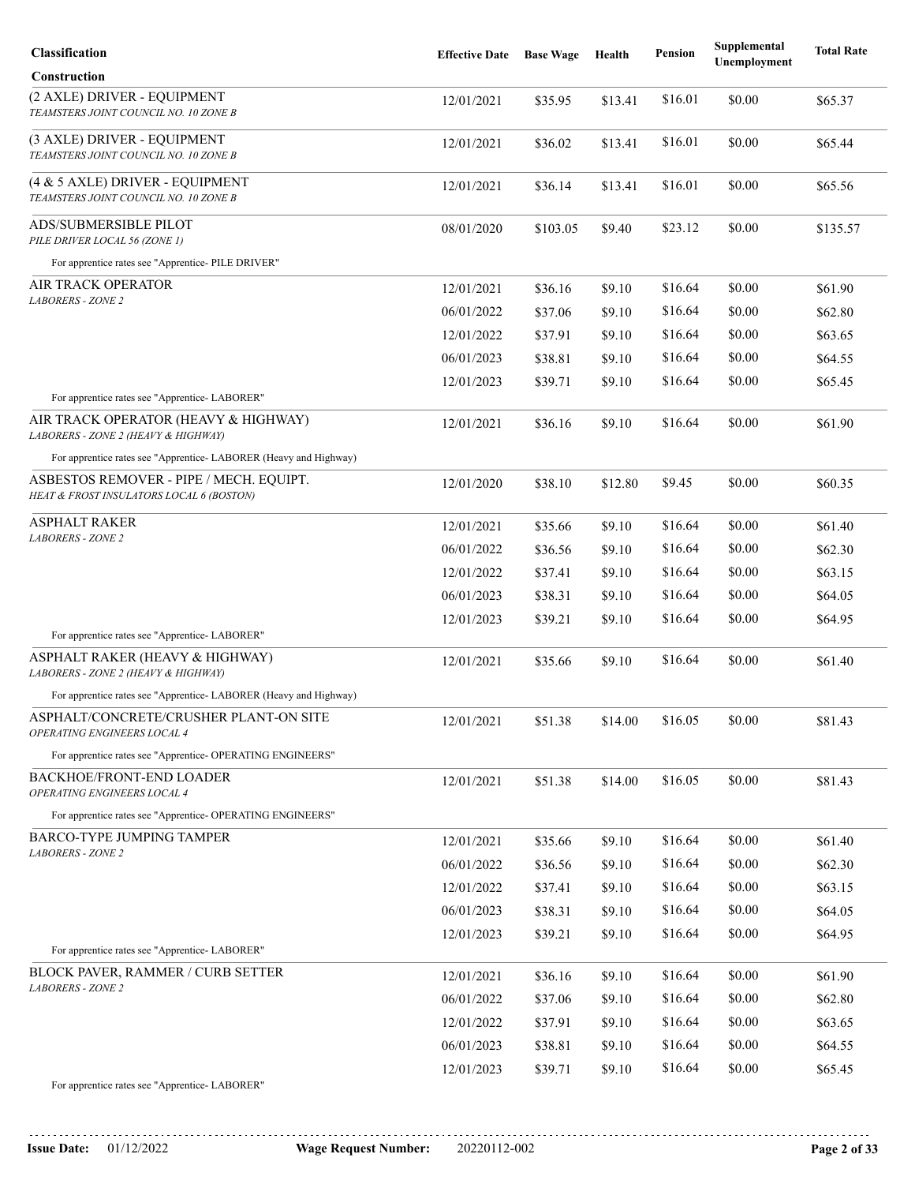| Classification | Effective Date | Base Wage | Health | Pension | Supplemental Unemployment | Total Rate |
|---|---|---|---|---|---|---|
| **Construction** | | | | | | |
| (2 AXLE) DRIVER - EQUIPMENT *TEAMSTERS JOINT COUNCIL NO. 10 ZONE B* | 12/01/2021 | $35.95 | $13.41 | $16.01 | $0.00 | $65.37 |
| (3 AXLE) DRIVER - EQUIPMENT *TEAMSTERS JOINT COUNCIL NO. 10 ZONE B* | 12/01/2021 | $36.02 | $13.41 | $16.01 | $0.00 | $65.44 |
| (4 & 5 AXLE) DRIVER - EQUIPMENT *TEAMSTERS JOINT COUNCIL NO. 10 ZONE B* | 12/01/2021 | $36.14 | $13.41 | $16.01 | $0.00 | $65.56 |
| ADS/SUBMERSIBLE PILOT *PILE DRIVER LOCAL 56 (ZONE 1)* | 08/01/2020 | $103.05 | $9.40 | $23.12 | $0.00 | $135.57 |
| For apprentice rates see "Apprentice- PILE DRIVER" | | | | | | |
| AIR TRACK OPERATOR *LABORERS - ZONE 2* | 12/01/2021 | $36.16 | $9.10 | $16.64 | $0.00 | $61.90 |
| | 06/01/2022 | $37.06 | $9.10 | $16.64 | $0.00 | $62.80 |
| | 12/01/2022 | $37.91 | $9.10 | $16.64 | $0.00 | $63.65 |
| | 06/01/2023 | $38.81 | $9.10 | $16.64 | $0.00 | $64.55 |
| | 12/01/2023 | $39.71 | $9.10 | $16.64 | $0.00 | $65.45 |
| For apprentice rates see "Apprentice- LABORER" | | | | | | |
| AIR TRACK OPERATOR (HEAVY & HIGHWAY) *LABORERS - ZONE 2 (HEAVY & HIGHWAY)* | 12/01/2021 | $36.16 | $9.10 | $16.64 | $0.00 | $61.90 |
| For apprentice rates see "Apprentice- LABORER (Heavy and Highway) | | | | | | |
| ASBESTOS REMOVER - PIPE / MECH. EQUIPT. *HEAT & FROST INSULATORS LOCAL 6 (BOSTON)* | 12/01/2020 | $38.10 | $12.80 | $9.45 | $0.00 | $60.35 |
| ASPHALT RAKER *LABORERS - ZONE 2* | 12/01/2021 | $35.66 | $9.10 | $16.64 | $0.00 | $61.40 |
| | 06/01/2022 | $36.56 | $9.10 | $16.64 | $0.00 | $62.30 |
| | 12/01/2022 | $37.41 | $9.10 | $16.64 | $0.00 | $63.15 |
| | 06/01/2023 | $38.31 | $9.10 | $16.64 | $0.00 | $64.05 |
| | 12/01/2023 | $39.21 | $9.10 | $16.64 | $0.00 | $64.95 |
| For apprentice rates see "Apprentice- LABORER" | | | | | | |
| ASPHALT RAKER (HEAVY & HIGHWAY) *LABORERS - ZONE 2 (HEAVY & HIGHWAY)* | 12/01/2021 | $35.66 | $9.10 | $16.64 | $0.00 | $61.40 |
| For apprentice rates see "Apprentice- LABORER (Heavy and Highway) | | | | | | |
| ASPHALT/CONCRETE/CRUSHER PLANT-ON SITE *OPERATING ENGINEERS LOCAL 4* | 12/01/2021 | $51.38 | $14.00 | $16.05 | $0.00 | $81.43 |
| For apprentice rates see "Apprentice- OPERATING ENGINEERS" | | | | | | |
| BACKHOE/FRONT-END LOADER *OPERATING ENGINEERS LOCAL 4* | 12/01/2021 | $51.38 | $14.00 | $16.05 | $0.00 | $81.43 |
| For apprentice rates see "Apprentice- OPERATING ENGINEERS" | | | | | | |
| BARCO-TYPE JUMPING TAMPER *LABORERS - ZONE 2* | 12/01/2021 | $35.66 | $9.10 | $16.64 | $0.00 | $61.40 |
| | 06/01/2022 | $36.56 | $9.10 | $16.64 | $0.00 | $62.30 |
| | 12/01/2022 | $37.41 | $9.10 | $16.64 | $0.00 | $63.15 |
| | 06/01/2023 | $38.31 | $9.10 | $16.64 | $0.00 | $64.05 |
| | 12/01/2023 | $39.21 | $9.10 | $16.64 | $0.00 | $64.95 |
| For apprentice rates see "Apprentice- LABORER" | | | | | | |
| BLOCK PAVER, RAMMER / CURB SETTER *LABORERS - ZONE 2* | 12/01/2021 | $36.16 | $9.10 | $16.64 | $0.00 | $61.90 |
| | 06/01/2022 | $37.06 | $9.10 | $16.64 | $0.00 | $62.80 |
| | 12/01/2022 | $37.91 | $9.10 | $16.64 | $0.00 | $63.65 |
| | 06/01/2023 | $38.81 | $9.10 | $16.64 | $0.00 | $64.55 |
| | 12/01/2023 | $39.71 | $9.10 | $16.64 | $0.00 | $65.45 |
| For apprentice rates see "Apprentice- LABORER" | | | | | | |

**Issue Date:** 01/12/2022 **Wage Request Number:** 20220112-002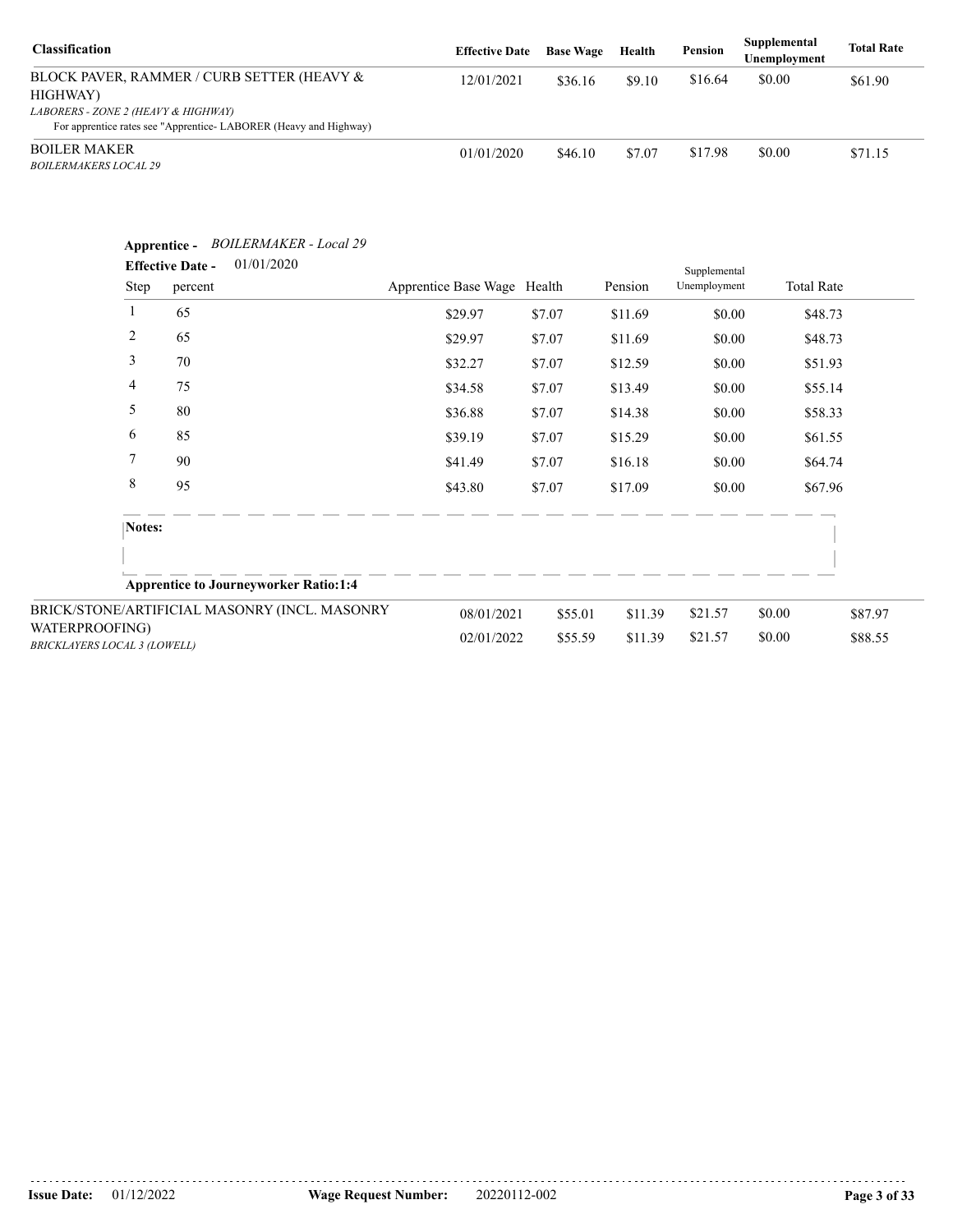| Classification | Effective Date | Base Wage | Health | Pension | Supplemental Unemployment | Total Rate |
|---|---|---|---|---|---|---|
| BLOCK PAVER, RAMMER / CURB SETTER (HEAVY & HIGHWAY)<br>*LABORERS - ZONE 2 (HEAVY & HIGHWAY)*<br>For apprentice rates see "Apprentice- LABORER (Heavy and Highway) | 12/01/2021 | $36.16 | $9.10 | $16.64 | $0.00 | $61.90 |
| BOILER MAKER<br>*BOILERMAKERS LOCAL 29* | 01/01/2020 | $46.10 | $7.07 | $17.98 | $0.00 | $71.15 |

**Apprentice -** *BOILERMAKER - Local 29*

**Effective Date -** 01/01/2020

| Step | percent | Apprentice Base Wage | Health | Pension | Supplemental Unemployment | Total Rate |
|---|---|---|---|---|---|---|
| 1 | 65 | $29.97 | $7.07 | $11.69 | $0.00 | $48.73 |
| 2 | 65 | $29.97 | $7.07 | $11.69 | $0.00 | $48.73 |
| 3 | 70 | $32.27 | $7.07 | $12.59 | $0.00 | $51.93 |
| 4 | 75 | $34.58 | $7.07 | $13.49 | $0.00 | $55.14 |
| 5 | 80 | $36.88 | $7.07 | $14.38 | $0.00 | $58.33 |
| 6 | 85 | $39.19 | $7.07 | $15.29 | $0.00 | $61.55 |
| 7 | 90 | $41.49 | $7.07 | $16.18 | $0.00 | $64.74 |
| 8 | 95 | $43.80 | $7.07 | $17.09 | $0.00 | $67.96 |

**Notes:**

**Apprentice to Journeyworker Ratio:1:4**

| Classification | Effective Date | Base Wage | Health | Pension | Supplemental Unemployment | Total Rate |
|---|---|---|---|---|---|---|
| BRICK/STONE/ARTIFICIAL MASONRY (INCL. MASONRY WATERPROOFING)<br>*BRICKLAYERS LOCAL 3 (LOWELL)* | 08/01/2021 | $55.01 | $11.39 | $21.57 | $0.00 | $87.97 |
| | 02/01/2022 | $55.59 | $11.39 | $21.57 | $0.00 | $88.55 |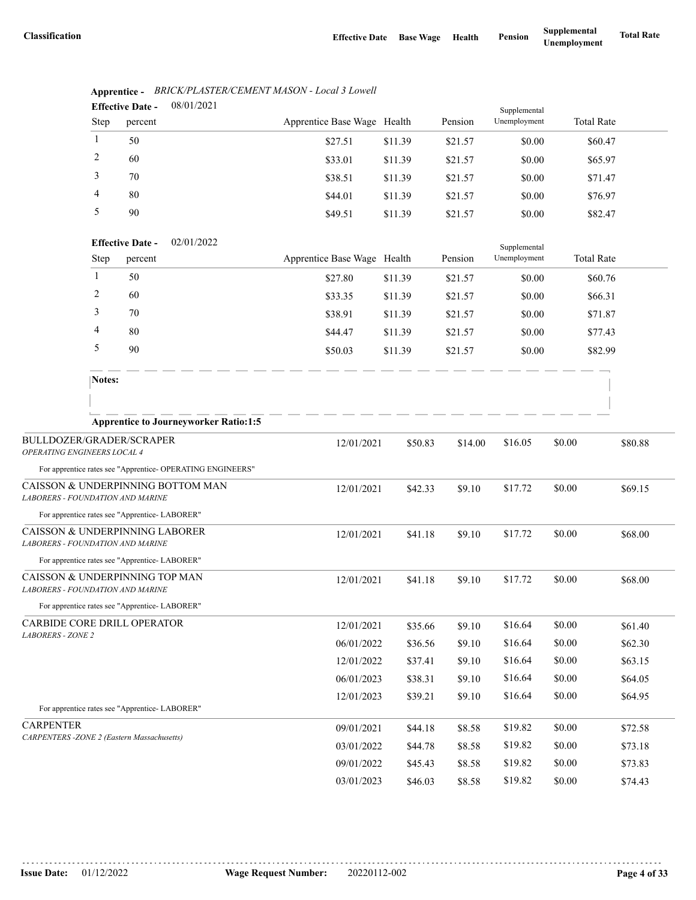| Classification | Effective Date | Base Wage | Health | Pension | Supplemental Unemployment | Total Rate |
|---|---|---|---|---|---|---|

**Apprentice -** *BRICK/PLASTER/CEMENT MASON - Local 3 Lowell*

**Effective Date -** 08/01/2021

| Step | percent | Apprentice Base Wage | Health | Pension | Supplemental Unemployment | Total Rate |
|---|---|---|---|---|---|---|
| 1 | 50 | $27.51 | $11.39 | $21.57 | $0.00 | $60.47 |
| 2 | 60 | $33.01 | $11.39 | $21.57 | $0.00 | $65.97 |
| 3 | 70 | $38.51 | $11.39 | $21.57 | $0.00 | $71.47 |
| 4 | 80 | $44.01 | $11.39 | $21.57 | $0.00 | $76.97 |
| 5 | 90 | $49.51 | $11.39 | $21.57 | $0.00 | $82.47 |

**Effective Date -** 02/01/2022

| Step | percent | Apprentice Base Wage | Health | Pension | Supplemental Unemployment | Total Rate |
|---|---|---|---|---|---|---|
| 1 | 50 | $27.80 | $11.39 | $21.57 | $0.00 | $60.76 |
| 2 | 60 | $33.35 | $11.39 | $21.57 | $0.00 | $66.31 |
| 3 | 70 | $38.91 | $11.39 | $21.57 | $0.00 | $71.87 |
| 4 | 80 | $44.47 | $11.39 | $21.57 | $0.00 | $77.43 |
| 5 | 90 | $50.03 | $11.39 | $21.57 | $0.00 | $82.99 |

**Notes:**

**Apprentice to Journeyworker Ratio:1:5**

| Classification | Effective Date | Base Wage | Health | Pension | Supplemental Unemployment | Total Rate |
|---|---|---|---|---|---|---|
| BULLDOZER/GRADER/SCRAPER<br>*OPERATING ENGINEERS LOCAL 4* | 12/01/2021 | $50.83 | $14.00 | $16.05 | $0.00 | $80.88 |
| For apprentice rates see "Apprentice- OPERATING ENGINEERS" | | | | | | |
| CAISSON & UNDERPINNING BOTTOM MAN<br>*LABORERS - FOUNDATION AND MARINE* | 12/01/2021 | $42.33 | $9.10 | $17.72 | $0.00 | $69.15 |
| For apprentice rates see "Apprentice- LABORER" | | | | | | |
| CAISSON & UNDERPINNING LABORER<br>*LABORERS - FOUNDATION AND MARINE* | 12/01/2021 | $41.18 | $9.10 | $17.72 | $0.00 | $68.00 |
| For apprentice rates see "Apprentice- LABORER" | | | | | | |
| CAISSON & UNDERPINNING TOP MAN<br>*LABORERS - FOUNDATION AND MARINE* | 12/01/2021 | $41.18 | $9.10 | $17.72 | $0.00 | $68.00 |
| For apprentice rates see "Apprentice- LABORER" | | | | | | |
| CARBIDE CORE DRILL OPERATOR<br>*LABORERS - ZONE 2* | 12/01/2021 | $35.66 | $9.10 | $16.64 | $0.00 | $61.40 |
| | 06/01/2022 | $36.56 | $9.10 | $16.64 | $0.00 | $62.30 |
| | 12/01/2022 | $37.41 | $9.10 | $16.64 | $0.00 | $63.15 |
| | 06/01/2023 | $38.31 | $9.10 | $16.64 | $0.00 | $64.05 |
| | 12/01/2023 | $39.21 | $9.10 | $16.64 | $0.00 | $64.95 |
| For apprentice rates see "Apprentice- LABORER" | | | | | | |
| CARPENTER<br>*CARPENTERS -ZONE 2 (Eastern Massachusetts)* | 09/01/2021 | $44.18 | $8.58 | $19.82 | $0.00 | $72.58 |
| | 03/01/2022 | $44.78 | $8.58 | $19.82 | $0.00 | $73.18 |
| | 09/01/2022 | $45.43 | $8.58 | $19.82 | $0.00 | $73.83 |
| | 03/01/2023 | $46.03 | $8.58 | $19.82 | $0.00 | $74.43 |

**Issue Date:** 01/12/2022 **Wage Request Number:** 20220112-002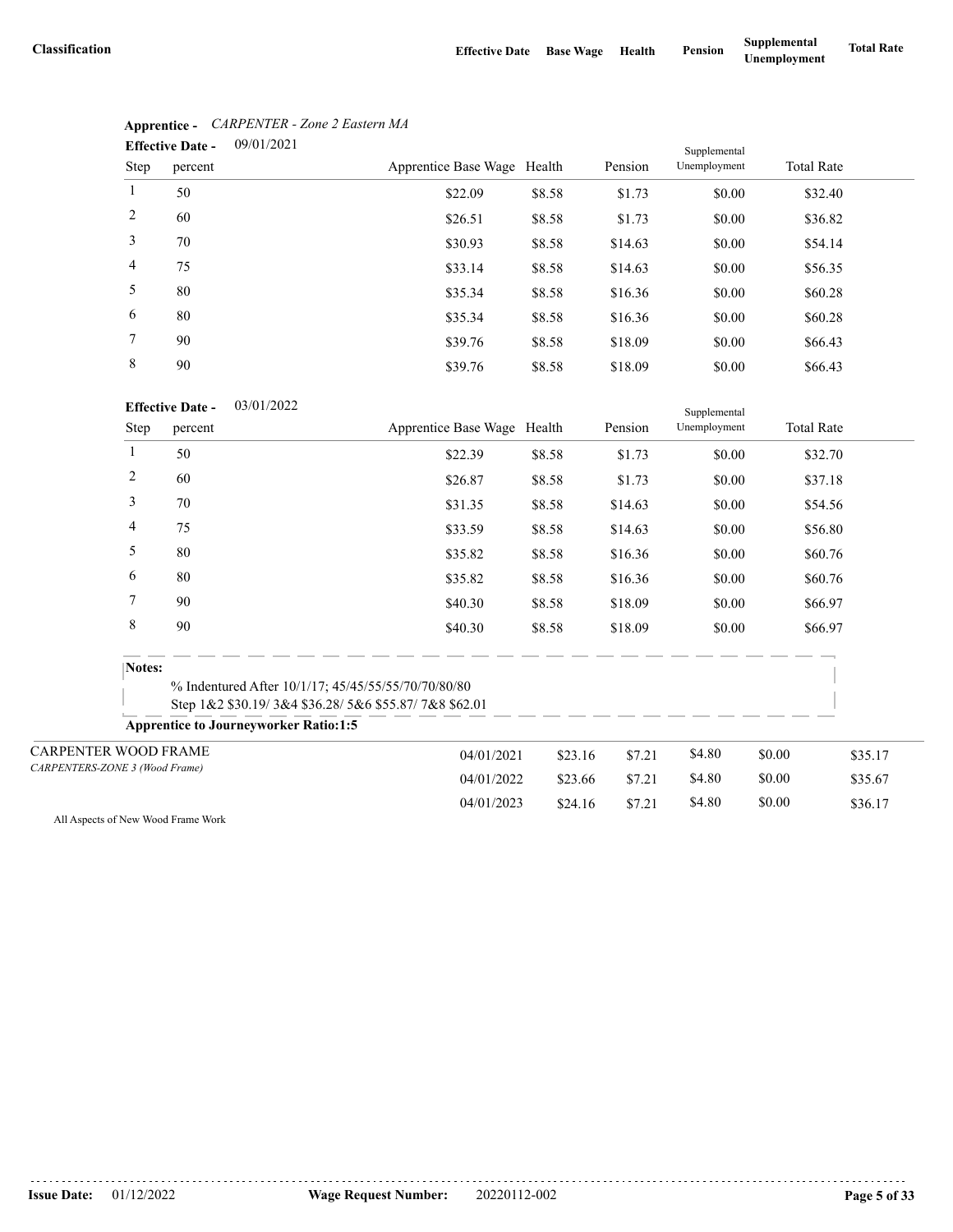| Classification | Effective Date | Base Wage | Health | Pension | Supplemental Unemployment | Total Rate |
|---|---|---|---|---|---|---|

**Apprentice -** *CARPENTER - Zone 2 Eastern MA*

**Effective Date -** 09/01/2021

| Step | percent | Apprentice Base Wage | Health | Pension | Supplemental Unemployment | Total Rate |
|---|---|---|---|---|---|---|
| 1 | 50 | $22.09 | $8.58 | $1.73 | $0.00 | $32.40 |
| 2 | 60 | $26.51 | $8.58 | $1.73 | $0.00 | $36.82 |
| 3 | 70 | $30.93 | $8.58 | $14.63 | $0.00 | $54.14 |
| 4 | 75 | $33.14 | $8.58 | $14.63 | $0.00 | $56.35 |
| 5 | 80 | $35.34 | $8.58 | $16.36 | $0.00 | $60.28 |
| 6 | 80 | $35.34 | $8.58 | $16.36 | $0.00 | $60.28 |
| 7 | 90 | $39.76 | $8.58 | $18.09 | $0.00 | $66.43 |
| 8 | 90 | $39.76 | $8.58 | $18.09 | $0.00 | $66.43 |

**Effective Date -** 03/01/2022

| Step | percent | Apprentice Base Wage | Health | Pension | Supplemental Unemployment | Total Rate |
|---|---|---|---|---|---|---|
| 1 | 50 | $22.39 | $8.58 | $1.73 | $0.00 | $32.70 |
| 2 | 60 | $26.87 | $8.58 | $1.73 | $0.00 | $37.18 |
| 3 | 70 | $31.35 | $8.58 | $14.63 | $0.00 | $54.56 |
| 4 | 75 | $33.59 | $8.58 | $14.63 | $0.00 | $56.80 |
| 5 | 80 | $35.82 | $8.58 | $16.36 | $0.00 | $60.76 |
| 6 | 80 | $35.82 | $8.58 | $16.36 | $0.00 | $60.76 |
| 7 | 90 | $40.30 | $8.58 | $18.09 | $0.00 | $66.97 |
| 8 | 90 | $40.30 | $8.58 | $18.09 | $0.00 | $66.97 |

**Notes:**

% Indentured After 10/1/17; 45/45/55/55/70/70/80/80
Step 1&2 $30.19/ 3&4 $36.28/ 5&6 $55.87/ 7&8 $62.01

**Apprentice to Journeyworker Ratio:1:5**

| Classification | Effective Date | Base Wage | Health | Pension | Supplemental Unemployment | Total Rate |
|---|---|---|---|---|---|---|
| CARPENTER WOOD FRAME<br>*CARPENTERS-ZONE 3 (Wood Frame)* | 04/01/2021 | $23.16 | $7.21 | $4.80 | $0.00 | $35.17 |
| | 04/01/2022 | $23.66 | $7.21 | $4.80 | $0.00 | $35.67 |
| | 04/01/2023 | $24.16 | $7.21 | $4.80 | $0.00 | $36.17 |

All Aspects of New Wood Frame Work

**Issue Date:** 01/12/2022 **Wage Request Number:** 20220112-002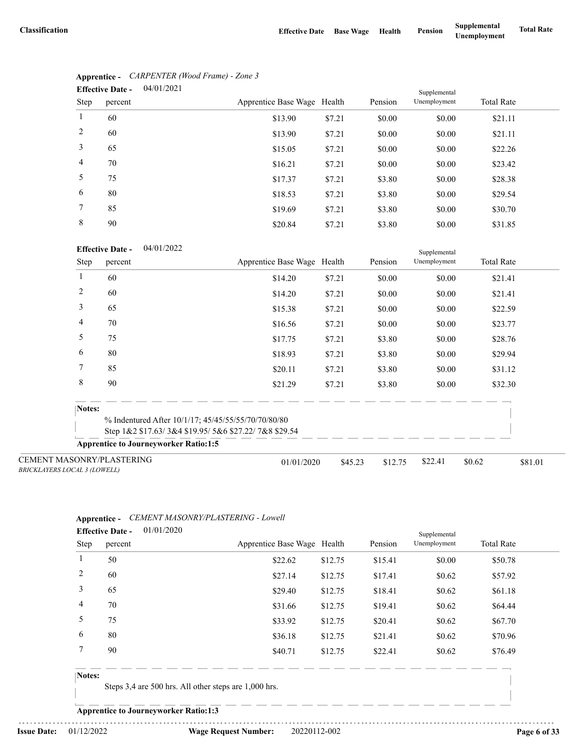| Classification | Effective Date | Base Wage | Health | Pension | Supplemental Unemployment | Total Rate |
|---|---|---|---|---|---|---|

**Apprentice -** *CARPENTER (Wood Frame) - Zone 3*

**Effective Date -** 04/01/2021

| Step | percent | Apprentice Base Wage | Health | Pension | Supplemental Unemployment | Total Rate |
|---|---|---|---|---|---|---|
| 1 | 60 | $13.90 | $7.21 | $0.00 | $0.00 | $21.11 |
| 2 | 60 | $13.90 | $7.21 | $0.00 | $0.00 | $21.11 |
| 3 | 65 | $15.05 | $7.21 | $0.00 | $0.00 | $22.26 |
| 4 | 70 | $16.21 | $7.21 | $0.00 | $0.00 | $23.42 |
| 5 | 75 | $17.37 | $7.21 | $3.80 | $0.00 | $28.38 |
| 6 | 80 | $18.53 | $7.21 | $3.80 | $0.00 | $29.54 |
| 7 | 85 | $19.69 | $7.21 | $3.80 | $0.00 | $30.70 |
| 8 | 90 | $20.84 | $7.21 | $3.80 | $0.00 | $31.85 |

**Effective Date -** 04/01/2022

| Step | percent | Apprentice Base Wage | Health | Pension | Supplemental Unemployment | Total Rate |
|---|---|---|---|---|---|---|
| 1 | 60 | $14.20 | $7.21 | $0.00 | $0.00 | $21.41 |
| 2 | 60 | $14.20 | $7.21 | $0.00 | $0.00 | $21.41 |
| 3 | 65 | $15.38 | $7.21 | $0.00 | $0.00 | $22.59 |
| 4 | 70 | $16.56 | $7.21 | $0.00 | $0.00 | $23.77 |
| 5 | 75 | $17.75 | $7.21 | $3.80 | $0.00 | $28.76 |
| 6 | 80 | $18.93 | $7.21 | $3.80 | $0.00 | $29.94 |
| 7 | 85 | $20.11 | $7.21 | $3.80 | $0.00 | $31.12 |
| 8 | 90 | $21.29 | $7.21 | $3.80 | $0.00 | $32.30 |

**Notes:**

% Indentured After 10/1/17; 45/45/55/55/70/70/80/80
Step 1&2 $17.63/ 3&4 $19.95/ 5&6 $27.22/ 7&8 $29.54

**Apprentice to Journeyworker Ratio:1:5**

| Classification | Effective Date | Base Wage | Health | Pension | Supplemental Unemployment | Total Rate |
|---|---|---|---|---|---|---|
| CEMENT MASONRY/PLASTERING<br>*BRICKLAYERS LOCAL 3 (LOWELL)* | 01/01/2020 | $45.23 | $12.75 | $22.41 | $0.62 | $81.01 |

**Apprentice -** *CEMENT MASONRY/PLASTERING - Lowell*

**Effective Date -** 01/01/2020

| Step | percent | Apprentice Base Wage | Health | Pension | Supplemental Unemployment | Total Rate |
|---|---|---|---|---|---|---|
| 1 | 50 | $22.62 | $12.75 | $15.41 | $0.00 | $50.78 |
| 2 | 60 | $27.14 | $12.75 | $17.41 | $0.62 | $57.92 |
| 3 | 65 | $29.40 | $12.75 | $18.41 | $0.62 | $61.18 |
| 4 | 70 | $31.66 | $12.75 | $19.41 | $0.62 | $64.44 |
| 5 | 75 | $33.92 | $12.75 | $20.41 | $0.62 | $67.70 |
| 6 | 80 | $36.18 | $12.75 | $21.41 | $0.62 | $70.96 |
| 7 | 90 | $40.71 | $12.75 | $22.41 | $0.62 | $76.49 |

**Notes:**

Steps 3,4 are 500 hrs. All other steps are 1,000 hrs.

**Apprentice to Journeyworker Ratio:1:3**

**Issue Date:** 01/12/2022 **Wage Request Number:** 20220112-002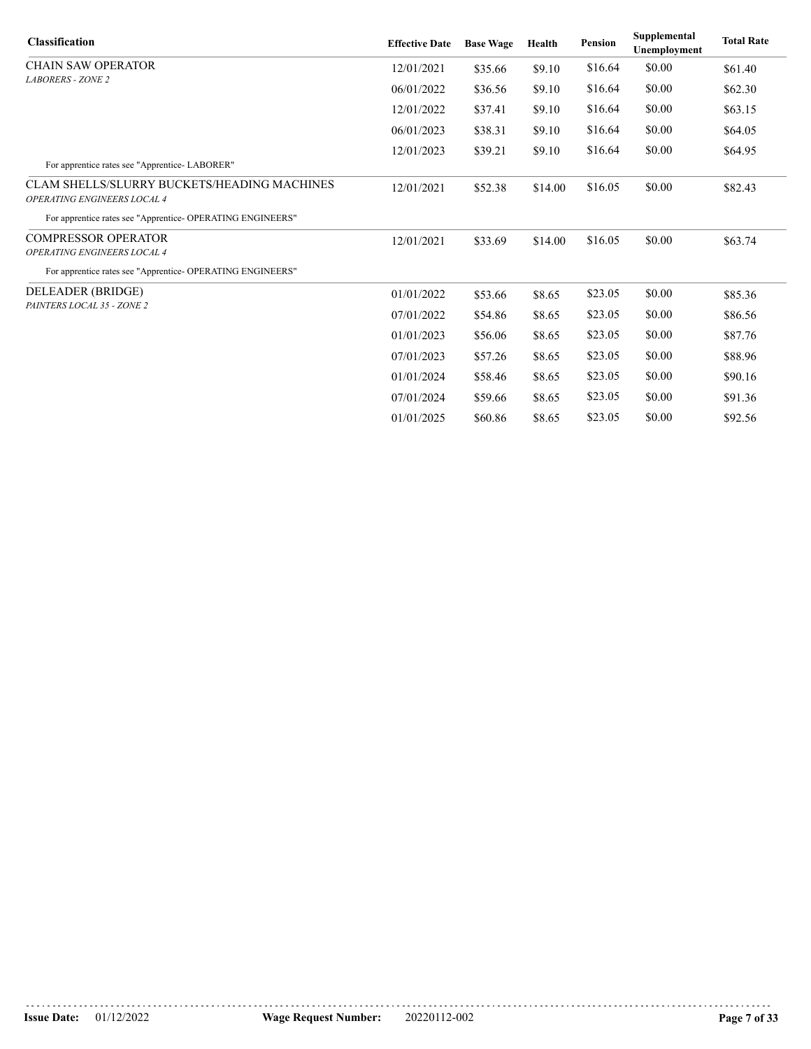| Classification | Effective Date | Base Wage | Health | Pension | Supplemental Unemployment | Total Rate |
|---|---|---|---|---|---|---|
| CHAIN SAW OPERATOR *LABORERS - ZONE 2* | 12/01/2021 | $35.66 | $9.10 | $16.64 | $0.00 | $61.40 |
| | 06/01/2022 | $36.56 | $9.10 | $16.64 | $0.00 | $62.30 |
| | 12/01/2022 | $37.41 | $9.10 | $16.64 | $0.00 | $63.15 |
| | 06/01/2023 | $38.31 | $9.10 | $16.64 | $0.00 | $64.05 |
| | 12/01/2023 | $39.21 | $9.10 | $16.64 | $0.00 | $64.95 |
| For apprentice rates see "Apprentice- LABORER" | | | | | | |
| CLAM SHELLS/SLURRY BUCKETS/HEADING MACHINES *OPERATING ENGINEERS LOCAL 4* | 12/01/2021 | $52.38 | $14.00 | $16.05 | $0.00 | $82.43 |
| For apprentice rates see "Apprentice- OPERATING ENGINEERS" | | | | | | |
| COMPRESSOR OPERATOR *OPERATING ENGINEERS LOCAL 4* | 12/01/2021 | $33.69 | $14.00 | $16.05 | $0.00 | $63.74 |
| For apprentice rates see "Apprentice- OPERATING ENGINEERS" | | | | | | |
| DELEADER (BRIDGE) *PAINTERS LOCAL 35 - ZONE 2* | 01/01/2022 | $53.66 | $8.65 | $23.05 | $0.00 | $85.36 |
| | 07/01/2022 | $54.86 | $8.65 | $23.05 | $0.00 | $86.56 |
| | 01/01/2023 | $56.06 | $8.65 | $23.05 | $0.00 | $87.76 |
| | 07/01/2023 | $57.26 | $8.65 | $23.05 | $0.00 | $88.96 |
| | 01/01/2024 | $58.46 | $8.65 | $23.05 | $0.00 | $90.16 |
| | 07/01/2024 | $59.66 | $8.65 | $23.05 | $0.00 | $91.36 |
| | 01/01/2025 | $60.86 | $8.65 | $23.05 | $0.00 | $92.56 |

**Issue Date:** 01/12/2022 **Wage Request Number:** 20220112-002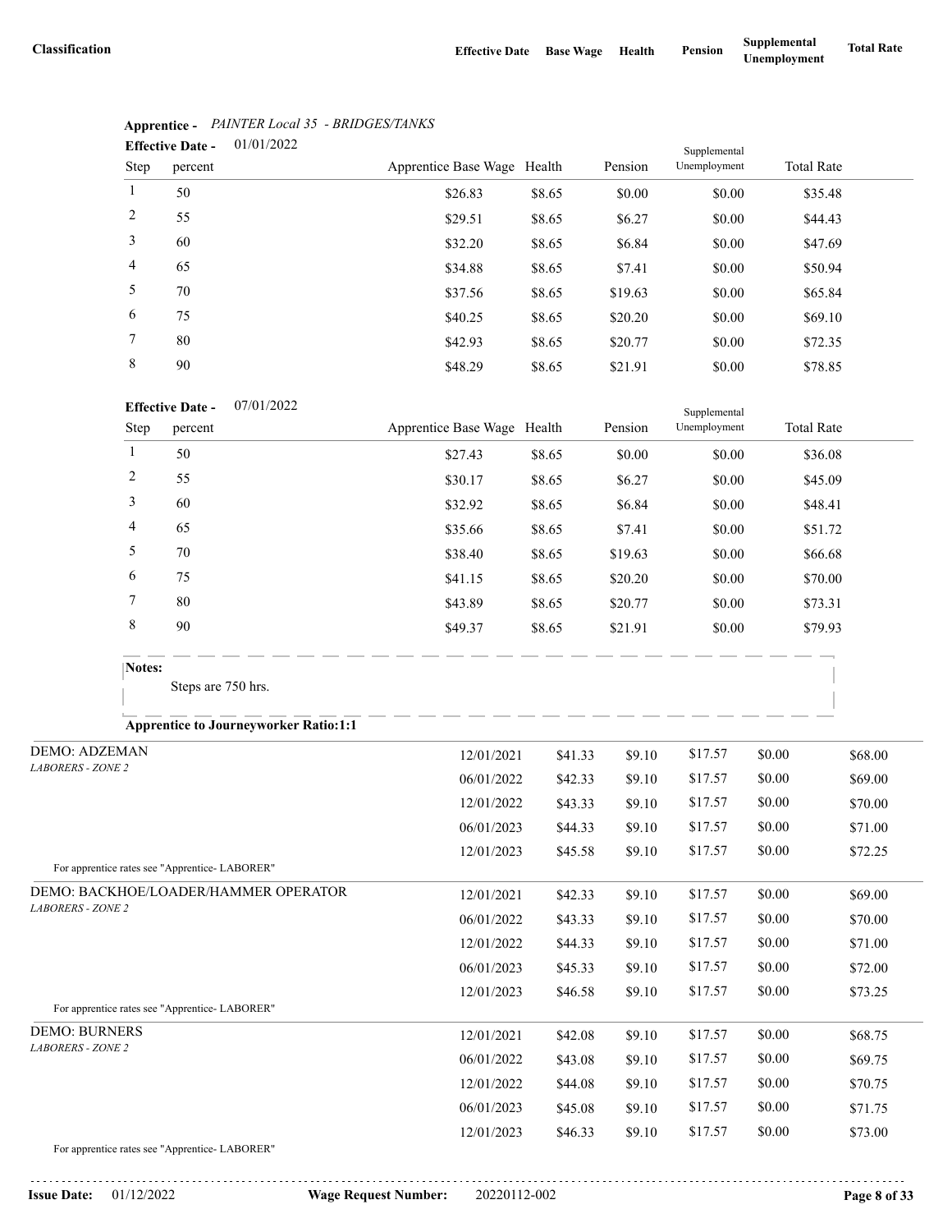| Classification | Effective Date | Base Wage | Health | Pension | Supplemental Unemployment | Total Rate |
|---|---|---|---|---|---|---|

**Apprentice -** *PAINTER Local 35 - BRIDGES/TANKS*

**Effective Date -** 01/01/2022

| Step | percent | Apprentice Base Wage | Health | Pension | Supplemental Unemployment | Total Rate |
|---|---|---|---|---|---|---|
| 1 | 50 | $26.83 | $8.65 | $0.00 | $0.00 | $35.48 |
| 2 | 55 | $29.51 | $8.65 | $6.27 | $0.00 | $44.43 |
| 3 | 60 | $32.20 | $8.65 | $6.84 | $0.00 | $47.69 |
| 4 | 65 | $34.88 | $8.65 | $7.41 | $0.00 | $50.94 |
| 5 | 70 | $37.56 | $8.65 | $19.63 | $0.00 | $65.84 |
| 6 | 75 | $40.25 | $8.65 | $20.20 | $0.00 | $69.10 |
| 7 | 80 | $42.93 | $8.65 | $20.77 | $0.00 | $72.35 |
| 8 | 90 | $48.29 | $8.65 | $21.91 | $0.00 | $78.85 |

**Effective Date -** 07/01/2022

| Step | percent | Apprentice Base Wage | Health | Pension | Supplemental Unemployment | Total Rate |
|---|---|---|---|---|---|---|
| 1 | 50 | $27.43 | $8.65 | $0.00 | $0.00 | $36.08 |
| 2 | 55 | $30.17 | $8.65 | $6.27 | $0.00 | $45.09 |
| 3 | 60 | $32.92 | $8.65 | $6.84 | $0.00 | $48.41 |
| 4 | 65 | $35.66 | $8.65 | $7.41 | $0.00 | $51.72 |
| 5 | 70 | $38.40 | $8.65 | $19.63 | $0.00 | $66.68 |
| 6 | 75 | $41.15 | $8.65 | $20.20 | $0.00 | $70.00 |
| 7 | 80 | $43.89 | $8.65 | $20.77 | $0.00 | $73.31 |
| 8 | 90 | $49.37 | $8.65 | $21.91 | $0.00 | $79.93 |

**Notes:**

Steps are 750 hrs.

**Apprentice to Journeyworker Ratio:1:1**

| Classification | Effective Date | Base Wage | Health | Pension | Supplemental Unemployment | Total Rate |
|---|---|---|---|---|---|---|
| DEMO: ADZEMAN *LABORERS - ZONE 2* | 12/01/2021 | $41.33 | $9.10 | $17.57 | $0.00 | $68.00 |
| | 06/01/2022 | $42.33 | $9.10 | $17.57 | $0.00 | $69.00 |
| | 12/01/2022 | $43.33 | $9.10 | $17.57 | $0.00 | $70.00 |
| | 06/01/2023 | $44.33 | $9.10 | $17.57 | $0.00 | $71.00 |
| | 12/01/2023 | $45.58 | $9.10 | $17.57 | $0.00 | $72.25 |
| For apprentice rates see "Apprentice- LABORER" | | | | | | |
| DEMO: BACKHOE/LOADER/HAMMER OPERATOR *LABORERS - ZONE 2* | 12/01/2021 | $42.33 | $9.10 | $17.57 | $0.00 | $69.00 |
| | 06/01/2022 | $43.33 | $9.10 | $17.57 | $0.00 | $70.00 |
| | 12/01/2022 | $44.33 | $9.10 | $17.57 | $0.00 | $71.00 |
| | 06/01/2023 | $45.33 | $9.10 | $17.57 | $0.00 | $72.00 |
| | 12/01/2023 | $46.58 | $9.10 | $17.57 | $0.00 | $73.25 |
| For apprentice rates see "Apprentice- LABORER" | | | | | | |
| DEMO: BURNERS *LABORERS - ZONE 2* | 12/01/2021 | $42.08 | $9.10 | $17.57 | $0.00 | $68.75 |
| | 06/01/2022 | $43.08 | $9.10 | $17.57 | $0.00 | $69.75 |
| | 12/01/2022 | $44.08 | $9.10 | $17.57 | $0.00 | $70.75 |
| | 06/01/2023 | $45.08 | $9.10 | $17.57 | $0.00 | $71.75 |
| | 12/01/2023 | $46.33 | $9.10 | $17.57 | $0.00 | $73.00 |
| For apprentice rates see "Apprentice- LABORER" | | | | | | |

**Issue Date:** 01/12/2022 **Wage Request Number:** 20220112-002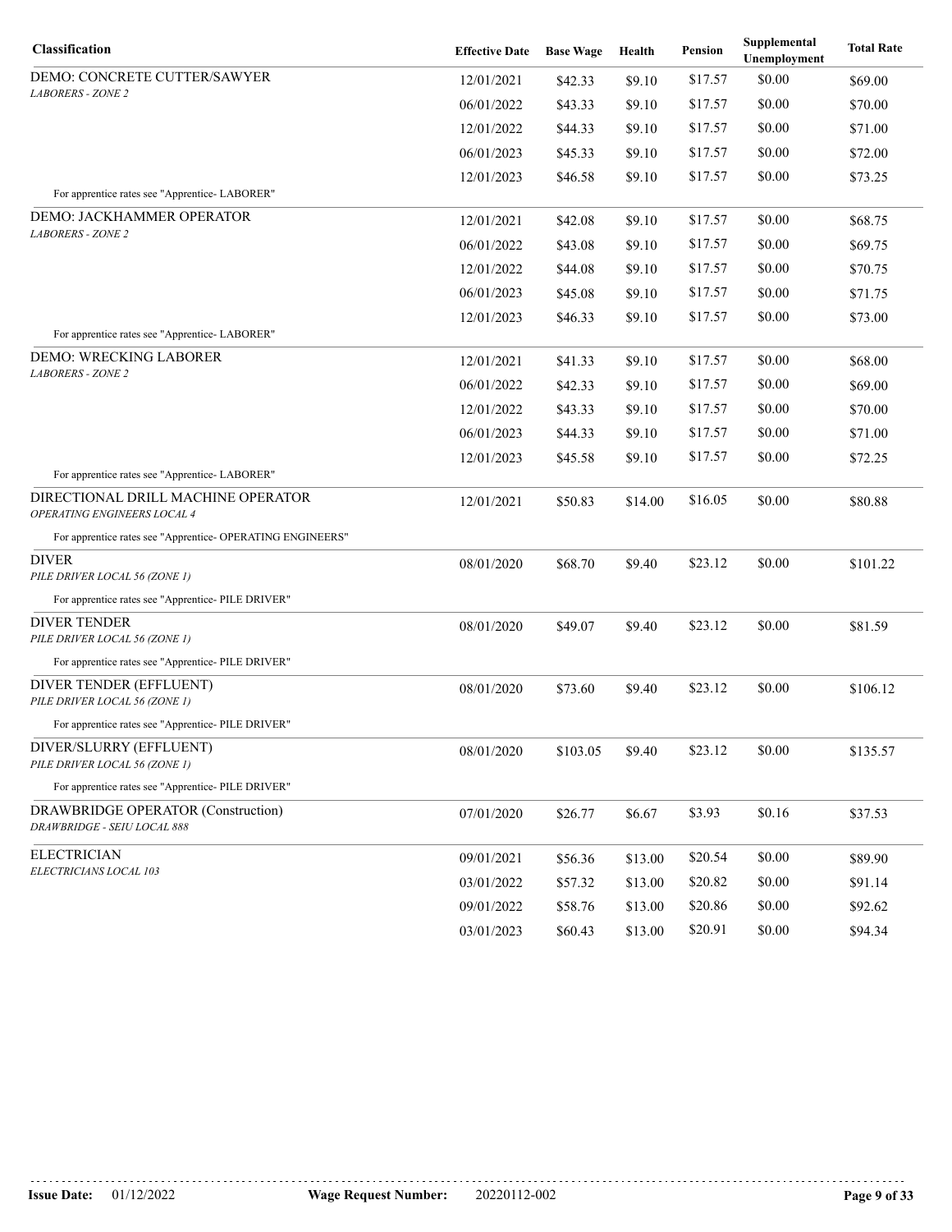| Classification | Effective Date | Base Wage | Health | Pension | Supplemental Unemployment | Total Rate |
|---|---|---|---|---|---|---|
| DEMO: CONCRETE CUTTER/SAWYER<br>*LABORERS - ZONE 2* | 12/01/2021 | $42.33 | $9.10 | $17.57 | $0.00 | $69.00 |
| | 06/01/2022 | $43.33 | $9.10 | $17.57 | $0.00 | $70.00 |
| | 12/01/2022 | $44.33 | $9.10 | $17.57 | $0.00 | $71.00 |
| | 06/01/2023 | $45.33 | $9.10 | $17.57 | $0.00 | $72.00 |
| | 12/01/2023 | $46.58 | $9.10 | $17.57 | $0.00 | $73.25 |
| For apprentice rates see "Apprentice- LABORER" | | | | | | |
| DEMO: JACKHAMMER OPERATOR<br>*LABORERS - ZONE 2* | 12/01/2021 | $42.08 | $9.10 | $17.57 | $0.00 | $68.75 |
| | 06/01/2022 | $43.08 | $9.10 | $17.57 | $0.00 | $69.75 |
| | 12/01/2022 | $44.08 | $9.10 | $17.57 | $0.00 | $70.75 |
| | 06/01/2023 | $45.08 | $9.10 | $17.57 | $0.00 | $71.75 |
| | 12/01/2023 | $46.33 | $9.10 | $17.57 | $0.00 | $73.00 |
| For apprentice rates see "Apprentice- LABORER" | | | | | | |
| DEMO: WRECKING LABORER<br>*LABORERS - ZONE 2* | 12/01/2021 | $41.33 | $9.10 | $17.57 | $0.00 | $68.00 |
| | 06/01/2022 | $42.33 | $9.10 | $17.57 | $0.00 | $69.00 |
| | 12/01/2022 | $43.33 | $9.10 | $17.57 | $0.00 | $70.00 |
| | 06/01/2023 | $44.33 | $9.10 | $17.57 | $0.00 | $71.00 |
| | 12/01/2023 | $45.58 | $9.10 | $17.57 | $0.00 | $72.25 |
| For apprentice rates see "Apprentice- LABORER" | | | | | | |
| DIRECTIONAL DRILL MACHINE OPERATOR<br>*OPERATING ENGINEERS LOCAL 4* | 12/01/2021 | $50.83 | $14.00 | $16.05 | $0.00 | $80.88 |
| For apprentice rates see "Apprentice- OPERATING ENGINEERS" | | | | | | |
| DIVER<br>*PILE DRIVER LOCAL 56 (ZONE 1)* | 08/01/2020 | $68.70 | $9.40 | $23.12 | $0.00 | $101.22 |
| For apprentice rates see "Apprentice- PILE DRIVER" | | | | | | |
| DIVER TENDER<br>*PILE DRIVER LOCAL 56 (ZONE 1)* | 08/01/2020 | $49.07 | $9.40 | $23.12 | $0.00 | $81.59 |
| For apprentice rates see "Apprentice- PILE DRIVER" | | | | | | |
| DIVER TENDER (EFFLUENT)<br>*PILE DRIVER LOCAL 56 (ZONE 1)* | 08/01/2020 | $73.60 | $9.40 | $23.12 | $0.00 | $106.12 |
| For apprentice rates see "Apprentice- PILE DRIVER" | | | | | | |
| DIVER/SLURRY (EFFLUENT)<br>*PILE DRIVER LOCAL 56 (ZONE 1)* | 08/01/2020 | $103.05 | $9.40 | $23.12 | $0.00 | $135.57 |
| For apprentice rates see "Apprentice- PILE DRIVER" | | | | | | |
| DRAWBRIDGE OPERATOR (Construction)<br>*DRAWBRIDGE - SEIU LOCAL 888* | 07/01/2020 | $26.77 | $6.67 | $3.93 | $0.16 | $37.53 |
| ELECTRICIAN<br>*ELECTRICIANS LOCAL 103* | 09/01/2021 | $56.36 | $13.00 | $20.54 | $0.00 | $89.90 |
| | 03/01/2022 | $57.32 | $13.00 | $20.82 | $0.00 | $91.14 |
| | 09/01/2022 | $58.76 | $13.00 | $20.86 | $0.00 | $92.62 |
| | 03/01/2023 | $60.43 | $13.00 | $20.91 | $0.00 | $94.34 |

**Issue Date:** 01/12/2022 **Wage Request Number:** 20220112-002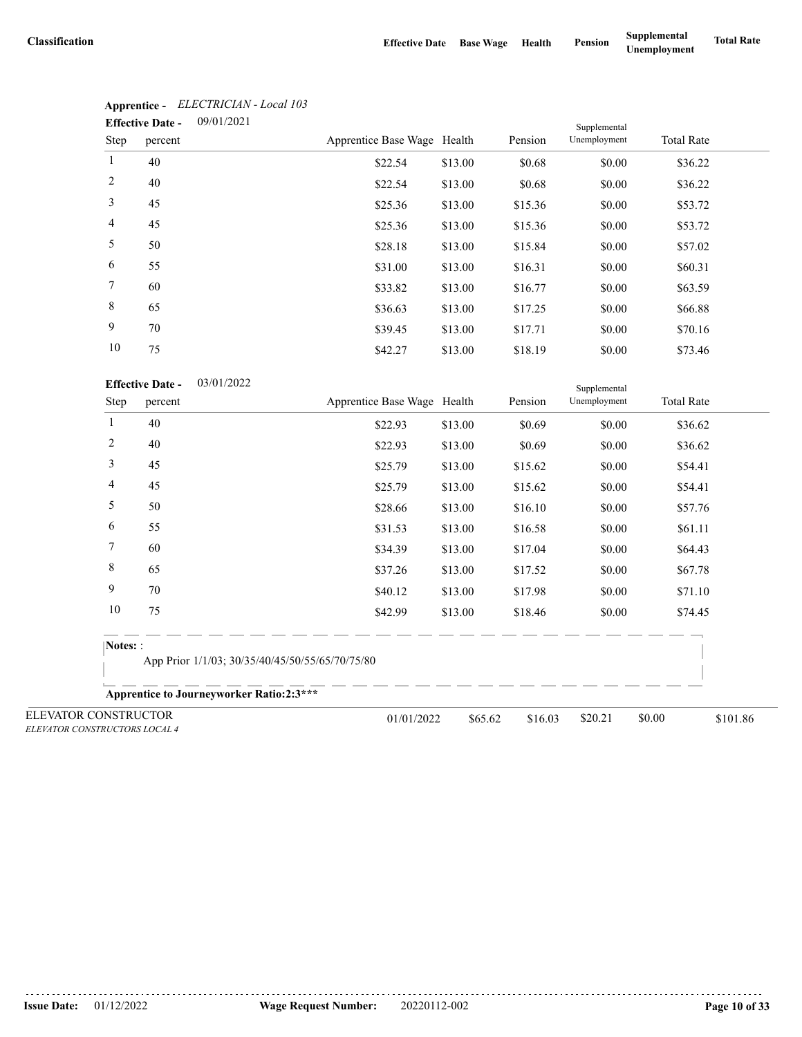| Classification | Effective Date | Base Wage | Health | Pension | Supplemental Unemployment | Total Rate |
|---|---|---|---|---|---|---|

**Apprentice -** *ELECTRICIAN - Local 103*

**Effective Date -** 09/01/2021

| Step | percent | Apprentice Base Wage | Health | Pension | Supplemental Unemployment | Total Rate |
|---|---|---|---|---|---|---|
| 1 | 40 | $22.54 | $13.00 | $0.68 | $0.00 | $36.22 |
| 2 | 40 | $22.54 | $13.00 | $0.68 | $0.00 | $36.22 |
| 3 | 45 | $25.36 | $13.00 | $15.36 | $0.00 | $53.72 |
| 4 | 45 | $25.36 | $13.00 | $15.36 | $0.00 | $53.72 |
| 5 | 50 | $28.18 | $13.00 | $15.84 | $0.00 | $57.02 |
| 6 | 55 | $31.00 | $13.00 | $16.31 | $0.00 | $60.31 |
| 7 | 60 | $33.82 | $13.00 | $16.77 | $0.00 | $63.59 |
| 8 | 65 | $36.63 | $13.00 | $17.25 | $0.00 | $66.88 |
| 9 | 70 | $39.45 | $13.00 | $17.71 | $0.00 | $70.16 |
| 10 | 75 | $42.27 | $13.00 | $18.19 | $0.00 | $73.46 |

**Effective Date -** 03/01/2022

| Step | percent | Apprentice Base Wage | Health | Pension | Supplemental Unemployment | Total Rate |
|---|---|---|---|---|---|---|
| 1 | 40 | $22.93 | $13.00 | $0.69 | $0.00 | $36.62 |
| 2 | 40 | $22.93 | $13.00 | $0.69 | $0.00 | $36.62 |
| 3 | 45 | $25.79 | $13.00 | $15.62 | $0.00 | $54.41 |
| 4 | 45 | $25.79 | $13.00 | $15.62 | $0.00 | $54.41 |
| 5 | 50 | $28.66 | $13.00 | $16.10 | $0.00 | $57.76 |
| 6 | 55 | $31.53 | $13.00 | $16.58 | $0.00 | $61.11 |
| 7 | 60 | $34.39 | $13.00 | $17.04 | $0.00 | $64.43 |
| 8 | 65 | $37.26 | $13.00 | $17.52 | $0.00 | $67.78 |
| 9 | 70 | $40.12 | $13.00 | $17.98 | $0.00 | $71.10 |
| 10 | 75 | $42.99 | $13.00 | $18.46 | $0.00 | $74.45 |

**Notes:** :

App Prior 1/1/03; 30/35/40/45/50/55/65/70/75/80

**Apprentice to Journeyworker Ratio:2:3*****

| Classification | Effective Date | Base Wage | Health | Pension | Supplemental Unemployment | Total Rate |
|---|---|---|---|---|---|---|
| ELEVATOR CONSTRUCTOR<br>*ELEVATOR CONSTRUCTORS LOCAL 4* | 01/01/2022 | $65.62 | $16.03 | $20.21 | $0.00 | $101.86 |

Issue Date: 01/12/2022 Wage Request Number: 20220112-002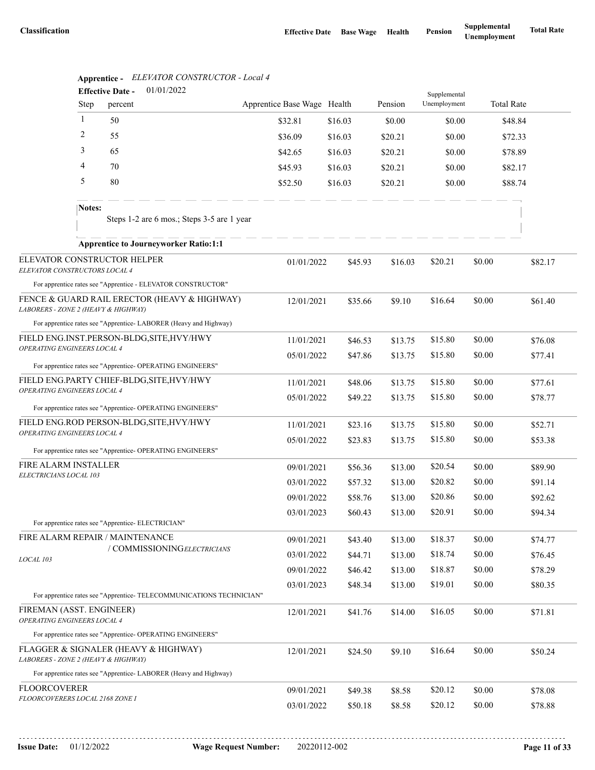| Classification | Effective Date | Base Wage | Health | Pension | Supplemental Unemployment | Total Rate |
|---|---|---|---|---|---|---|

**Apprentice -** *ELEVATOR CONSTRUCTOR - Local 4*

**Effective Date -** 01/01/2022

| Step | percent | Apprentice Base Wage | Health | Pension | Supplemental Unemployment | Total Rate |
|---|---|---|---|---|---|---|
| 1 | 50 | $32.81 | $16.03 | $0.00 | $0.00 | $48.84 |
| 2 | 55 | $36.09 | $16.03 | $20.21 | $0.00 | $72.33 |
| 3 | 65 | $42.65 | $16.03 | $20.21 | $0.00 | $78.89 |
| 4 | 70 | $45.93 | $16.03 | $20.21 | $0.00 | $82.17 |
| 5 | 80 | $52.50 | $16.03 | $20.21 | $0.00 | $88.74 |

**Notes:**
Steps 1-2 are 6 mos.; Steps 3-5 are 1 year

**Apprentice to Journeyworker Ratio:1:1**

| Classification | Effective Date | Base Wage | Health | Pension | Supplemental Unemployment | Total Rate |
|---|---|---|---|---|---|---|
| ELEVATOR CONSTRUCTOR HELPER *ELEVATOR CONSTRUCTORS LOCAL 4* | 01/01/2022 | $45.93 | $16.03 | $20.21 | $0.00 | $82.17 |
| For apprentice rates see "Apprentice - ELEVATOR CONSTRUCTOR" | | | | | | |
| FENCE & GUARD RAIL ERECTOR (HEAVY & HIGHWAY) *LABORERS - ZONE 2 (HEAVY & HIGHWAY)* | 12/01/2021 | $35.66 | $9.10 | $16.64 | $0.00 | $61.40 |
| For apprentice rates see "Apprentice- LABORER (Heavy and Highway) | | | | | | |
| FIELD ENG.INST.PERSON-BLDG,SITE,HVY/HWY *OPERATING ENGINEERS LOCAL 4* | 11/01/2021 | $46.53 | $13.75 | $15.80 | $0.00 | $76.08 |
| | 05/01/2022 | $47.86 | $13.75 | $15.80 | $0.00 | $77.41 |
| For apprentice rates see "Apprentice- OPERATING ENGINEERS" | | | | | | |
| FIELD ENG.PARTY CHIEF-BLDG,SITE,HVY/HWY *OPERATING ENGINEERS LOCAL 4* | 11/01/2021 | $48.06 | $13.75 | $15.80 | $0.00 | $77.61 |
| | 05/01/2022 | $49.22 | $13.75 | $15.80 | $0.00 | $78.77 |
| For apprentice rates see "Apprentice- OPERATING ENGINEERS" | | | | | | |
| FIELD ENG.ROD PERSON-BLDG,SITE,HVY/HWY *OPERATING ENGINEERS LOCAL 4* | 11/01/2021 | $23.16 | $13.75 | $15.80 | $0.00 | $52.71 |
| | 05/01/2022 | $23.83 | $13.75 | $15.80 | $0.00 | $53.38 |
| For apprentice rates see "Apprentice- OPERATING ENGINEERS" | | | | | | |
| FIRE ALARM INSTALLER *ELECTRICIANS LOCAL 103* | 09/01/2021 | $56.36 | $13.00 | $20.54 | $0.00 | $89.90 |
| | 03/01/2022 | $57.32 | $13.00 | $20.82 | $0.00 | $91.14 |
| | 09/01/2022 | $58.76 | $13.00 | $20.86 | $0.00 | $92.62 |
| | 03/01/2023 | $60.43 | $13.00 | $20.91 | $0.00 | $94.34 |
| For apprentice rates see "Apprentice- ELECTRICIAN" | | | | | | |
| FIRE ALARM REPAIR / MAINTENANCE / COMMISSIONING *ELECTRICIANS LOCAL 103* | 09/01/2021 | $43.40 | $13.00 | $18.37 | $0.00 | $74.77 |
| | 03/01/2022 | $44.71 | $13.00 | $18.74 | $0.00 | $76.45 |
| | 09/01/2022 | $46.42 | $13.00 | $18.87 | $0.00 | $78.29 |
| | 03/01/2023 | $48.34 | $13.00 | $19.01 | $0.00 | $80.35 |
| For apprentice rates see "Apprentice- TELECOMMUNICATIONS TECHNICIAN" | | | | | | |
| FIREMAN (ASST. ENGINEER) *OPERATING ENGINEERS LOCAL 4* | 12/01/2021 | $41.76 | $14.00 | $16.05 | $0.00 | $71.81 |
| For apprentice rates see "Apprentice- OPERATING ENGINEERS" | | | | | | |
| FLAGGER & SIGNALER (HEAVY & HIGHWAY) *LABORERS - ZONE 2 (HEAVY & HIGHWAY)* | 12/01/2021 | $24.50 | $9.10 | $16.64 | $0.00 | $50.24 |
| For apprentice rates see "Apprentice- LABORER (Heavy and Highway) | | | | | | |
| FLOORCOVERER *FLOORCOVERERS LOCAL 2168 ZONE I* | 09/01/2021 | $49.38 | $8.58 | $20.12 | $0.00 | $78.08 |
| | 03/01/2022 | $50.18 | $8.58 | $20.12 | $0.00 | $78.88 |

**Issue Date:** 01/12/2022 **Wage Request Number:** 20220112-002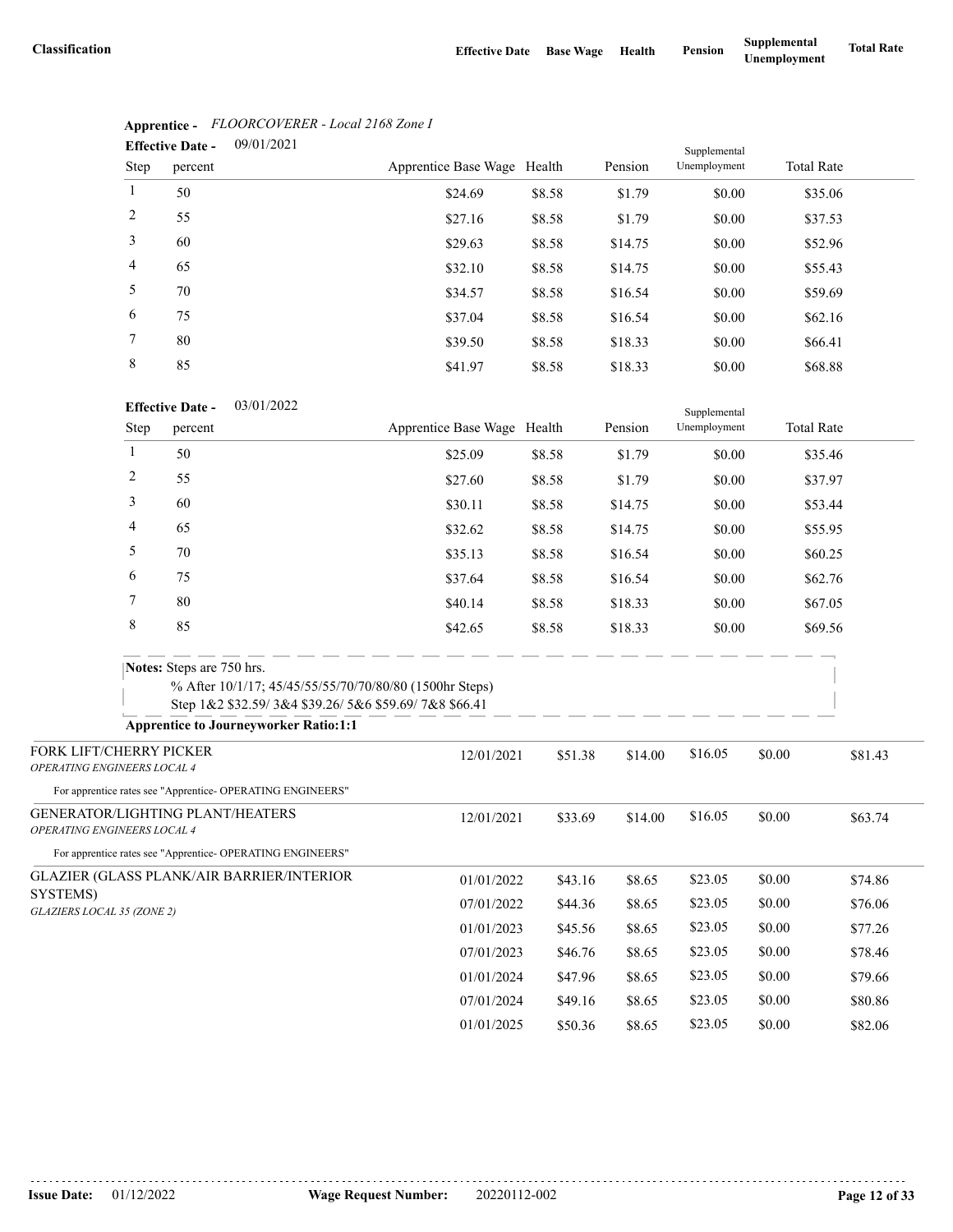| Classification | Effective Date | Base Wage | Health | Pension | Supplemental Unemployment | Total Rate |
|---|---|---|---|---|---|---|

**Apprentice -** *FLOORCOVERER - Local 2168 Zone I*

**Effective Date -** 09/01/2021

| Step | percent | Apprentice Base Wage | Health | Pension | Supplemental Unemployment | Total Rate |
|---|---|---|---|---|---|---|
| 1 | 50 | $24.69 | $8.58 | $1.79 | $0.00 | $35.06 |
| 2 | 55 | $27.16 | $8.58 | $1.79 | $0.00 | $37.53 |
| 3 | 60 | $29.63 | $8.58 | $14.75 | $0.00 | $52.96 |
| 4 | 65 | $32.10 | $8.58 | $14.75 | $0.00 | $55.43 |
| 5 | 70 | $34.57 | $8.58 | $16.54 | $0.00 | $59.69 |
| 6 | 75 | $37.04 | $8.58 | $16.54 | $0.00 | $62.16 |
| 7 | 80 | $39.50 | $8.58 | $18.33 | $0.00 | $66.41 |
| 8 | 85 | $41.97 | $8.58 | $18.33 | $0.00 | $68.88 |

**Effective Date -** 03/01/2022

| Step | percent | Apprentice Base Wage | Health | Pension | Supplemental Unemployment | Total Rate |
|---|---|---|---|---|---|---|
| 1 | 50 | $25.09 | $8.58 | $1.79 | $0.00 | $35.46 |
| 2 | 55 | $27.60 | $8.58 | $1.79 | $0.00 | $37.97 |
| 3 | 60 | $30.11 | $8.58 | $14.75 | $0.00 | $53.44 |
| 4 | 65 | $32.62 | $8.58 | $14.75 | $0.00 | $55.95 |
| 5 | 70 | $35.13 | $8.58 | $16.54 | $0.00 | $60.25 |
| 6 | 75 | $37.64 | $8.58 | $16.54 | $0.00 | $62.76 |
| 7 | 80 | $40.14 | $8.58 | $18.33 | $0.00 | $67.05 |
| 8 | 85 | $42.65 | $8.58 | $18.33 | $0.00 | $69.56 |

**Notes:** Steps are 750 hrs.
% After 10/1/17; 45/45/55/55/70/70/80/80 (1500hr Steps)
Step 1&2 $32.59/ 3&4 $39.26/ 5&6 $59.69/ 7&8 $66.41

**Apprentice to Journeyworker Ratio:1:1**

| Classification | Effective Date | Base Wage | Health | Pension | Supplemental Unemployment | Total Rate |
|---|---|---|---|---|---|---|
| FORK LIFT/CHERRY PICKER<br>*OPERATING ENGINEERS LOCAL 4* | 12/01/2021 | $51.38 | $14.00 | $16.05 | $0.00 | $81.43 |
| For apprentice rates see "Apprentice- OPERATING ENGINEERS" | | | | | | |
| GENERATOR/LIGHTING PLANT/HEATERS<br>*OPERATING ENGINEERS LOCAL 4* | 12/01/2021 | $33.69 | $14.00 | $16.05 | $0.00 | $63.74 |
| For apprentice rates see "Apprentice- OPERATING ENGINEERS" | | | | | | |
| GLAZIER (GLASS PLANK/AIR BARRIER/INTERIOR SYSTEMS)<br>*GLAZIERS LOCAL 35 (ZONE 2)* | 01/01/2022 | $43.16 | $8.65 | $23.05 | $0.00 | $74.86 |
| | 07/01/2022 | $44.36 | $8.65 | $23.05 | $0.00 | $76.06 |
| | 01/01/2023 | $45.56 | $8.65 | $23.05 | $0.00 | $77.26 |
| | 07/01/2023 | $46.76 | $8.65 | $23.05 | $0.00 | $78.46 |
| | 01/01/2024 | $47.96 | $8.65 | $23.05 | $0.00 | $79.66 |
| | 07/01/2024 | $49.16 | $8.65 | $23.05 | $0.00 | $80.86 |
| | 01/01/2025 | $50.36 | $8.65 | $23.05 | $0.00 | $82.06 |

**Issue Date:** 01/12/2022 **Wage Request Number:** 20220112-002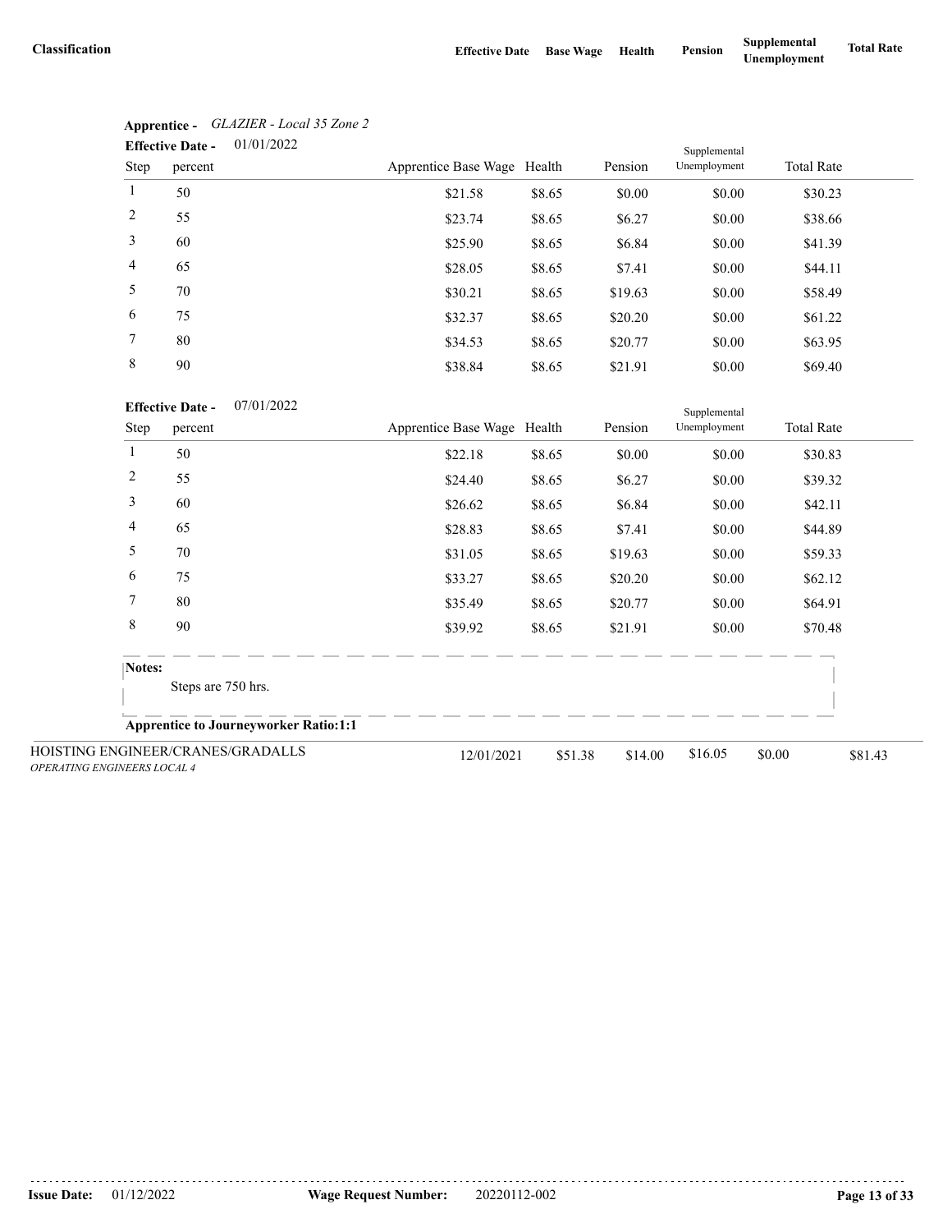| Classification | Effective Date | Base Wage | Health | Pension | Supplemental Unemployment | Total Rate |
|---|---|---|---|---|---|---|

**Apprentice -** *GLAZIER - Local 35 Zone 2*

**Effective Date -** 01/01/2022

| Step | percent | Apprentice Base Wage | Health | Pension | Supplemental Unemployment | Total Rate |
|---|---|---|---|---|---|---|
| 1 | 50 | $21.58 | $8.65 | $0.00 | $0.00 | $30.23 |
| 2 | 55 | $23.74 | $8.65 | $6.27 | $0.00 | $38.66 |
| 3 | 60 | $25.90 | $8.65 | $6.84 | $0.00 | $41.39 |
| 4 | 65 | $28.05 | $8.65 | $7.41 | $0.00 | $44.11 |
| 5 | 70 | $30.21 | $8.65 | $19.63 | $0.00 | $58.49 |
| 6 | 75 | $32.37 | $8.65 | $20.20 | $0.00 | $61.22 |
| 7 | 80 | $34.53 | $8.65 | $20.77 | $0.00 | $63.95 |
| 8 | 90 | $38.84 | $8.65 | $21.91 | $0.00 | $69.40 |

**Effective Date -** 07/01/2022

| Step | percent | Apprentice Base Wage | Health | Pension | Supplemental Unemployment | Total Rate |
|---|---|---|---|---|---|---|
| 1 | 50 | $22.18 | $8.65 | $0.00 | $0.00 | $30.83 |
| 2 | 55 | $24.40 | $8.65 | $6.27 | $0.00 | $39.32 |
| 3 | 60 | $26.62 | $8.65 | $6.84 | $0.00 | $42.11 |
| 4 | 65 | $28.83 | $8.65 | $7.41 | $0.00 | $44.89 |
| 5 | 70 | $31.05 | $8.65 | $19.63 | $0.00 | $59.33 |
| 6 | 75 | $33.27 | $8.65 | $20.20 | $0.00 | $62.12 |
| 7 | 80 | $35.49 | $8.65 | $20.77 | $0.00 | $64.91 |
| 8 | 90 | $39.92 | $8.65 | $21.91 | $0.00 | $70.48 |

**Notes:**

Steps are 750 hrs.

**Apprentice to Journeyworker Ratio:1:1**

| Classification | Effective Date | Base Wage | Health | Pension | Supplemental Unemployment | Total Rate |
|---|---|---|---|---|---|---|
| HOISTING ENGINEER/CRANES/GRADALLS *OPERATING ENGINEERS LOCAL 4* | 12/01/2021 | $51.38 | $14.00 | $16.05 | $0.00 | $81.43 |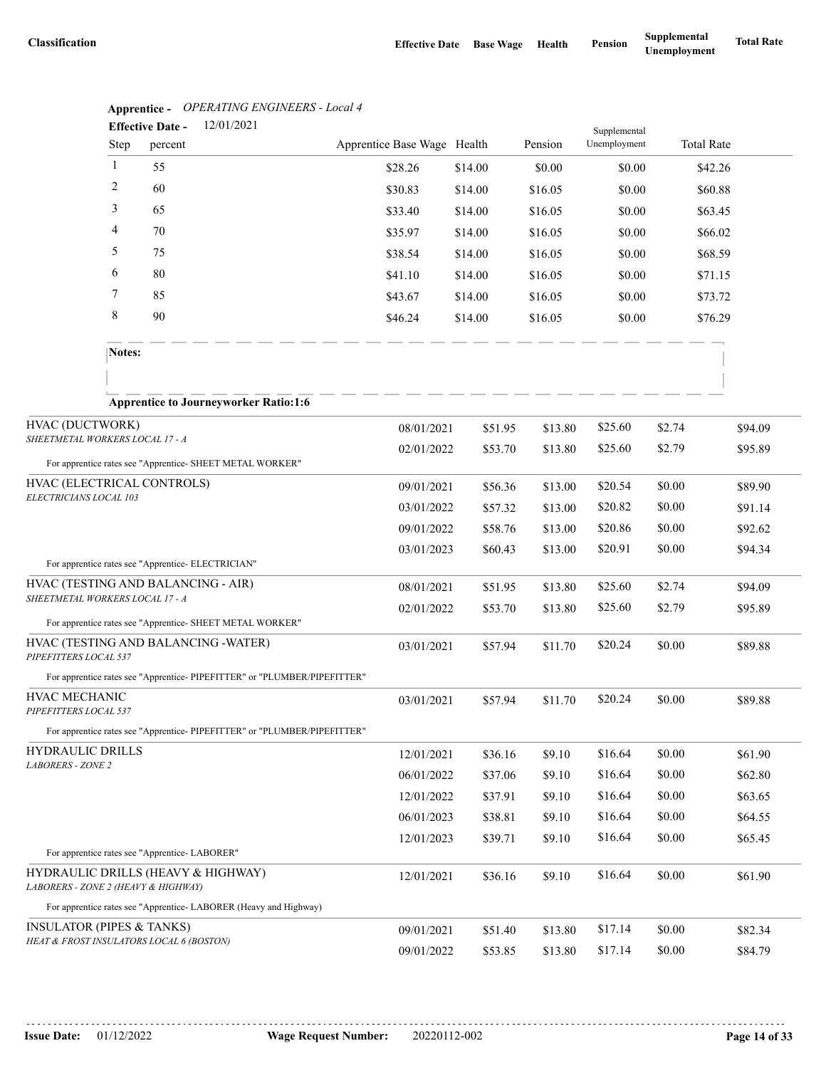**Apprentice -** *OPERATING ENGINEERS - Local 4*

**Effective Date -** 12/01/2021

| Step | percent | Apprentice Base Wage | Health | Pension | Supplemental Unemployment | Total Rate |
|---|---|---|---|---|---|---|
| 1 | 55 | $28.26 | $14.00 | $0.00 | $0.00 | $42.26 |
| 2 | 60 | $30.83 | $14.00 | $16.05 | $0.00 | $60.88 |
| 3 | 65 | $33.40 | $14.00 | $16.05 | $0.00 | $63.45 |
| 4 | 70 | $35.97 | $14.00 | $16.05 | $0.00 | $66.02 |
| 5 | 75 | $38.54 | $14.00 | $16.05 | $0.00 | $68.59 |
| 6 | 80 | $41.10 | $14.00 | $16.05 | $0.00 | $71.15 |
| 7 | 85 | $43.67 | $14.00 | $16.05 | $0.00 | $73.72 |
| 8 | 90 | $46.24 | $14.00 | $16.05 | $0.00 | $76.29 |

**Notes:**

**Apprentice to Journeyworker Ratio:1:6**

| Classification | Effective Date | Base Wage | Health | Pension | Supplemental Unemployment | Total Rate |
|---|---|---|---|---|---|---|
| HVAC (DUCTWORK)<br>*SHEETMETAL WORKERS LOCAL 17 - A* | 08/01/2021 | $51.95 | $13.80 | $25.60 | $2.74 | $94.09 |
| | 02/01/2022 | $53.70 | $13.80 | $25.60 | $2.79 | $95.89 |
| For apprentice rates see "Apprentice- SHEET METAL WORKER" | | | | | | |
| HVAC (ELECTRICAL CONTROLS)<br>*ELECTRICIANS LOCAL 103* | 09/01/2021 | $56.36 | $13.00 | $20.54 | $0.00 | $89.90 |
| | 03/01/2022 | $57.32 | $13.00 | $20.82 | $0.00 | $91.14 |
| | 09/01/2022 | $58.76 | $13.00 | $20.86 | $0.00 | $92.62 |
| | 03/01/2023 | $60.43 | $13.00 | $20.91 | $0.00 | $94.34 |
| For apprentice rates see "Apprentice- ELECTRICIAN" | | | | | | |
| HVAC (TESTING AND BALANCING - AIR)<br>*SHEETMETAL WORKERS LOCAL 17 - A* | 08/01/2021 | $51.95 | $13.80 | $25.60 | $2.74 | $94.09 |
| | 02/01/2022 | $53.70 | $13.80 | $25.60 | $2.79 | $95.89 |
| For apprentice rates see "Apprentice- SHEET METAL WORKER" | | | | | | |
| HVAC (TESTING AND BALANCING -WATER)<br>*PIPEFITTERS LOCAL 537* | 03/01/2021 | $57.94 | $11.70 | $20.24 | $0.00 | $89.88 |
| For apprentice rates see "Apprentice- PIPEFITTER" or "PLUMBER/PIPEFITTER" | | | | | | |
| HVAC MECHANIC<br>*PIPEFITTERS LOCAL 537* | 03/01/2021 | $57.94 | $11.70 | $20.24 | $0.00 | $89.88 |
| For apprentice rates see "Apprentice- PIPEFITTER" or "PLUMBER/PIPEFITTER" | | | | | | |
| HYDRAULIC DRILLS<br>*LABORERS - ZONE 2* | 12/01/2021 | $36.16 | $9.10 | $16.64 | $0.00 | $61.90 |
| | 06/01/2022 | $37.06 | $9.10 | $16.64 | $0.00 | $62.80 |
| | 12/01/2022 | $37.91 | $9.10 | $16.64 | $0.00 | $63.65 |
| | 06/01/2023 | $38.81 | $9.10 | $16.64 | $0.00 | $64.55 |
| | 12/01/2023 | $39.71 | $9.10 | $16.64 | $0.00 | $65.45 |
| For apprentice rates see "Apprentice- LABORER" | | | | | | |
| HYDRAULIC DRILLS (HEAVY & HIGHWAY)<br>*LABORERS - ZONE 2 (HEAVY & HIGHWAY)* | 12/01/2021 | $36.16 | $9.10 | $16.64 | $0.00 | $61.90 |
| For apprentice rates see "Apprentice- LABORER (Heavy and Highway) | | | | | | |
| INSULATOR (PIPES & TANKS)<br>*HEAT & FROST INSULATORS LOCAL 6 (BOSTON)* | 09/01/2021 | $51.40 | $13.80 | $17.14 | $0.00 | $82.34 |
| | 09/01/2022 | $53.85 | $13.80 | $17.14 | $0.00 | $84.79 |

**Issue Date:** 01/12/2022 **Wage Request Number:** 20220112-002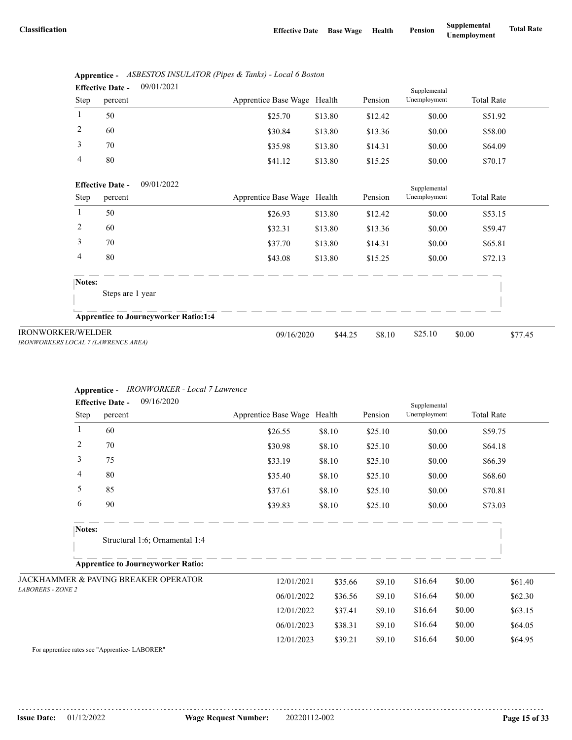| Classification | Effective Date | Base Wage | Health | Pension | Supplemental Unemployment | Total Rate |
|---|---|---|---|---|---|---|

**Apprentice -** *ASBESTOS INSULATOR (Pipes & Tanks) - Local 6 Boston*

**Effective Date -** 09/01/2021

| Step | percent | Apprentice Base Wage | Health | Pension | Supplemental Unemployment | Total Rate |
|---|---|---|---|---|---|---|
| 1 | 50 | $25.70 | $13.80 | $12.42 | $0.00 | $51.92 |
| 2 | 60 | $30.84 | $13.80 | $13.36 | $0.00 | $58.00 |
| 3 | 70 | $35.98 | $13.80 | $14.31 | $0.00 | $64.09 |
| 4 | 80 | $41.12 | $13.80 | $15.25 | $0.00 | $70.17 |

**Effective Date -** 09/01/2022

| Step | percent | Apprentice Base Wage | Health | Pension | Supplemental Unemployment | Total Rate |
|---|---|---|---|---|---|---|
| 1 | 50 | $26.93 | $13.80 | $12.42 | $0.00 | $53.15 |
| 2 | 60 | $32.31 | $13.80 | $13.36 | $0.00 | $59.47 |
| 3 | 70 | $37.70 | $13.80 | $14.31 | $0.00 | $65.81 |
| 4 | 80 | $43.08 | $13.80 | $15.25 | $0.00 | $72.13 |

**Notes:**

Steps are 1 year

**Apprentice to Journeyworker Ratio:1:4**

| Classification | Effective Date | Base Wage | Health | Pension | Supplemental Unemployment | Total Rate |
|---|---|---|---|---|---|---|
| IRONWORKER/WELDER *IRONWORKERS LOCAL 7 (LAWRENCE AREA)* | 09/16/2020 | $44.25 | $8.10 | $25.10 | $0.00 | $77.45 |

**Apprentice -** *IRONWORKER - Local 7 Lawrence*

**Effective Date -** 09/16/2020

| Step | percent | Apprentice Base Wage | Health | Pension | Supplemental Unemployment | Total Rate |
|---|---|---|---|---|---|---|
| 1 | 60 | $26.55 | $8.10 | $25.10 | $0.00 | $59.75 |
| 2 | 70 | $30.98 | $8.10 | $25.10 | $0.00 | $64.18 |
| 3 | 75 | $33.19 | $8.10 | $25.10 | $0.00 | $66.39 |
| 4 | 80 | $35.40 | $8.10 | $25.10 | $0.00 | $68.60 |
| 5 | 85 | $37.61 | $8.10 | $25.10 | $0.00 | $70.81 |
| 6 | 90 | $39.83 | $8.10 | $25.10 | $0.00 | $73.03 |

**Notes:**

Structural 1:6; Ornamental 1:4

**Apprentice to Journeyworker Ratio:**

| Classification | Effective Date | Base Wage | Health | Pension | Supplemental Unemployment | Total Rate |
|---|---|---|---|---|---|---|
| JACKHAMMER & PAVING BREAKER OPERATOR *LABORERS - ZONE 2* | 12/01/2021 | $35.66 | $9.10 | $16.64 | $0.00 | $61.40 |
| | 06/01/2022 | $36.56 | $9.10 | $16.64 | $0.00 | $62.30 |
| | 12/01/2022 | $37.41 | $9.10 | $16.64 | $0.00 | $63.15 |
| | 06/01/2023 | $38.31 | $9.10 | $16.64 | $0.00 | $64.05 |
| | 12/01/2023 | $39.21 | $9.10 | $16.64 | $0.00 | $64.95 |

For apprentice rates see "Apprentice- LABORER"

**Issue Date:** 01/12/2022 **Wage Request Number:** 20220112-002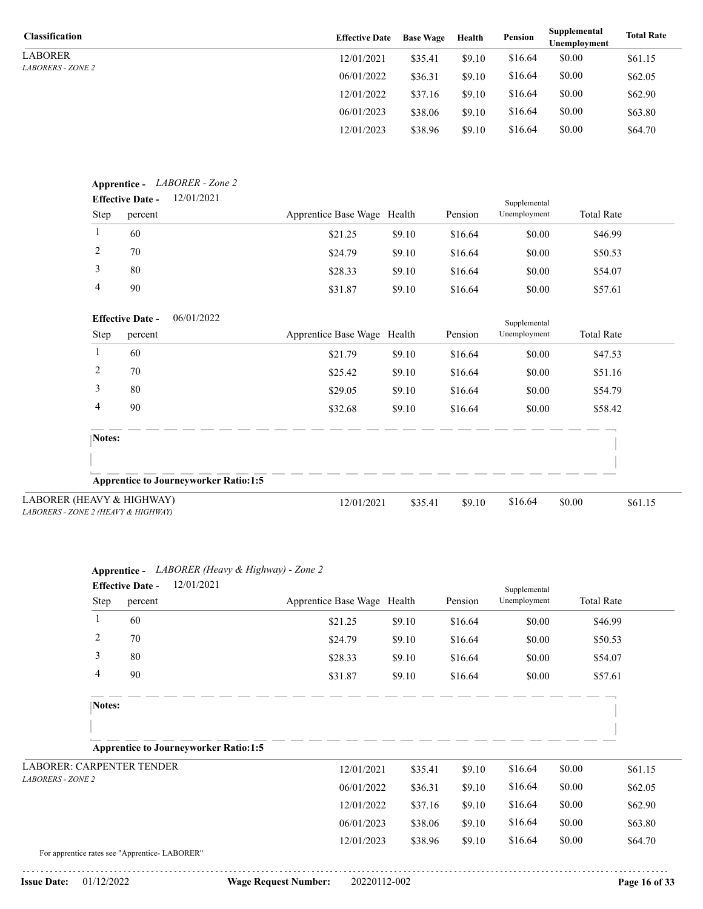| Classification | Effective Date | Base Wage | Health | Pension | Supplemental Unemployment | Total Rate |
|---|---|---|---|---|---|---|
| LABORER<br>*LABORERS - ZONE 2* | 12/01/2021 | $35.41 | $9.10 | $16.64 | $0.00 | $61.15 |
| | 06/01/2022 | $36.31 | $9.10 | $16.64 | $0.00 | $62.05 |
| | 12/01/2022 | $37.16 | $9.10 | $16.64 | $0.00 | $62.90 |
| | 06/01/2023 | $38.06 | $9.10 | $16.64 | $0.00 | $63.80 |
| | 12/01/2023 | $38.96 | $9.10 | $16.64 | $0.00 | $64.70 |

**Apprentice -** *LABORER - Zone 2*

**Effective Date -** 12/01/2021

| Step | percent | Apprentice Base Wage | Health | Pension | Supplemental Unemployment | Total Rate |
|---|---|---|---|---|---|---|
| 1 | 60 | $21.25 | $9.10 | $16.64 | $0.00 | $46.99 |
| 2 | 70 | $24.79 | $9.10 | $16.64 | $0.00 | $50.53 |
| 3 | 80 | $28.33 | $9.10 | $16.64 | $0.00 | $54.07 |
| 4 | 90 | $31.87 | $9.10 | $16.64 | $0.00 | $57.61 |

**Effective Date -** 06/01/2022

| Step | percent | Apprentice Base Wage | Health | Pension | Supplemental Unemployment | Total Rate |
|---|---|---|---|---|---|---|
| 1 | 60 | $21.79 | $9.10 | $16.64 | $0.00 | $47.53 |
| 2 | 70 | $25.42 | $9.10 | $16.64 | $0.00 | $51.16 |
| 3 | 80 | $29.05 | $9.10 | $16.64 | $0.00 | $54.79 |
| 4 | 90 | $32.68 | $9.10 | $16.64 | $0.00 | $58.42 |

**Notes:**

**Apprentice to Journeyworker Ratio:1:5**

| Classification | Effective Date | Base Wage | Health | Pension | Supplemental Unemployment | Total Rate |
|---|---|---|---|---|---|---|
| LABORER (HEAVY & HIGHWAY)<br>*LABORERS - ZONE 2 (HEAVY & HIGHWAY)* | 12/01/2021 | $35.41 | $9.10 | $16.64 | $0.00 | $61.15 |

**Apprentice -** *LABORER (Heavy & Highway) - Zone 2*

**Effective Date -** 12/01/2021

| Step | percent | Apprentice Base Wage | Health | Pension | Supplemental Unemployment | Total Rate |
|---|---|---|---|---|---|---|
| 1 | 60 | $21.25 | $9.10 | $16.64 | $0.00 | $46.99 |
| 2 | 70 | $24.79 | $9.10 | $16.64 | $0.00 | $50.53 |
| 3 | 80 | $28.33 | $9.10 | $16.64 | $0.00 | $54.07 |
| 4 | 90 | $31.87 | $9.10 | $16.64 | $0.00 | $57.61 |

**Notes:**

**Apprentice to Journeyworker Ratio:1:5**

| Classification | Effective Date | Base Wage | Health | Pension | Supplemental Unemployment | Total Rate |
|---|---|---|---|---|---|---|
| LABORER: CARPENTER TENDER<br>*LABORERS - ZONE 2* | 12/01/2021 | $35.41 | $9.10 | $16.64 | $0.00 | $61.15 |
| | 06/01/2022 | $36.31 | $9.10 | $16.64 | $0.00 | $62.05 |
| | 12/01/2022 | $37.16 | $9.10 | $16.64 | $0.00 | $62.90 |
| | 06/01/2023 | $38.06 | $9.10 | $16.64 | $0.00 | $63.80 |
| | 12/01/2023 | $38.96 | $9.10 | $16.64 | $0.00 | $64.70 |

For apprentice rates see "Apprentice- LABORER"

**Issue Date:** 01/12/2022 **Wage Request Number:** 20220112-002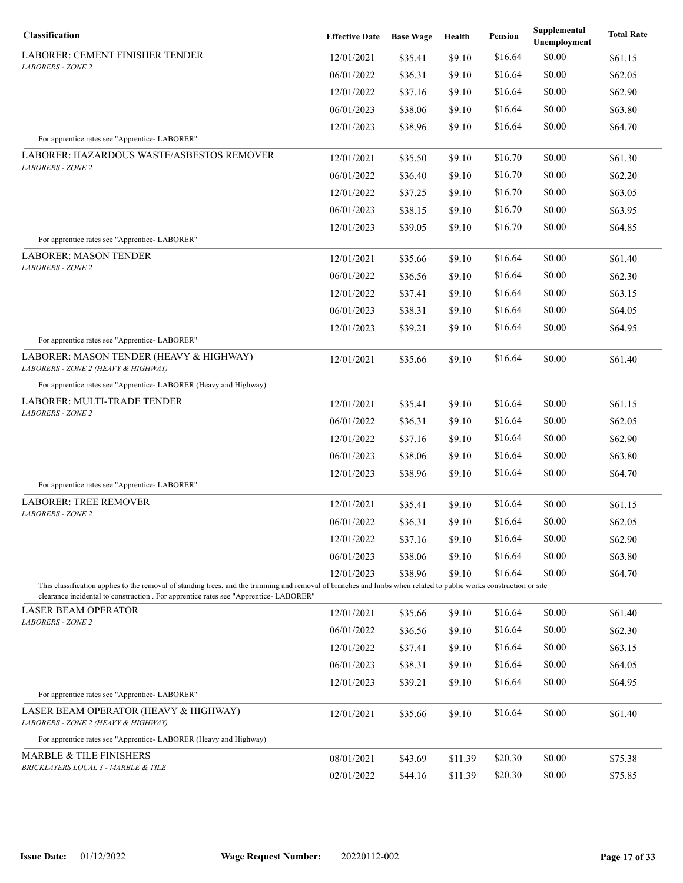| Classification | Effective Date | Base Wage | Health | Pension | Supplemental Unemployment | Total Rate |
|---|---|---|---|---|---|---|
| LABORER: CEMENT FINISHER TENDER<br>*LABORERS - ZONE 2* | 12/01/2021 | $35.41 | $9.10 | $16.64 | $0.00 | $61.15 |
| | 06/01/2022 | $36.31 | $9.10 | $16.64 | $0.00 | $62.05 |
| | 12/01/2022 | $37.16 | $9.10 | $16.64 | $0.00 | $62.90 |
| | 06/01/2023 | $38.06 | $9.10 | $16.64 | $0.00 | $63.80 |
| | 12/01/2023 | $38.96 | $9.10 | $16.64 | $0.00 | $64.70 |
| For apprentice rates see "Apprentice- LABORER" | | | | | | |
| LABORER: HAZARDOUS WASTE/ASBESTOS REMOVER<br>*LABORERS - ZONE 2* | 12/01/2021 | $35.50 | $9.10 | $16.70 | $0.00 | $61.30 |
| | 06/01/2022 | $36.40 | $9.10 | $16.70 | $0.00 | $62.20 |
| | 12/01/2022 | $37.25 | $9.10 | $16.70 | $0.00 | $63.05 |
| | 06/01/2023 | $38.15 | $9.10 | $16.70 | $0.00 | $63.95 |
| | 12/01/2023 | $39.05 | $9.10 | $16.70 | $0.00 | $64.85 |
| For apprentice rates see "Apprentice- LABORER" | | | | | | |
| LABORER: MASON TENDER<br>*LABORERS - ZONE 2* | 12/01/2021 | $35.66 | $9.10 | $16.64 | $0.00 | $61.40 |
| | 06/01/2022 | $36.56 | $9.10 | $16.64 | $0.00 | $62.30 |
| | 12/01/2022 | $37.41 | $9.10 | $16.64 | $0.00 | $63.15 |
| | 06/01/2023 | $38.31 | $9.10 | $16.64 | $0.00 | $64.05 |
| | 12/01/2023 | $39.21 | $9.10 | $16.64 | $0.00 | $64.95 |
| For apprentice rates see "Apprentice- LABORER" | | | | | | |
| LABORER: MASON TENDER (HEAVY & HIGHWAY)<br>*LABORERS - ZONE 2 (HEAVY & HIGHWAY)* | 12/01/2021 | $35.66 | $9.10 | $16.64 | $0.00 | $61.40 |
| For apprentice rates see "Apprentice- LABORER (Heavy and Highway) | | | | | | |
| LABORER: MULTI-TRADE TENDER<br>*LABORERS - ZONE 2* | 12/01/2021 | $35.41 | $9.10 | $16.64 | $0.00 | $61.15 |
| | 06/01/2022 | $36.31 | $9.10 | $16.64 | $0.00 | $62.05 |
| | 12/01/2022 | $37.16 | $9.10 | $16.64 | $0.00 | $62.90 |
| | 06/01/2023 | $38.06 | $9.10 | $16.64 | $0.00 | $63.80 |
| | 12/01/2023 | $38.96 | $9.10 | $16.64 | $0.00 | $64.70 |
| For apprentice rates see "Apprentice- LABORER" | | | | | | |
| LABORER: TREE REMOVER<br>*LABORERS - ZONE 2* | 12/01/2021 | $35.41 | $9.10 | $16.64 | $0.00 | $61.15 |
| | 06/01/2022 | $36.31 | $9.10 | $16.64 | $0.00 | $62.05 |
| | 12/01/2022 | $37.16 | $9.10 | $16.64 | $0.00 | $62.90 |
| | 06/01/2023 | $38.06 | $9.10 | $16.64 | $0.00 | $63.80 |
| | 12/01/2023 | $38.96 | $9.10 | $16.64 | $0.00 | $64.70 |
| This classification applies to the removal of standing trees, and the trimming and removal of branches and limbs when related to public works construction or site clearance incidental to construction . For apprentice rates see "Apprentice- LABORER" | | | | | | |
| LASER BEAM OPERATOR<br>*LABORERS - ZONE 2* | 12/01/2021 | $35.66 | $9.10 | $16.64 | $0.00 | $61.40 |
| | 06/01/2022 | $36.56 | $9.10 | $16.64 | $0.00 | $62.30 |
| | 12/01/2022 | $37.41 | $9.10 | $16.64 | $0.00 | $63.15 |
| | 06/01/2023 | $38.31 | $9.10 | $16.64 | $0.00 | $64.05 |
| | 12/01/2023 | $39.21 | $9.10 | $16.64 | $0.00 | $64.95 |
| For apprentice rates see "Apprentice- LABORER" | | | | | | |
| LASER BEAM OPERATOR (HEAVY & HIGHWAY)<br>*LABORERS - ZONE 2 (HEAVY & HIGHWAY)* | 12/01/2021 | $35.66 | $9.10 | $16.64 | $0.00 | $61.40 |
| For apprentice rates see "Apprentice- LABORER (Heavy and Highway) | | | | | | |
| MARBLE & TILE FINISHERS<br>*BRICKLAYERS LOCAL 3 - MARBLE & TILE* | 08/01/2021 | $43.69 | $11.39 | $20.30 | $0.00 | $75.38 |
| | 02/01/2022 | $44.16 | $11.39 | $20.30 | $0.00 | $75.85 |

**Issue Date:** 01/12/2022 **Wage Request Number:** 20220112-002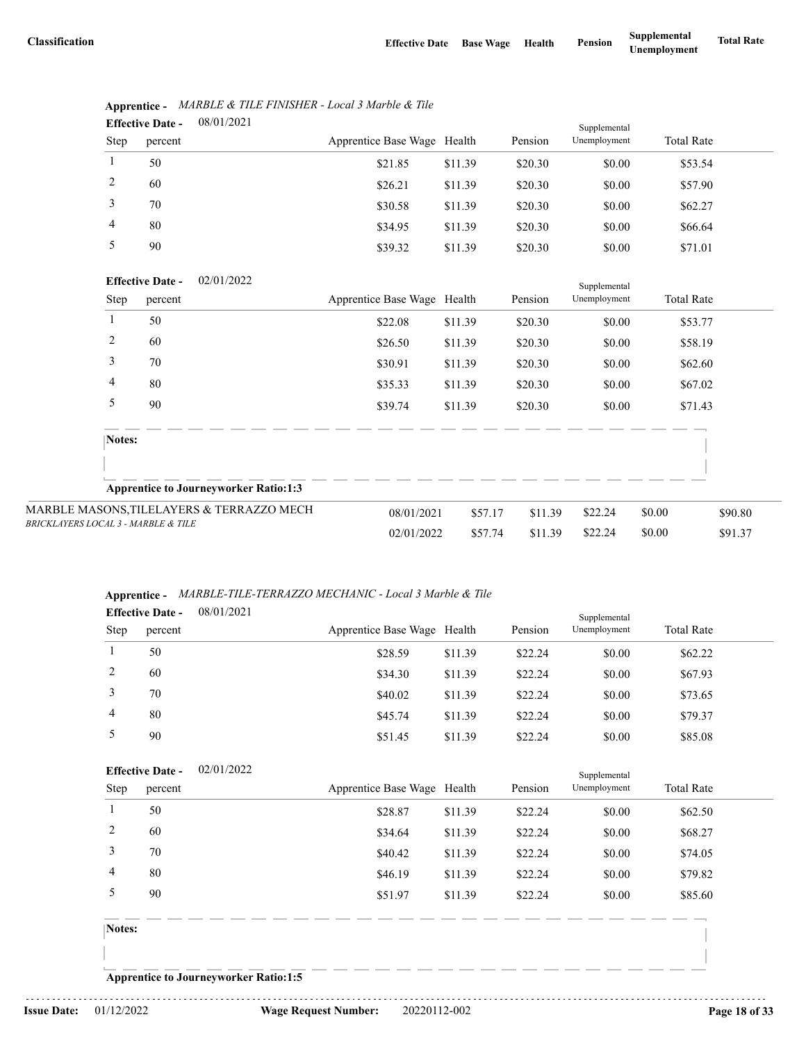| Classification | Effective Date | Base Wage | Health | Pension | Supplemental Unemployment | Total Rate |
|---|---|---|---|---|---|---|

**Apprentice -** *MARBLE & TILE FINISHER - Local 3 Marble & Tile*

**Effective Date -** 08/01/2021

| Step | percent | Apprentice Base Wage | Health | Pension | Supplemental Unemployment | Total Rate |
|---|---|---|---|---|---|---|
| 1 | 50 | $21.85 | $11.39 | $20.30 | $0.00 | $53.54 |
| 2 | 60 | $26.21 | $11.39 | $20.30 | $0.00 | $57.90 |
| 3 | 70 | $30.58 | $11.39 | $20.30 | $0.00 | $62.27 |
| 4 | 80 | $34.95 | $11.39 | $20.30 | $0.00 | $66.64 |
| 5 | 90 | $39.32 | $11.39 | $20.30 | $0.00 | $71.01 |

**Effective Date -** 02/01/2022

| Step | percent | Apprentice Base Wage | Health | Pension | Supplemental Unemployment | Total Rate |
|---|---|---|---|---|---|---|
| 1 | 50 | $22.08 | $11.39 | $20.30 | $0.00 | $53.77 |
| 2 | 60 | $26.50 | $11.39 | $20.30 | $0.00 | $58.19 |
| 3 | 70 | $30.91 | $11.39 | $20.30 | $0.00 | $62.60 |
| 4 | 80 | $35.33 | $11.39 | $20.30 | $0.00 | $67.02 |
| 5 | 90 | $39.74 | $11.39 | $20.30 | $0.00 | $71.43 |

**Notes:**

**Apprentice to Journeyworker Ratio:1:3**

| Classification | Effective Date | Base Wage | Health | Pension | Supplemental Unemployment | Total Rate |
|---|---|---|---|---|---|---|
| MARBLE MASONS,TILELAYERS & TERRAZZO MECH *BRICKLAYERS LOCAL 3 - MARBLE & TILE* | 08/01/2021 | $57.17 | $11.39 | $22.24 | $0.00 | $90.80 |
| | 02/01/2022 | $57.74 | $11.39 | $22.24 | $0.00 | $91.37 |

**Apprentice -** *MARBLE-TILE-TERRAZZO MECHANIC - Local 3 Marble & Tile*

**Effective Date -** 08/01/2021

| Step | percent | Apprentice Base Wage | Health | Pension | Supplemental Unemployment | Total Rate |
|---|---|---|---|---|---|---|
| 1 | 50 | $28.59 | $11.39 | $22.24 | $0.00 | $62.22 |
| 2 | 60 | $34.30 | $11.39 | $22.24 | $0.00 | $67.93 |
| 3 | 70 | $40.02 | $11.39 | $22.24 | $0.00 | $73.65 |
| 4 | 80 | $45.74 | $11.39 | $22.24 | $0.00 | $79.37 |
| 5 | 90 | $51.45 | $11.39 | $22.24 | $0.00 | $85.08 |

**Effective Date -** 02/01/2022

| Step | percent | Apprentice Base Wage | Health | Pension | Supplemental Unemployment | Total Rate |
|---|---|---|---|---|---|---|
| 1 | 50 | $28.87 | $11.39 | $22.24 | $0.00 | $62.50 |
| 2 | 60 | $34.64 | $11.39 | $22.24 | $0.00 | $68.27 |
| 3 | 70 | $40.42 | $11.39 | $22.24 | $0.00 | $74.05 |
| 4 | 80 | $46.19 | $11.39 | $22.24 | $0.00 | $79.82 |
| 5 | 90 | $51.97 | $11.39 | $22.24 | $0.00 | $85.60 |

**Notes:**

**Apprentice to Journeyworker Ratio:1:5**

**Issue Date:** 01/12/2022 **Wage Request Number:** 20220112-002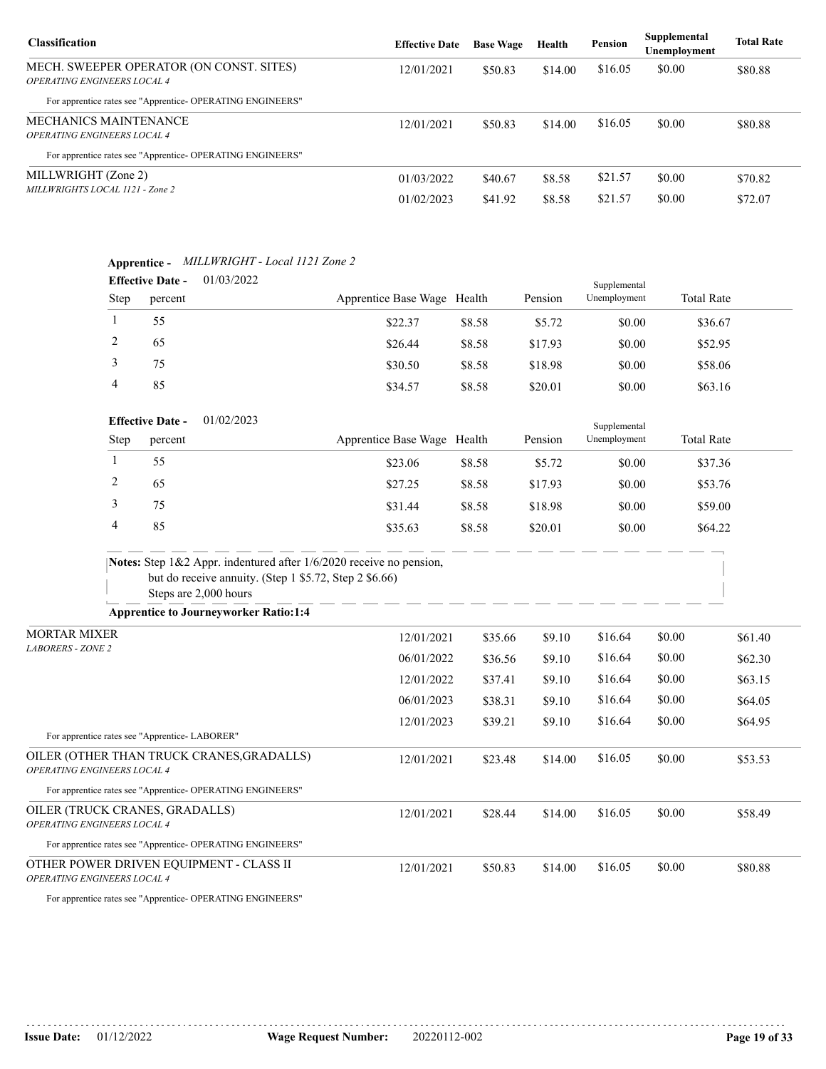| Classification | Effective Date | Base Wage | Health | Pension | Supplemental Unemployment | Total Rate |
|---|---|---|---|---|---|---|
| MECH. SWEEPER OPERATOR (ON CONST. SITES)<br>*OPERATING ENGINEERS LOCAL 4* | 12/01/2021 | $50.83 | $14.00 | $16.05 | $0.00 | $80.88 |
| For apprentice rates see "Apprentice- OPERATING ENGINEERS" | | | | | | |
| MECHANICS MAINTENANCE<br>*OPERATING ENGINEERS LOCAL 4* | 12/01/2021 | $50.83 | $14.00 | $16.05 | $0.00 | $80.88 |
| For apprentice rates see "Apprentice- OPERATING ENGINEERS" | | | | | | |
| MILLWRIGHT (Zone 2)<br>*MILLWRIGHTS LOCAL 1121 - Zone 2* | 01/03/2022 | $40.67 | $8.58 | $21.57 | $0.00 | $70.82 |
| | 01/02/2023 | $41.92 | $8.58 | $21.57 | $0.00 | $72.07 |

**Apprentice -** *MILLWRIGHT - Local 1121 Zone 2*

**Effective Date -** 01/03/2022

| Step | percent | Apprentice Base Wage | Health | Pension | Supplemental Unemployment | Total Rate |
|---|---|---|---|---|---|---|
| 1 | 55 | $22.37 | $8.58 | $5.72 | $0.00 | $36.67 |
| 2 | 65 | $26.44 | $8.58 | $17.93 | $0.00 | $52.95 |
| 3 | 75 | $30.50 | $8.58 | $18.98 | $0.00 | $58.06 |
| 4 | 85 | $34.57 | $8.58 | $20.01 | $0.00 | $63.16 |

**Effective Date -** 01/02/2023

| Step | percent | Apprentice Base Wage | Health | Pension | Supplemental Unemployment | Total Rate |
|---|---|---|---|---|---|---|
| 1 | 55 | $23.06 | $8.58 | $5.72 | $0.00 | $37.36 |
| 2 | 65 | $27.25 | $8.58 | $17.93 | $0.00 | $53.76 |
| 3 | 75 | $31.44 | $8.58 | $18.98 | $0.00 | $59.00 |
| 4 | 85 | $35.63 | $8.58 | $20.01 | $0.00 | $64.22 |

**Notes:** Step 1&2 Appr. indentured after 1/6/2020 receive no pension,
but do receive annuity. (Step 1 $5.72, Step 2 $6.66)
Steps are 2,000 hours

**Apprentice to Journeyworker Ratio:1:4**

| Classification | Effective Date | Base Wage | Health | Pension | Supplemental Unemployment | Total Rate |
|---|---|---|---|---|---|---|
| MORTAR MIXER<br>*LABORERS - ZONE 2* | 12/01/2021 | $35.66 | $9.10 | $16.64 | $0.00 | $61.40 |
| | 06/01/2022 | $36.56 | $9.10 | $16.64 | $0.00 | $62.30 |
| | 12/01/2022 | $37.41 | $9.10 | $16.64 | $0.00 | $63.15 |
| | 06/01/2023 | $38.31 | $9.10 | $16.64 | $0.00 | $64.05 |
| | 12/01/2023 | $39.21 | $9.10 | $16.64 | $0.00 | $64.95 |
| For apprentice rates see "Apprentice- LABORER" | | | | | | |
| OILER (OTHER THAN TRUCK CRANES,GRADALLS)<br>*OPERATING ENGINEERS LOCAL 4* | 12/01/2021 | $23.48 | $14.00 | $16.05 | $0.00 | $53.53 |
| For apprentice rates see "Apprentice- OPERATING ENGINEERS" | | | | | | |
| OILER (TRUCK CRANES, GRADALLS)<br>*OPERATING ENGINEERS LOCAL 4* | 12/01/2021 | $28.44 | $14.00 | $16.05 | $0.00 | $58.49 |
| For apprentice rates see "Apprentice- OPERATING ENGINEERS" | | | | | | |
| OTHER POWER DRIVEN EQUIPMENT - CLASS II<br>*OPERATING ENGINEERS LOCAL 4* | 12/01/2021 | $50.83 | $14.00 | $16.05 | $0.00 | $80.88 |
| For apprentice rates see "Apprentice- OPERATING ENGINEERS" | | | | | | |

**Issue Date:** 01/12/2022 **Wage Request Number:** 20220112-002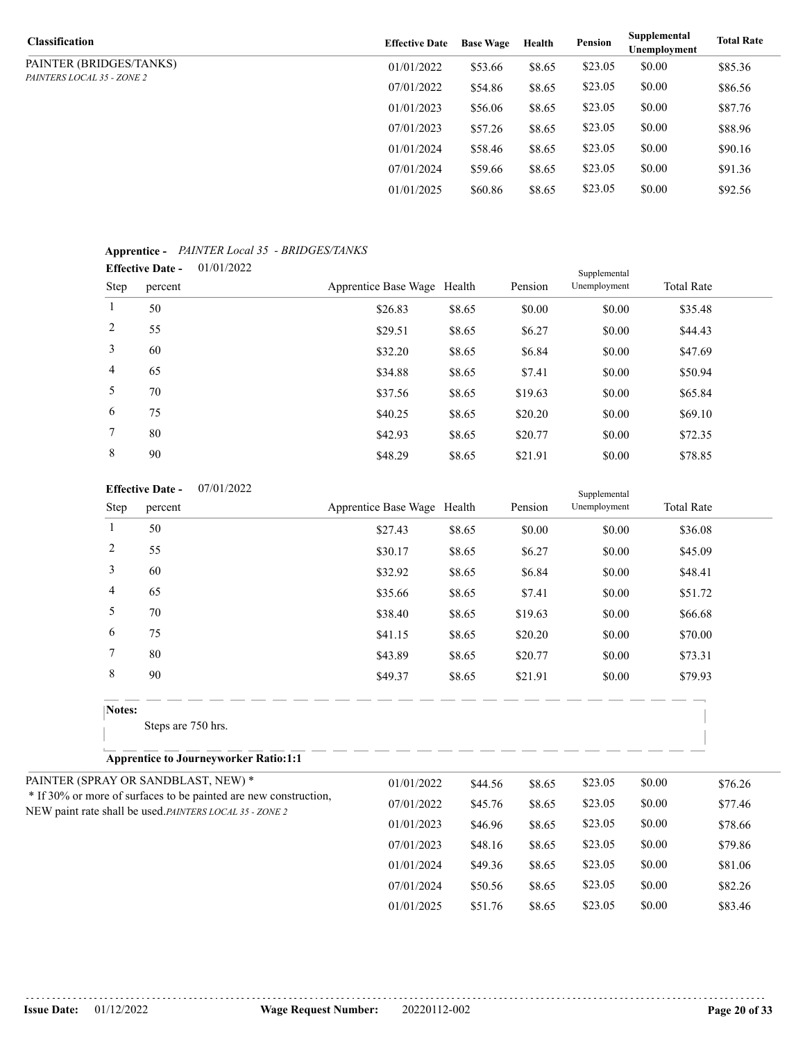| Classification | Effective Date | Base Wage | Health | Pension | Supplemental Unemployment | Total Rate |
|---|---|---|---|---|---|---|
| PAINTER (BRIDGES/TANKS) *PAINTERS LOCAL 35 - ZONE 2* | 01/01/2022 | $53.66 | $8.65 | $23.05 | $0.00 | $85.36 |
| | 07/01/2022 | $54.86 | $8.65 | $23.05 | $0.00 | $86.56 |
| | 01/01/2023 | $56.06 | $8.65 | $23.05 | $0.00 | $87.76 |
| | 07/01/2023 | $57.26 | $8.65 | $23.05 | $0.00 | $88.96 |
| | 01/01/2024 | $58.46 | $8.65 | $23.05 | $0.00 | $90.16 |
| | 07/01/2024 | $59.66 | $8.65 | $23.05 | $0.00 | $91.36 |
| | 01/01/2025 | $60.86 | $8.65 | $23.05 | $0.00 | $92.56 |

**Apprentice -** *PAINTER Local 35 - BRIDGES/TANKS*

**Effective Date -** 01/01/2022

| Step | percent | Apprentice Base Wage | Health | Pension | Supplemental Unemployment | Total Rate |
|---|---|---|---|---|---|---|
| 1 | 50 | $26.83 | $8.65 | $0.00 | $0.00 | $35.48 |
| 2 | 55 | $29.51 | $8.65 | $6.27 | $0.00 | $44.43 |
| 3 | 60 | $32.20 | $8.65 | $6.84 | $0.00 | $47.69 |
| 4 | 65 | $34.88 | $8.65 | $7.41 | $0.00 | $50.94 |
| 5 | 70 | $37.56 | $8.65 | $19.63 | $0.00 | $65.84 |
| 6 | 75 | $40.25 | $8.65 | $20.20 | $0.00 | $69.10 |
| 7 | 80 | $42.93 | $8.65 | $20.77 | $0.00 | $72.35 |
| 8 | 90 | $48.29 | $8.65 | $21.91 | $0.00 | $78.85 |

**Effective Date -** 07/01/2022

| Step | percent | Apprentice Base Wage | Health | Pension | Supplemental Unemployment | Total Rate |
|---|---|---|---|---|---|---|
| 1 | 50 | $27.43 | $8.65 | $0.00 | $0.00 | $36.08 |
| 2 | 55 | $30.17 | $8.65 | $6.27 | $0.00 | $45.09 |
| 3 | 60 | $32.92 | $8.65 | $6.84 | $0.00 | $48.41 |
| 4 | 65 | $35.66 | $8.65 | $7.41 | $0.00 | $51.72 |
| 5 | 70 | $38.40 | $8.65 | $19.63 | $0.00 | $66.68 |
| 6 | 75 | $41.15 | $8.65 | $20.20 | $0.00 | $70.00 |
| 7 | 80 | $43.89 | $8.65 | $20.77 | $0.00 | $73.31 |
| 8 | 90 | $49.37 | $8.65 | $21.91 | $0.00 | $79.93 |

**Notes:**

Steps are 750 hrs.

**Apprentice to Journeyworker Ratio:1:1**

| Classification | Effective Date | Base Wage | Health | Pension | Supplemental Unemployment | Total Rate |
|---|---|---|---|---|---|---|
| PAINTER (SPRAY OR SANDBLAST, NEW) * <br> * If 30% or more of surfaces to be painted are new construction, NEW paint rate shall be used. *PAINTERS LOCAL 35 - ZONE 2* | 01/01/2022 | $44.56 | $8.65 | $23.05 | $0.00 | $76.26 |
| | 07/01/2022 | $45.76 | $8.65 | $23.05 | $0.00 | $77.46 |
| | 01/01/2023 | $46.96 | $8.65 | $23.05 | $0.00 | $78.66 |
| | 07/01/2023 | $48.16 | $8.65 | $23.05 | $0.00 | $79.86 |
| | 01/01/2024 | $49.36 | $8.65 | $23.05 | $0.00 | $81.06 |
| | 07/01/2024 | $50.56 | $8.65 | $23.05 | $0.00 | $82.26 |
| | 01/01/2025 | $51.76 | $8.65 | $23.05 | $0.00 | $83.46 |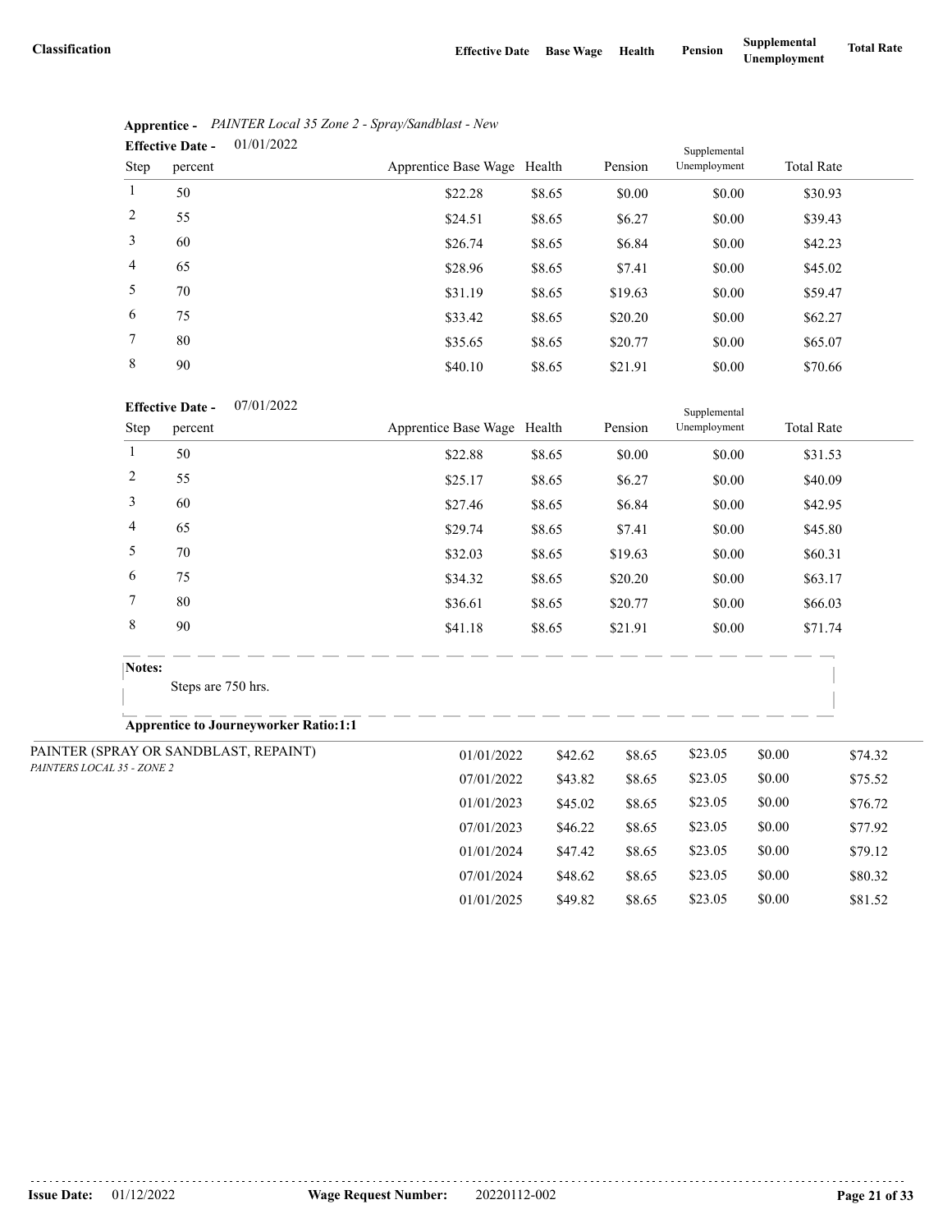| Classification | Effective Date | Base Wage | Health | Pension | Supplemental Unemployment | Total Rate |
|---|---|---|---|---|---|---|

**Apprentice -** *PAINTER Local 35 Zone 2 - Spray/Sandblast - New*

**Effective Date -** 01/01/2022

| Step | percent | Apprentice Base Wage | Health | Pension | Supplemental Unemployment | Total Rate |
|---|---|---|---|---|---|---|
| 1 | 50 | $22.28 | $8.65 | $0.00 | $0.00 | $30.93 |
| 2 | 55 | $24.51 | $8.65 | $6.27 | $0.00 | $39.43 |
| 3 | 60 | $26.74 | $8.65 | $6.84 | $0.00 | $42.23 |
| 4 | 65 | $28.96 | $8.65 | $7.41 | $0.00 | $45.02 |
| 5 | 70 | $31.19 | $8.65 | $19.63 | $0.00 | $59.47 |
| 6 | 75 | $33.42 | $8.65 | $20.20 | $0.00 | $62.27 |
| 7 | 80 | $35.65 | $8.65 | $20.77 | $0.00 | $65.07 |
| 8 | 90 | $40.10 | $8.65 | $21.91 | $0.00 | $70.66 |

**Effective Date -** 07/01/2022

| Step | percent | Apprentice Base Wage | Health | Pension | Supplemental Unemployment | Total Rate |
|---|---|---|---|---|---|---|
| 1 | 50 | $22.88 | $8.65 | $0.00 | $0.00 | $31.53 |
| 2 | 55 | $25.17 | $8.65 | $6.27 | $0.00 | $40.09 |
| 3 | 60 | $27.46 | $8.65 | $6.84 | $0.00 | $42.95 |
| 4 | 65 | $29.74 | $8.65 | $7.41 | $0.00 | $45.80 |
| 5 | 70 | $32.03 | $8.65 | $19.63 | $0.00 | $60.31 |
| 6 | 75 | $34.32 | $8.65 | $20.20 | $0.00 | $63.17 |
| 7 | 80 | $36.61 | $8.65 | $20.77 | $0.00 | $66.03 |
| 8 | 90 | $41.18 | $8.65 | $21.91 | $0.00 | $71.74 |

**Notes:**

Steps are 750 hrs.

**Apprentice to Journeyworker Ratio:1:1**

| Classification | Effective Date | Base Wage | Health | Pension | Supplemental Unemployment | Total Rate |
|---|---|---|---|---|---|---|
| PAINTER (SPRAY OR SANDBLAST, REPAINT) *PAINTERS LOCAL 35 - ZONE 2* | 01/01/2022 | $42.62 | $8.65 | $23.05 | $0.00 | $74.32 |
| | 07/01/2022 | $43.82 | $8.65 | $23.05 | $0.00 | $75.52 |
| | 01/01/2023 | $45.02 | $8.65 | $23.05 | $0.00 | $76.72 |
| | 07/01/2023 | $46.22 | $8.65 | $23.05 | $0.00 | $77.92 |
| | 01/01/2024 | $47.42 | $8.65 | $23.05 | $0.00 | $79.12 |
| | 07/01/2024 | $48.62 | $8.65 | $23.05 | $0.00 | $80.32 |
| | 01/01/2025 | $49.82 | $8.65 | $23.05 | $0.00 | $81.52 |

**Issue Date:** 01/12/2022 **Wage Request Number:** 20220112-002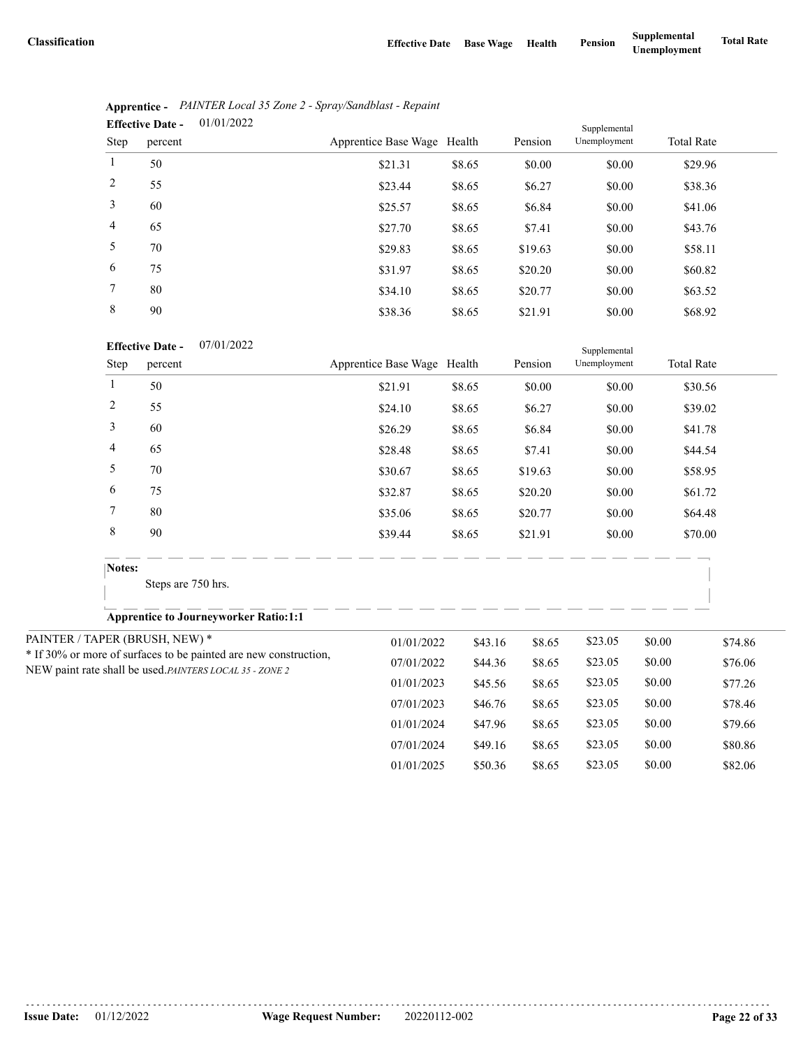| Classification | Effective Date | Base Wage | Health | Pension | Supplemental Unemployment | Total Rate |
|---|---|---|---|---|---|---|

**Apprentice -** *PAINTER Local 35 Zone 2 - Spray/Sandblast - Repaint*

**Effective Date -** 01/01/2022

| Step | percent | Apprentice Base Wage | Health | Pension | Supplemental Unemployment | Total Rate |
|---|---|---|---|---|---|---|
| 1 | 50 | $21.31 | $8.65 | $0.00 | $0.00 | $29.96 |
| 2 | 55 | $23.44 | $8.65 | $6.27 | $0.00 | $38.36 |
| 3 | 60 | $25.57 | $8.65 | $6.84 | $0.00 | $41.06 |
| 4 | 65 | $27.70 | $8.65 | $7.41 | $0.00 | $43.76 |
| 5 | 70 | $29.83 | $8.65 | $19.63 | $0.00 | $58.11 |
| 6 | 75 | $31.97 | $8.65 | $20.20 | $0.00 | $60.82 |
| 7 | 80 | $34.10 | $8.65 | $20.77 | $0.00 | $63.52 |
| 8 | 90 | $38.36 | $8.65 | $21.91 | $0.00 | $68.92 |

**Effective Date -** 07/01/2022

| Step | percent | Apprentice Base Wage | Health | Pension | Supplemental Unemployment | Total Rate |
|---|---|---|---|---|---|---|
| 1 | 50 | $21.91 | $8.65 | $0.00 | $0.00 | $30.56 |
| 2 | 55 | $24.10 | $8.65 | $6.27 | $0.00 | $39.02 |
| 3 | 60 | $26.29 | $8.65 | $6.84 | $0.00 | $41.78 |
| 4 | 65 | $28.48 | $8.65 | $7.41 | $0.00 | $44.54 |
| 5 | 70 | $30.67 | $8.65 | $19.63 | $0.00 | $58.95 |
| 6 | 75 | $32.87 | $8.65 | $20.20 | $0.00 | $61.72 |
| 7 | 80 | $35.06 | $8.65 | $20.77 | $0.00 | $64.48 |
| 8 | 90 | $39.44 | $8.65 | $21.91 | $0.00 | $70.00 |

**Notes:**

Steps are 750 hrs.

**Apprentice to Journeyworker Ratio:1:1**

PAINTER / TAPER (BRUSH, NEW) *

* If 30% or more of surfaces to be painted are new construction, NEW paint rate shall be used.*PAINTERS LOCAL 35 - ZONE 2*

| Effective Date | Base Wage | Health | Pension | Supplemental Unemployment | Total Rate |
|---|---|---|---|---|---|
| 01/01/2022 | $43.16 | $8.65 | $23.05 | $0.00 | $74.86 |
| 07/01/2022 | $44.36 | $8.65 | $23.05 | $0.00 | $76.06 |
| 01/01/2023 | $45.56 | $8.65 | $23.05 | $0.00 | $77.26 |
| 07/01/2023 | $46.76 | $8.65 | $23.05 | $0.00 | $78.46 |
| 01/01/2024 | $47.96 | $8.65 | $23.05 | $0.00 | $79.66 |
| 07/01/2024 | $49.16 | $8.65 | $23.05 | $0.00 | $80.86 |
| 01/01/2025 | $50.36 | $8.65 | $23.05 | $0.00 | $82.06 |

**Issue Date:** 01/12/2022 **Wage Request Number:** 20220112-002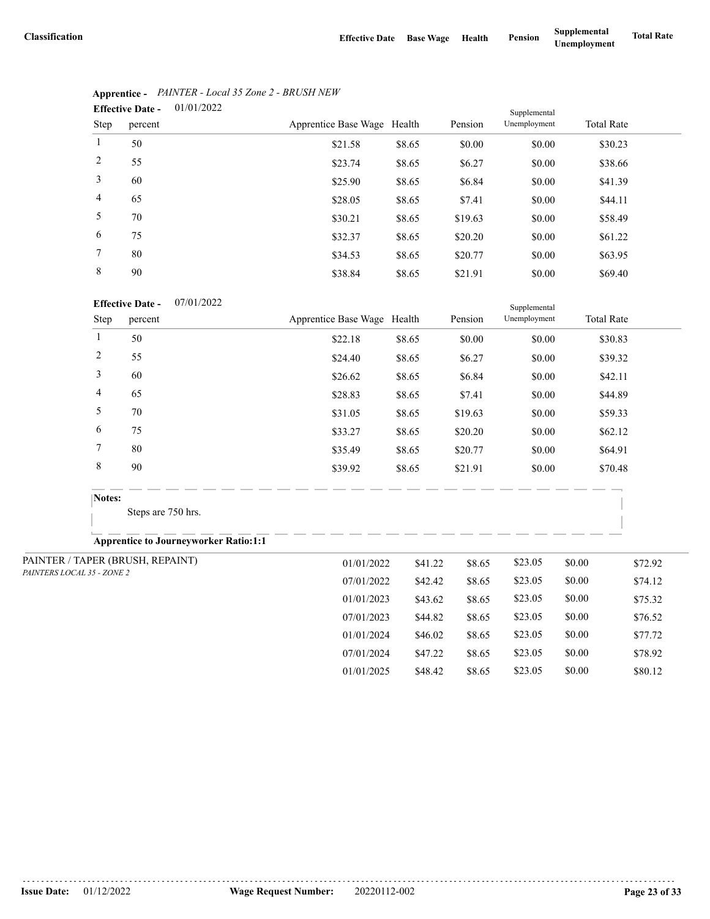| Classification | Effective Date | Base Wage | Health | Pension | Supplemental Unemployment | Total Rate |
|---|---|---|---|---|---|---|

**Apprentice -** *PAINTER - Local 35 Zone 2 - BRUSH NEW*

**Effective Date -** 01/01/2022

| Step | percent | Apprentice Base Wage | Health | Pension | Supplemental Unemployment | Total Rate |
|---|---|---|---|---|---|---|
| 1 | 50 | $21.58 | $8.65 | $0.00 | $0.00 | $30.23 |
| 2 | 55 | $23.74 | $8.65 | $6.27 | $0.00 | $38.66 |
| 3 | 60 | $25.90 | $8.65 | $6.84 | $0.00 | $41.39 |
| 4 | 65 | $28.05 | $8.65 | $7.41 | $0.00 | $44.11 |
| 5 | 70 | $30.21 | $8.65 | $19.63 | $0.00 | $58.49 |
| 6 | 75 | $32.37 | $8.65 | $20.20 | $0.00 | $61.22 |
| 7 | 80 | $34.53 | $8.65 | $20.77 | $0.00 | $63.95 |
| 8 | 90 | $38.84 | $8.65 | $21.91 | $0.00 | $69.40 |

**Effective Date -** 07/01/2022

| Step | percent | Apprentice Base Wage | Health | Pension | Supplemental Unemployment | Total Rate |
|---|---|---|---|---|---|---|
| 1 | 50 | $22.18 | $8.65 | $0.00 | $0.00 | $30.83 |
| 2 | 55 | $24.40 | $8.65 | $6.27 | $0.00 | $39.32 |
| 3 | 60 | $26.62 | $8.65 | $6.84 | $0.00 | $42.11 |
| 4 | 65 | $28.83 | $8.65 | $7.41 | $0.00 | $44.89 |
| 5 | 70 | $31.05 | $8.65 | $19.63 | $0.00 | $59.33 |
| 6 | 75 | $33.27 | $8.65 | $20.20 | $0.00 | $62.12 |
| 7 | 80 | $35.49 | $8.65 | $20.77 | $0.00 | $64.91 |
| 8 | 90 | $39.92 | $8.65 | $21.91 | $0.00 | $70.48 |

**Notes:**

Steps are 750 hrs.

**Apprentice to Journeyworker Ratio:1:1**

| Classification | Effective Date | Base Wage | Health | Pension | Supplemental Unemployment | Total Rate |
|---|---|---|---|---|---|---|
| PAINTER / TAPER (BRUSH, REPAINT) *PAINTERS LOCAL 35 - ZONE 2* | 01/01/2022 | $41.22 | $8.65 | $23.05 | $0.00 | $72.92 |
| | 07/01/2022 | $42.42 | $8.65 | $23.05 | $0.00 | $74.12 |
| | 01/01/2023 | $43.62 | $8.65 | $23.05 | $0.00 | $75.32 |
| | 07/01/2023 | $44.82 | $8.65 | $23.05 | $0.00 | $76.52 |
| | 01/01/2024 | $46.02 | $8.65 | $23.05 | $0.00 | $77.72 |
| | 07/01/2024 | $47.22 | $8.65 | $23.05 | $0.00 | $78.92 |
| | 01/01/2025 | $48.42 | $8.65 | $23.05 | $0.00 | $80.12 |

**Issue Date:** 01/12/2022 **Wage Request Number:** 20220112-002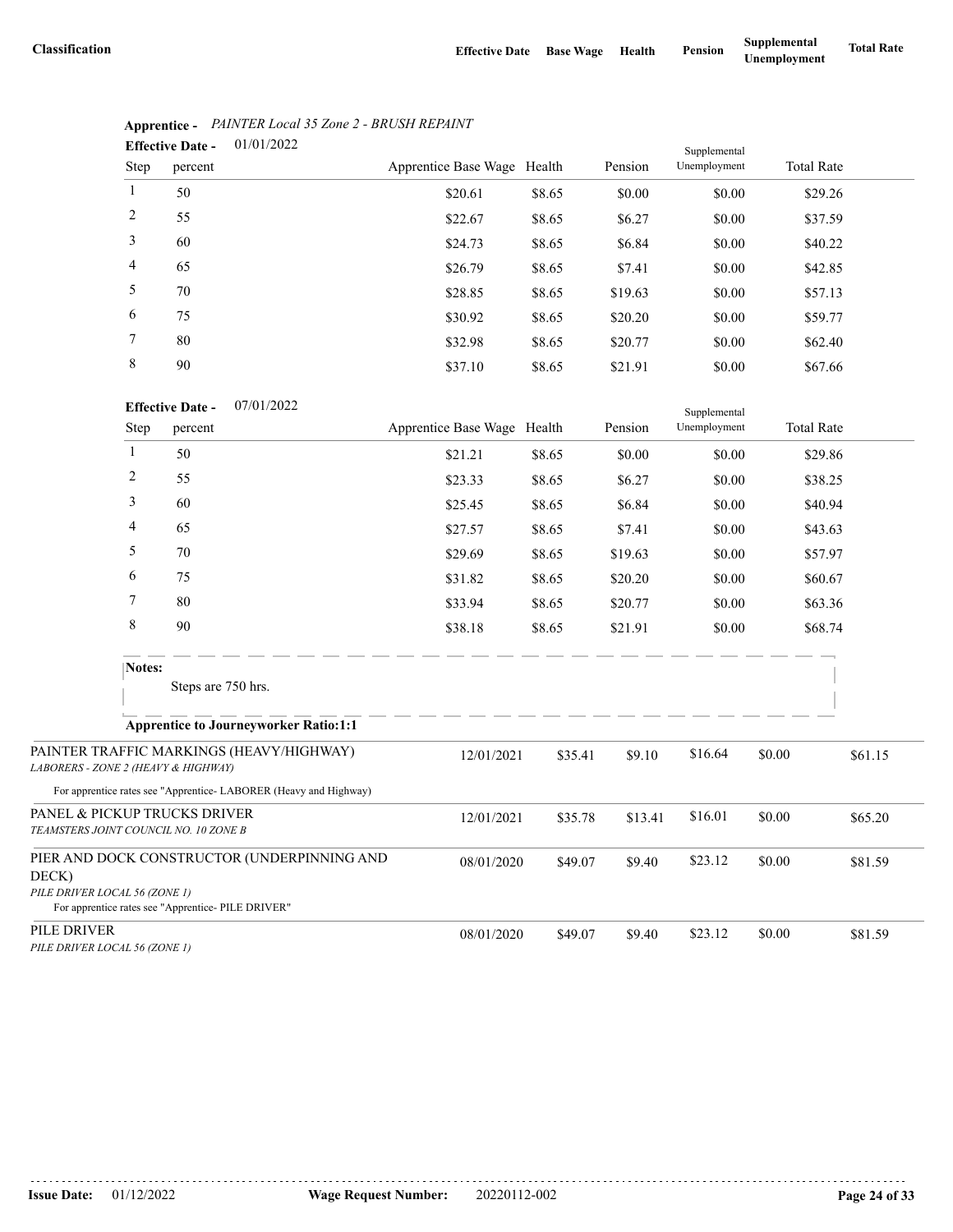| Classification | Effective Date | Base Wage | Health | Pension | Supplemental Unemployment | Total Rate |
|---|---|---|---|---|---|---|

**Apprentice -** *PAINTER Local 35 Zone 2 - BRUSH REPAINT*

**Effective Date -** 01/01/2022

| Step | percent | Apprentice Base Wage | Health | Pension | Supplemental Unemployment | Total Rate |
|---|---|---|---|---|---|---|
| 1 | 50 | $20.61 | $8.65 | $0.00 | $0.00 | $29.26 |
| 2 | 55 | $22.67 | $8.65 | $6.27 | $0.00 | $37.59 |
| 3 | 60 | $24.73 | $8.65 | $6.84 | $0.00 | $40.22 |
| 4 | 65 | $26.79 | $8.65 | $7.41 | $0.00 | $42.85 |
| 5 | 70 | $28.85 | $8.65 | $19.63 | $0.00 | $57.13 |
| 6 | 75 | $30.92 | $8.65 | $20.20 | $0.00 | $59.77 |
| 7 | 80 | $32.98 | $8.65 | $20.77 | $0.00 | $62.40 |
| 8 | 90 | $37.10 | $8.65 | $21.91 | $0.00 | $67.66 |

**Effective Date -** 07/01/2022

| Step | percent | Apprentice Base Wage | Health | Pension | Supplemental Unemployment | Total Rate |
|---|---|---|---|---|---|---|
| 1 | 50 | $21.21 | $8.65 | $0.00 | $0.00 | $29.86 |
| 2 | 55 | $23.33 | $8.65 | $6.27 | $0.00 | $38.25 |
| 3 | 60 | $25.45 | $8.65 | $6.84 | $0.00 | $40.94 |
| 4 | 65 | $27.57 | $8.65 | $7.41 | $0.00 | $43.63 |
| 5 | 70 | $29.69 | $8.65 | $19.63 | $0.00 | $57.97 |
| 6 | 75 | $31.82 | $8.65 | $20.20 | $0.00 | $60.67 |
| 7 | 80 | $33.94 | $8.65 | $20.77 | $0.00 | $63.36 |
| 8 | 90 | $38.18 | $8.65 | $21.91 | $0.00 | $68.74 |

**Notes:**

Steps are 750 hrs.

**Apprentice to Journeyworker Ratio:1:1**

| Classification | Effective Date | Base Wage | Health | Pension | Supplemental Unemployment | Total Rate |
|---|---|---|---|---|---|---|
| PAINTER TRAFFIC MARKINGS (HEAVY/HIGHWAY) *LABORERS - ZONE 2 (HEAVY & HIGHWAY)* For apprentice rates see "Apprentice- LABORER (Heavy and Highway) | 12/01/2021 | $35.41 | $9.10 | $16.64 | $0.00 | $61.15 |
| PANEL & PICKUP TRUCKS DRIVER *TEAMSTERS JOINT COUNCIL NO. 10 ZONE B* | 12/01/2021 | $35.78 | $13.41 | $16.01 | $0.00 | $65.20 |
| PIER AND DOCK CONSTRUCTOR (UNDERPINNING AND DECK) *PILE DRIVER LOCAL 56 (ZONE 1)* For apprentice rates see "Apprentice- PILE DRIVER" | 08/01/2020 | $49.07 | $9.40 | $23.12 | $0.00 | $81.59 |
| PILE DRIVER *PILE DRIVER LOCAL 56 (ZONE 1)* | 08/01/2020 | $49.07 | $9.40 | $23.12 | $0.00 | $81.59 |

**Issue Date:** 01/12/2022 **Wage Request Number:** 20220112-002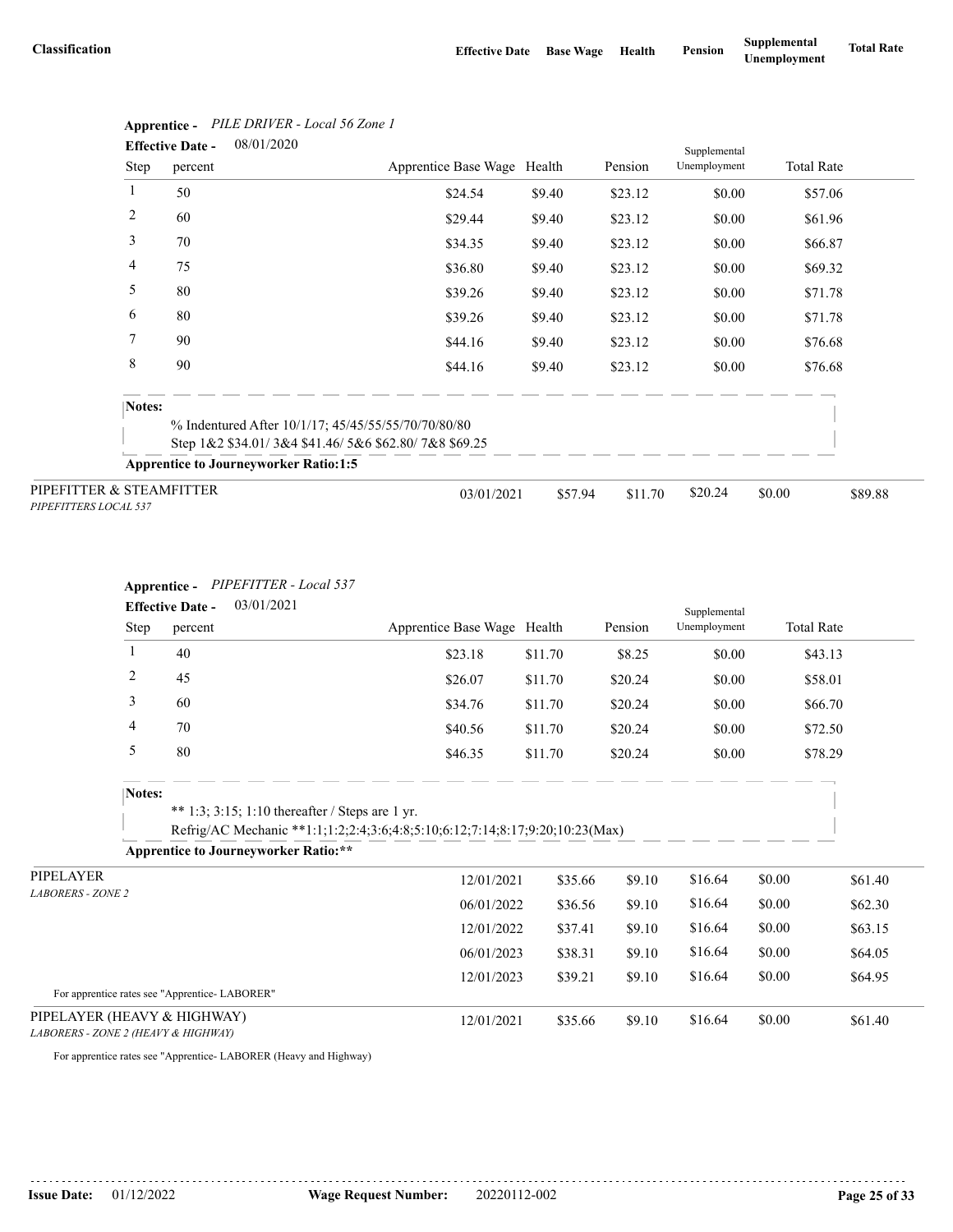| Classification | Effective Date | Base Wage | Health | Pension | Supplemental Unemployment | Total Rate |
|---|---|---|---|---|---|---|

**Apprentice -** *PILE DRIVER - Local 56 Zone 1*

**Effective Date -** 08/01/2020

| Step | percent | Apprentice Base Wage | Health | Pension | Supplemental Unemployment | Total Rate |
|---|---|---|---|---|---|---|
| 1 | 50 | $24.54 | $9.40 | $23.12 | $0.00 | $57.06 |
| 2 | 60 | $29.44 | $9.40 | $23.12 | $0.00 | $61.96 |
| 3 | 70 | $34.35 | $9.40 | $23.12 | $0.00 | $66.87 |
| 4 | 75 | $36.80 | $9.40 | $23.12 | $0.00 | $69.32 |
| 5 | 80 | $39.26 | $9.40 | $23.12 | $0.00 | $71.78 |
| 6 | 80 | $39.26 | $9.40 | $23.12 | $0.00 | $71.78 |
| 7 | 90 | $44.16 | $9.40 | $23.12 | $0.00 | $76.68 |
| 8 | 90 | $44.16 | $9.40 | $23.12 | $0.00 | $76.68 |

**Notes:**
% Indentured After 10/1/17; 45/45/55/55/70/70/80/80
Step 1&2 $34.01/ 3&4 $41.46/ 5&6 $62.80/ 7&8 $69.25

**Apprentice to Journeyworker Ratio:1:5**

| Classification | Effective Date | Base Wage | Health | Pension | Supplemental Unemployment | Total Rate |
|---|---|---|---|---|---|---|
| PIPEFITTER & STEAMFITTER<br>*PIPEFITTERS LOCAL 537* | 03/01/2021 | $57.94 | $11.70 | $20.24 | $0.00 | $89.88 |

**Apprentice -** *PIPEFITTER - Local 537*

**Effective Date -** 03/01/2021

| Step | percent | Apprentice Base Wage | Health | Pension | Supplemental Unemployment | Total Rate |
|---|---|---|---|---|---|---|
| 1 | 40 | $23.18 | $11.70 | $8.25 | $0.00 | $43.13 |
| 2 | 45 | $26.07 | $11.70 | $20.24 | $0.00 | $58.01 |
| 3 | 60 | $34.76 | $11.70 | $20.24 | $0.00 | $66.70 |
| 4 | 70 | $40.56 | $11.70 | $20.24 | $0.00 | $72.50 |
| 5 | 80 | $46.35 | $11.70 | $20.24 | $0.00 | $78.29 |

**Notes:**
** 1:3; 3:15; 1:10 thereafter / Steps are 1 yr.
Refrig/AC Mechanic **1:1;1:2;2:4;3:6;4:8;5:10;6:12;7:14;8:17;9:20;10:23(Max)

**Apprentice to Journeyworker Ratio:****

| Classification | Effective Date | Base Wage | Health | Pension | Supplemental Unemployment | Total Rate |
|---|---|---|---|---|---|---|
| PIPELAYER<br>*LABORERS - ZONE 2* | 12/01/2021 | $35.66 | $9.10 | $16.64 | $0.00 | $61.40 |
| | 06/01/2022 | $36.56 | $9.10 | $16.64 | $0.00 | $62.30 |
| | 12/01/2022 | $37.41 | $9.10 | $16.64 | $0.00 | $63.15 |
| | 06/01/2023 | $38.31 | $9.10 | $16.64 | $0.00 | $64.05 |
| | 12/01/2023 | $39.21 | $9.10 | $16.64 | $0.00 | $64.95 |

For apprentice rates see "Apprentice- LABORER"

| Classification | Effective Date | Base Wage | Health | Pension | Supplemental Unemployment | Total Rate |
|---|---|---|---|---|---|---|
| PIPELAYER (HEAVY & HIGHWAY)<br>*LABORERS - ZONE 2 (HEAVY & HIGHWAY)* | 12/01/2021 | $35.66 | $9.10 | $16.64 | $0.00 | $61.40 |

For apprentice rates see "Apprentice- LABORER (Heavy and Highway)

**Issue Date:** 01/12/2022 **Wage Request Number:** 20220112-002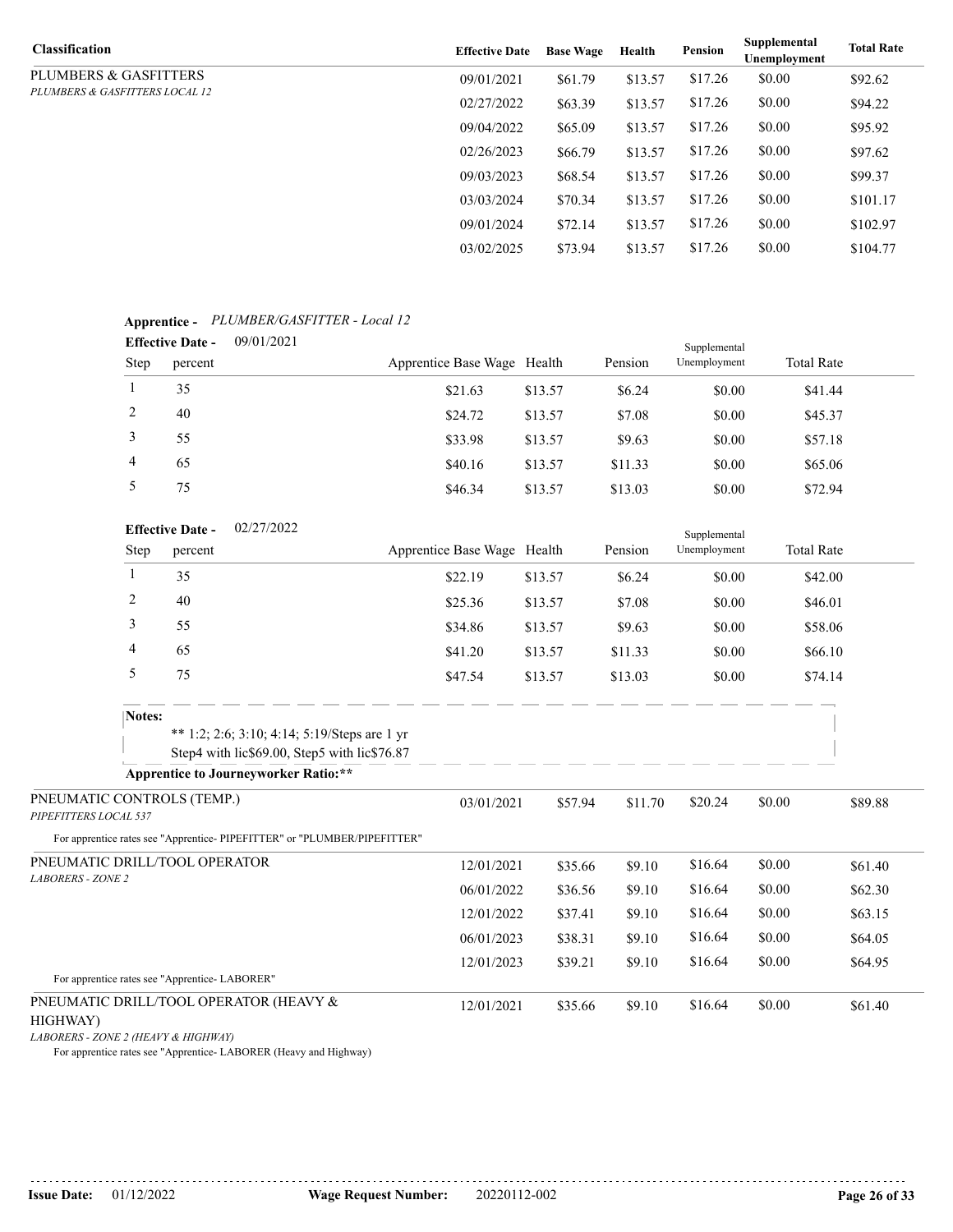| Classification | Effective Date | Base Wage | Health | Pension | Supplemental Unemployment | Total Rate |
|---|---|---|---|---|---|---|
| PLUMBERS & GASFITTERS<br>*PLUMBERS & GASFITTERS LOCAL 12* | 09/01/2021 | $61.79 | $13.57 | $17.26 | $0.00 | $92.62 |
| | 02/27/2022 | $63.39 | $13.57 | $17.26 | $0.00 | $94.22 |
| | 09/04/2022 | $65.09 | $13.57 | $17.26 | $0.00 | $95.92 |
| | 02/26/2023 | $66.79 | $13.57 | $17.26 | $0.00 | $97.62 |
| | 09/03/2023 | $68.54 | $13.57 | $17.26 | $0.00 | $99.37 |
| | 03/03/2024 | $70.34 | $13.57 | $17.26 | $0.00 | $101.17 |
| | 09/01/2024 | $72.14 | $13.57 | $17.26 | $0.00 | $102.97 |
| | 03/02/2025 | $73.94 | $13.57 | $17.26 | $0.00 | $104.77 |

**Apprentice -** *PLUMBER/GASFITTER - Local 12*

**Effective Date -** 09/01/2021

| Step | percent | Apprentice Base Wage | Health | Pension | Supplemental Unemployment | Total Rate |
|---|---|---|---|---|---|---|
| 1 | 35 | $21.63 | $13.57 | $6.24 | $0.00 | $41.44 |
| 2 | 40 | $24.72 | $13.57 | $7.08 | $0.00 | $45.37 |
| 3 | 55 | $33.98 | $13.57 | $9.63 | $0.00 | $57.18 |
| 4 | 65 | $40.16 | $13.57 | $11.33 | $0.00 | $65.06 |
| 5 | 75 | $46.34 | $13.57 | $13.03 | $0.00 | $72.94 |

**Effective Date -** 02/27/2022

| Step | percent | Apprentice Base Wage | Health | Pension | Supplemental Unemployment | Total Rate |
|---|---|---|---|---|---|---|
| 1 | 35 | $22.19 | $13.57 | $6.24 | $0.00 | $42.00 |
| 2 | 40 | $25.36 | $13.57 | $7.08 | $0.00 | $46.01 |
| 3 | 55 | $34.86 | $13.57 | $9.63 | $0.00 | $58.06 |
| 4 | 65 | $41.20 | $13.57 | $11.33 | $0.00 | $66.10 |
| 5 | 75 | $47.54 | $13.57 | $13.03 | $0.00 | $74.14 |

**Notes:**
** 1:2; 2:6; 3:10; 4:14; 5:19/Steps are 1 yr
Step4 with lic$69.00, Step5 with lic$76.87

**Apprentice to Journeyworker Ratio:****

| Classification | Effective Date | Base Wage | Health | Pension | Supplemental Unemployment | Total Rate |
|---|---|---|---|---|---|---|
| PNEUMATIC CONTROLS (TEMP.)<br>*PIPEFITTERS LOCAL 537* | 03/01/2021 | $57.94 | $11.70 | $20.24 | $0.00 | $89.88 |

For apprentice rates see "Apprentice- PIPEFITTER" or "PLUMBER/PIPEFITTER"

| Classification | Effective Date | Base Wage | Health | Pension | Supplemental Unemployment | Total Rate |
|---|---|---|---|---|---|---|
| PNEUMATIC DRILL/TOOL OPERATOR<br>*LABORERS - ZONE 2* | 12/01/2021 | $35.66 | $9.10 | $16.64 | $0.00 | $61.40 |
| | 06/01/2022 | $36.56 | $9.10 | $16.64 | $0.00 | $62.30 |
| | 12/01/2022 | $37.41 | $9.10 | $16.64 | $0.00 | $63.15 |
| | 06/01/2023 | $38.31 | $9.10 | $16.64 | $0.00 | $64.05 |
| | 12/01/2023 | $39.21 | $9.10 | $16.64 | $0.00 | $64.95 |

For apprentice rates see "Apprentice- LABORER"

| Classification | Effective Date | Base Wage | Health | Pension | Supplemental Unemployment | Total Rate |
|---|---|---|---|---|---|---|
| PNEUMATIC DRILL/TOOL OPERATOR (HEAVY & HIGHWAY)<br>*LABORERS - ZONE 2 (HEAVY & HIGHWAY)* | 12/01/2021 | $35.66 | $9.10 | $16.64 | $0.00 | $61.40 |

For apprentice rates see "Apprentice- LABORER (Heavy and Highway)

**Issue Date:** 01/12/2022 **Wage Request Number:** 20220112-002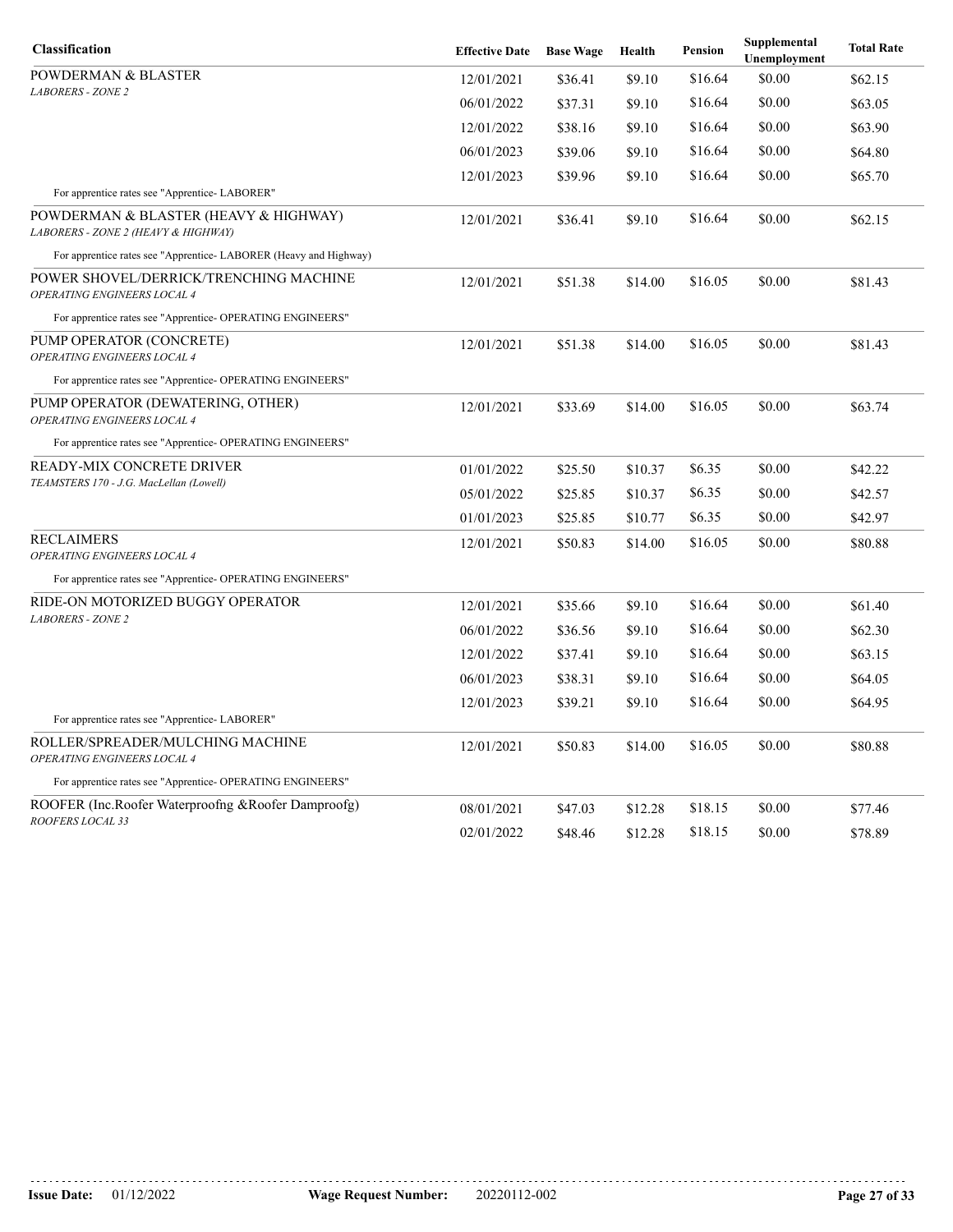| Classification | Effective Date | Base Wage | Health | Pension | Supplemental Unemployment | Total Rate |
|---|---|---|---|---|---|---|
| POWDERMAN & BLASTER<br>*LABORERS - ZONE 2* | 12/01/2021 | $36.41 | $9.10 | $16.64 | $0.00 | $62.15 |
| | 06/01/2022 | $37.31 | $9.10 | $16.64 | $0.00 | $63.05 |
| | 12/01/2022 | $38.16 | $9.10 | $16.64 | $0.00 | $63.90 |
| | 06/01/2023 | $39.06 | $9.10 | $16.64 | $0.00 | $64.80 |
| | 12/01/2023 | $39.96 | $9.10 | $16.64 | $0.00 | $65.70 |
| For apprentice rates see "Apprentice- LABORER" | | | | | | |
| POWDERMAN & BLASTER (HEAVY & HIGHWAY)<br>*LABORERS - ZONE 2 (HEAVY & HIGHWAY)* | 12/01/2021 | $36.41 | $9.10 | $16.64 | $0.00 | $62.15 |
| For apprentice rates see "Apprentice- LABORER (Heavy and Highway) | | | | | | |
| POWER SHOVEL/DERRICK/TRENCHING MACHINE<br>*OPERATING ENGINEERS LOCAL 4* | 12/01/2021 | $51.38 | $14.00 | $16.05 | $0.00 | $81.43 |
| For apprentice rates see "Apprentice- OPERATING ENGINEERS" | | | | | | |
| PUMP OPERATOR (CONCRETE)<br>*OPERATING ENGINEERS LOCAL 4* | 12/01/2021 | $51.38 | $14.00 | $16.05 | $0.00 | $81.43 |
| For apprentice rates see "Apprentice- OPERATING ENGINEERS" | | | | | | |
| PUMP OPERATOR (DEWATERING, OTHER)<br>*OPERATING ENGINEERS LOCAL 4* | 12/01/2021 | $33.69 | $14.00 | $16.05 | $0.00 | $63.74 |
| For apprentice rates see "Apprentice- OPERATING ENGINEERS" | | | | | | |
| READY-MIX CONCRETE DRIVER<br>*TEAMSTERS 170 - J.G. MacLellan (Lowell)* | 01/01/2022 | $25.50 | $10.37 | $6.35 | $0.00 | $42.22 |
| | 05/01/2022 | $25.85 | $10.37 | $6.35 | $0.00 | $42.57 |
| | 01/01/2023 | $25.85 | $10.77 | $6.35 | $0.00 | $42.97 |
| RECLAIMERS<br>*OPERATING ENGINEERS LOCAL 4* | 12/01/2021 | $50.83 | $14.00 | $16.05 | $0.00 | $80.88 |
| For apprentice rates see "Apprentice- OPERATING ENGINEERS" | | | | | | |
| RIDE-ON MOTORIZED BUGGY OPERATOR<br>*LABORERS - ZONE 2* | 12/01/2021 | $35.66 | $9.10 | $16.64 | $0.00 | $61.40 |
| | 06/01/2022 | $36.56 | $9.10 | $16.64 | $0.00 | $62.30 |
| | 12/01/2022 | $37.41 | $9.10 | $16.64 | $0.00 | $63.15 |
| | 06/01/2023 | $38.31 | $9.10 | $16.64 | $0.00 | $64.05 |
| | 12/01/2023 | $39.21 | $9.10 | $16.64 | $0.00 | $64.95 |
| For apprentice rates see "Apprentice- LABORER" | | | | | | |
| ROLLER/SPREADER/MULCHING MACHINE<br>*OPERATING ENGINEERS LOCAL 4* | 12/01/2021 | $50.83 | $14.00 | $16.05 | $0.00 | $80.88 |
| For apprentice rates see "Apprentice- OPERATING ENGINEERS" | | | | | | |
| ROOFER (Inc.Roofer Waterproofng &Roofer Damproofg)<br>*ROOFERS LOCAL 33* | 08/01/2021 | $47.03 | $12.28 | $18.15 | $0.00 | $77.46 |
| | 02/01/2022 | $48.46 | $12.28 | $18.15 | $0.00 | $78.89 |

**Issue Date:** 01/12/2022 **Wage Request Number:** 20220112-002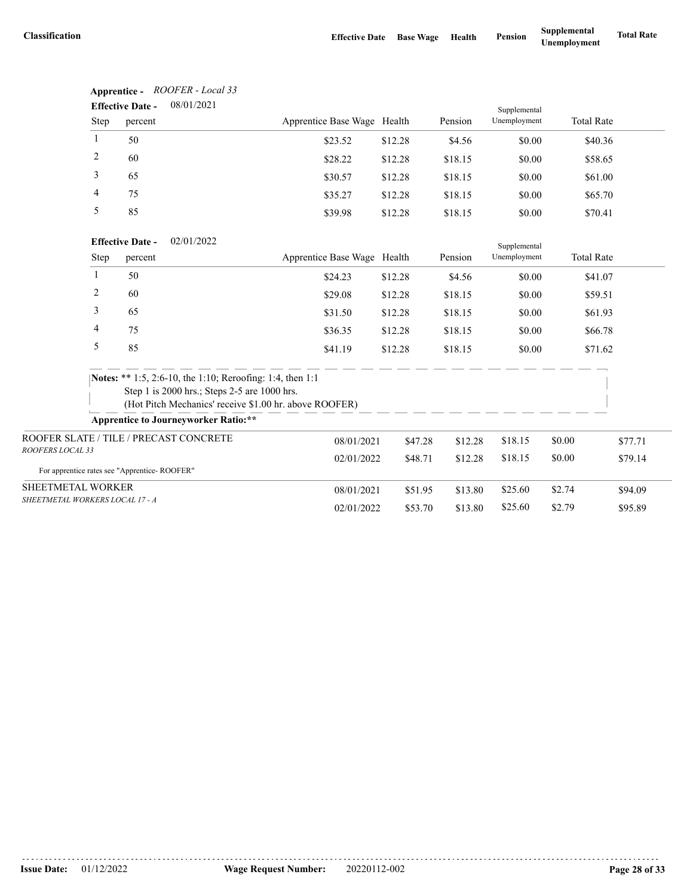| Classification | Effective Date | Base Wage | Health | Pension | Supplemental Unemployment | Total Rate |
|---|---|---|---|---|---|---|

**Apprentice -** *ROOFER - Local 33*

**Effective Date -** 08/01/2021

| Step | percent | Apprentice Base Wage | Health | Pension | Supplemental Unemployment | Total Rate |
|---|---|---|---|---|---|---|
| 1 | 50 | $23.52 | $12.28 | $4.56 | $0.00 | $40.36 |
| 2 | 60 | $28.22 | $12.28 | $18.15 | $0.00 | $58.65 |
| 3 | 65 | $30.57 | $12.28 | $18.15 | $0.00 | $61.00 |
| 4 | 75 | $35.27 | $12.28 | $18.15 | $0.00 | $65.70 |
| 5 | 85 | $39.98 | $12.28 | $18.15 | $0.00 | $70.41 |

**Effective Date -** 02/01/2022

| Step | percent | Apprentice Base Wage | Health | Pension | Supplemental Unemployment | Total Rate |
|---|---|---|---|---|---|---|
| 1 | 50 | $24.23 | $12.28 | $4.56 | $0.00 | $41.07 |
| 2 | 60 | $29.08 | $12.28 | $18.15 | $0.00 | $59.51 |
| 3 | 65 | $31.50 | $12.28 | $18.15 | $0.00 | $61.93 |
| 4 | 75 | $36.35 | $12.28 | $18.15 | $0.00 | $66.78 |
| 5 | 85 | $41.19 | $12.28 | $18.15 | $0.00 | $71.62 |

**Notes:** ** 1:5, 2:6-10, the 1:10; Reroofing: 1:4, then 1:1
Step 1 is 2000 hrs.; Steps 2-5 are 1000 hrs.
(Hot Pitch Mechanics' receive $1.00 hr. above ROOFER)

**Apprentice to Journeyworker Ratio:****

| Classification | Effective Date | Base Wage | Health | Pension | Supplemental Unemployment | Total Rate |
|---|---|---|---|---|---|---|
| ROOFER SLATE / TILE / PRECAST CONCRETE<br>*ROOFERS LOCAL 33* | 08/01/2021 | $47.28 | $12.28 | $18.15 | $0.00 | $77.71 |
| | 02/01/2022 | $48.71 | $12.28 | $18.15 | $0.00 | $79.14 |
| For apprentice rates see "Apprentice- ROOFER" | | | | | | |
| SHEETMETAL WORKER<br>*SHEETMETAL WORKERS LOCAL 17 - A* | 08/01/2021 | $51.95 | $13.80 | $25.60 | $2.74 | $94.09 |
| | 02/01/2022 | $53.70 | $13.80 | $25.60 | $2.79 | $95.89 |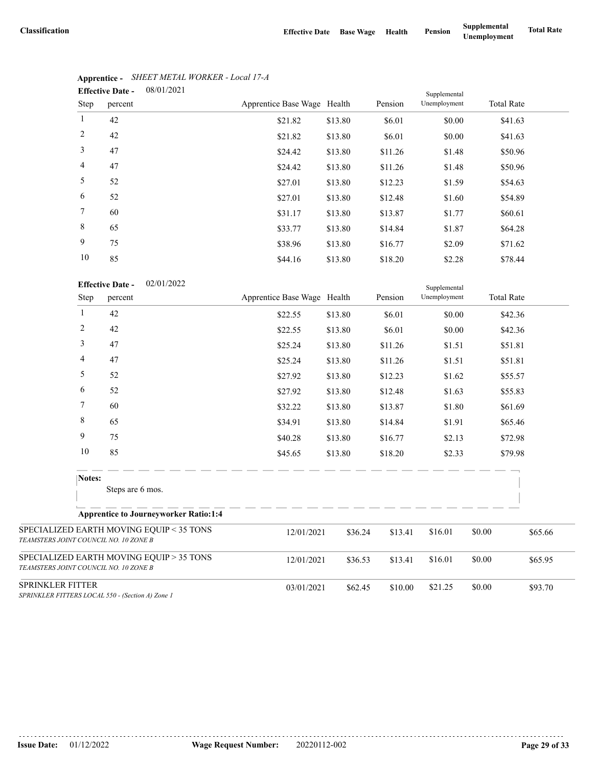| Classification | Effective Date | Base Wage | Health | Pension | Supplemental Unemployment | Total Rate |
|---|---|---|---|---|---|---|

**Apprentice -** *SHEET METAL WORKER - Local 17-A*

**Effective Date -** 08/01/2021

| Step | percent | Apprentice Base Wage | Health | Pension | Supplemental Unemployment | Total Rate |
|---|---|---|---|---|---|---|
| 1 | 42 | $21.82 | $13.80 | $6.01 | $0.00 | $41.63 |
| 2 | 42 | $21.82 | $13.80 | $6.01 | $0.00 | $41.63 |
| 3 | 47 | $24.42 | $13.80 | $11.26 | $1.48 | $50.96 |
| 4 | 47 | $24.42 | $13.80 | $11.26 | $1.48 | $50.96 |
| 5 | 52 | $27.01 | $13.80 | $12.23 | $1.59 | $54.63 |
| 6 | 52 | $27.01 | $13.80 | $12.48 | $1.60 | $54.89 |
| 7 | 60 | $31.17 | $13.80 | $13.87 | $1.77 | $60.61 |
| 8 | 65 | $33.77 | $13.80 | $14.84 | $1.87 | $64.28 |
| 9 | 75 | $38.96 | $13.80 | $16.77 | $2.09 | $71.62 |
| 10 | 85 | $44.16 | $13.80 | $18.20 | $2.28 | $78.44 |

**Effective Date -** 02/01/2022

| Step | percent | Apprentice Base Wage | Health | Pension | Supplemental Unemployment | Total Rate |
|---|---|---|---|---|---|---|
| 1 | 42 | $22.55 | $13.80 | $6.01 | $0.00 | $42.36 |
| 2 | 42 | $22.55 | $13.80 | $6.01 | $0.00 | $42.36 |
| 3 | 47 | $25.24 | $13.80 | $11.26 | $1.51 | $51.81 |
| 4 | 47 | $25.24 | $13.80 | $11.26 | $1.51 | $51.81 |
| 5 | 52 | $27.92 | $13.80 | $12.23 | $1.62 | $55.57 |
| 6 | 52 | $27.92 | $13.80 | $12.48 | $1.63 | $55.83 |
| 7 | 60 | $32.22 | $13.80 | $13.87 | $1.80 | $61.69 |
| 8 | 65 | $34.91 | $13.80 | $14.84 | $1.91 | $65.46 |
| 9 | 75 | $40.28 | $13.80 | $16.77 | $2.13 | $72.98 |
| 10 | 85 | $45.65 | $13.80 | $18.20 | $2.33 | $79.98 |

**Notes:**

Steps are 6 mos.

**Apprentice to Journeyworker Ratio:1:4**

| Classification | Effective Date | Base Wage | Health | Pension | Supplemental Unemployment | Total Rate |
|---|---|---|---|---|---|---|
| SPECIALIZED EARTH MOVING EQUIP < 35 TONS<br>*TEAMSTERS JOINT COUNCIL NO. 10 ZONE B* | 12/01/2021 | $36.24 | $13.41 | $16.01 | $0.00 | $65.66 |
| SPECIALIZED EARTH MOVING EQUIP > 35 TONS<br>*TEAMSTERS JOINT COUNCIL NO. 10 ZONE B* | 12/01/2021 | $36.53 | $13.41 | $16.01 | $0.00 | $65.95 |
| SPRINKLER FITTER<br>*SPRINKLER FITTERS LOCAL 550 - (Section A) Zone 1* | 03/01/2021 | $62.45 | $10.00 | $21.25 | $0.00 | $93.70 |

**Issue Date:** 01/12/2022 **Wage Request Number:** 20220112-002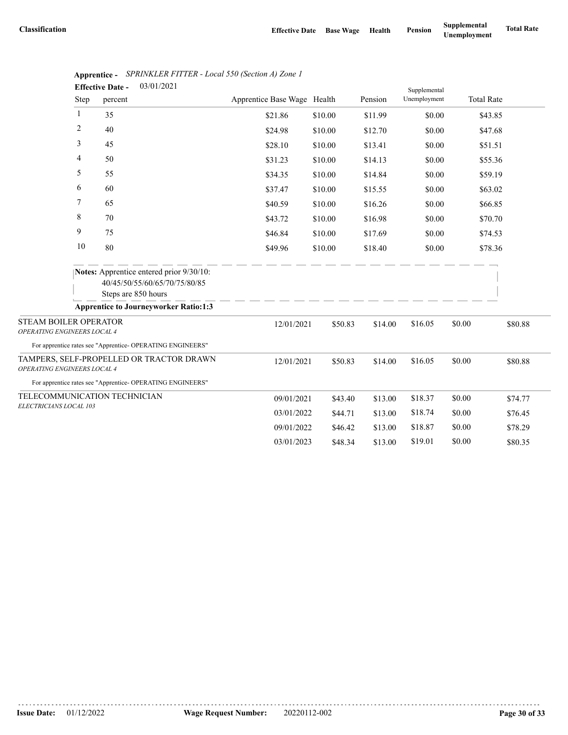| Classification | Effective Date | Base Wage | Health | Pension | Supplemental Unemployment | Total Rate |
|---|---|---|---|---|---|---|

**Apprentice -** *SPRINKLER FITTER - Local 550 (Section A) Zone 1*

**Effective Date -** 03/01/2021

| Step | percent | Apprentice Base Wage | Health | Pension | Supplemental Unemployment | Total Rate |
|---|---|---|---|---|---|---|
| 1 | 35 | $21.86 | $10.00 | $11.99 | $0.00 | $43.85 |
| 2 | 40 | $24.98 | $10.00 | $12.70 | $0.00 | $47.68 |
| 3 | 45 | $28.10 | $10.00 | $13.41 | $0.00 | $51.51 |
| 4 | 50 | $31.23 | $10.00 | $14.13 | $0.00 | $55.36 |
| 5 | 55 | $34.35 | $10.00 | $14.84 | $0.00 | $59.19 |
| 6 | 60 | $37.47 | $10.00 | $15.55 | $0.00 | $63.02 |
| 7 | 65 | $40.59 | $10.00 | $16.26 | $0.00 | $66.85 |
| 8 | 70 | $43.72 | $10.00 | $16.98 | $0.00 | $70.70 |
| 9 | 75 | $46.84 | $10.00 | $17.69 | $0.00 | $74.53 |
| 10 | 80 | $49.96 | $10.00 | $18.40 | $0.00 | $78.36 |

**Notes:** Apprentice entered prior 9/30/10:
40/45/50/55/60/65/70/75/80/85
Steps are 850 hours

**Apprentice to Journeyworker Ratio:1:3**

| Classification | Effective Date | Base Wage | Health | Pension | Supplemental Unemployment | Total Rate |
|---|---|---|---|---|---|---|
| STEAM BOILER OPERATOR *OPERATING ENGINEERS LOCAL 4* | 12/01/2021 | $50.83 | $14.00 | $16.05 | $0.00 | $80.88 |
| For apprentice rates see "Apprentice- OPERATING ENGINEERS" | | | | | | |
| TAMPERS, SELF-PROPELLED OR TRACTOR DRAWN *OPERATING ENGINEERS LOCAL 4* | 12/01/2021 | $50.83 | $14.00 | $16.05 | $0.00 | $80.88 |
| For apprentice rates see "Apprentice- OPERATING ENGINEERS" | | | | | | |
| TELECOMMUNICATION TECHNICIAN *ELECTRICIANS LOCAL 103* | 09/01/2021 | $43.40 | $13.00 | $18.37 | $0.00 | $74.77 |
| | 03/01/2022 | $44.71 | $13.00 | $18.74 | $0.00 | $76.45 |
| | 09/01/2022 | $46.42 | $13.00 | $18.87 | $0.00 | $78.29 |
| | 03/01/2023 | $48.34 | $13.00 | $19.01 | $0.00 | $80.35 |

**Issue Date:** 01/12/2022 **Wage Request Number:** 20220112-002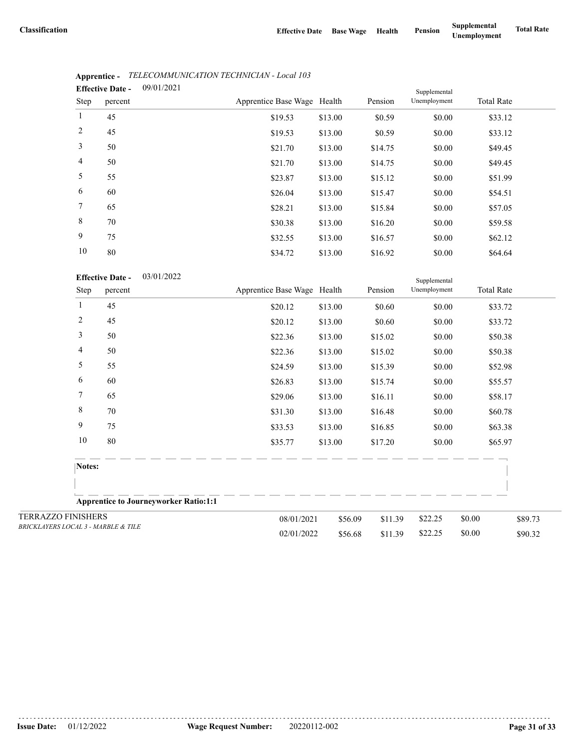| Classification | Effective Date | Base Wage | Health | Pension | Supplemental Unemployment | Total Rate |
|---|---|---|---|---|---|---|

**Apprentice -** *TELECOMMUNICATION TECHNICIAN - Local 103*

**Effective Date -** 09/01/2021

| Step | percent | Apprentice Base Wage | Health | Pension | Supplemental Unemployment | Total Rate |
|---|---|---|---|---|---|---|
| 1 | 45 | $19.53 | $13.00 | $0.59 | $0.00 | $33.12 |
| 2 | 45 | $19.53 | $13.00 | $0.59 | $0.00 | $33.12 |
| 3 | 50 | $21.70 | $13.00 | $14.75 | $0.00 | $49.45 |
| 4 | 50 | $21.70 | $13.00 | $14.75 | $0.00 | $49.45 |
| 5 | 55 | $23.87 | $13.00 | $15.12 | $0.00 | $51.99 |
| 6 | 60 | $26.04 | $13.00 | $15.47 | $0.00 | $54.51 |
| 7 | 65 | $28.21 | $13.00 | $15.84 | $0.00 | $57.05 |
| 8 | 70 | $30.38 | $13.00 | $16.20 | $0.00 | $59.58 |
| 9 | 75 | $32.55 | $13.00 | $16.57 | $0.00 | $62.12 |
| 10 | 80 | $34.72 | $13.00 | $16.92 | $0.00 | $64.64 |

**Effective Date -** 03/01/2022

| Step | percent | Apprentice Base Wage | Health | Pension | Supplemental Unemployment | Total Rate |
|---|---|---|---|---|---|---|
| 1 | 45 | $20.12 | $13.00 | $0.60 | $0.00 | $33.72 |
| 2 | 45 | $20.12 | $13.00 | $0.60 | $0.00 | $33.72 |
| 3 | 50 | $22.36 | $13.00 | $15.02 | $0.00 | $50.38 |
| 4 | 50 | $22.36 | $13.00 | $15.02 | $0.00 | $50.38 |
| 5 | 55 | $24.59 | $13.00 | $15.39 | $0.00 | $52.98 |
| 6 | 60 | $26.83 | $13.00 | $15.74 | $0.00 | $55.57 |
| 7 | 65 | $29.06 | $13.00 | $16.11 | $0.00 | $58.17 |
| 8 | 70 | $31.30 | $13.00 | $16.48 | $0.00 | $60.78 |
| 9 | 75 | $33.53 | $13.00 | $16.85 | $0.00 | $63.38 |
| 10 | 80 | $35.77 | $13.00 | $17.20 | $0.00 | $65.97 |

**Notes:**

**Apprentice to Journeyworker Ratio:1:1**

| Classification | Effective Date | Base Wage | Health | Pension | Supplemental Unemployment | Total Rate |
|---|---|---|---|---|---|---|
| TERRAZZO FINISHERS<br>*BRICKLAYERS LOCAL 3 - MARBLE & TILE* | 08/01/2021 | $56.09 | $11.39 | $22.25 | $0.00 | $89.73 |
| | 02/01/2022 | $56.68 | $11.39 | $22.25 | $0.00 | $90.32 |

**Issue Date:** 01/12/2022 **Wage Request Number:** 20220112-002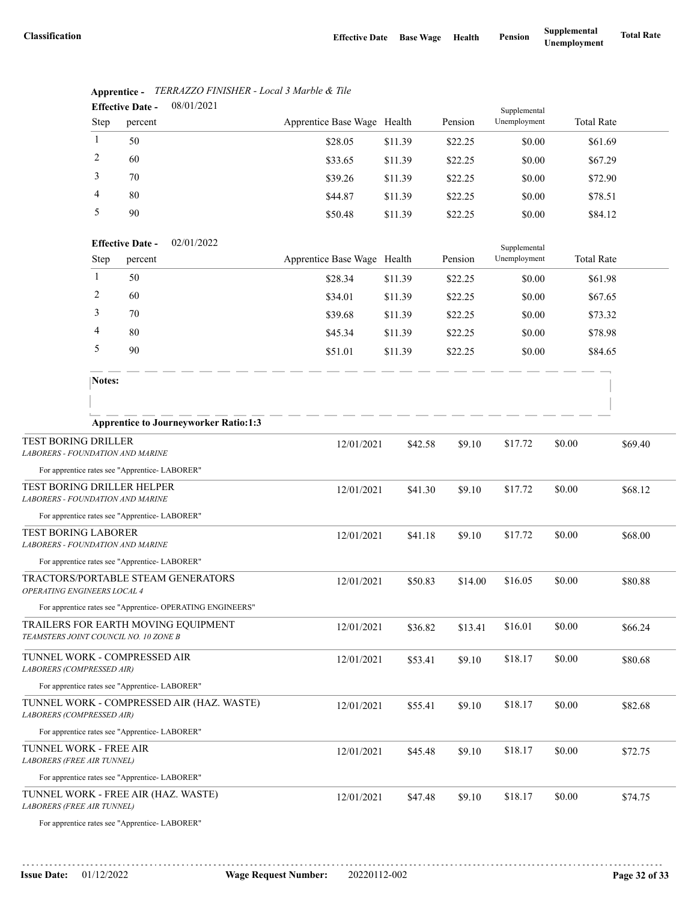| Classification | Effective Date | Base Wage | Health | Pension | Supplemental Unemployment | Total Rate |
|---|---|---|---|---|---|---|

**Apprentice -** *TERRAZZO FINISHER - Local 3 Marble & Tile*

**Effective Date -** 08/01/2021

| Step | percent | Apprentice Base Wage | Health | Pension | Supplemental Unemployment | Total Rate |
|---|---|---|---|---|---|---|
| 1 | 50 | $28.05 | $11.39 | $22.25 | $0.00 | $61.69 |
| 2 | 60 | $33.65 | $11.39 | $22.25 | $0.00 | $67.29 |
| 3 | 70 | $39.26 | $11.39 | $22.25 | $0.00 | $72.90 |
| 4 | 80 | $44.87 | $11.39 | $22.25 | $0.00 | $78.51 |
| 5 | 90 | $50.48 | $11.39 | $22.25 | $0.00 | $84.12 |

**Effective Date -** 02/01/2022

| Step | percent | Apprentice Base Wage | Health | Pension | Supplemental Unemployment | Total Rate |
|---|---|---|---|---|---|---|
| 1 | 50 | $28.34 | $11.39 | $22.25 | $0.00 | $61.98 |
| 2 | 60 | $34.01 | $11.39 | $22.25 | $0.00 | $67.65 |
| 3 | 70 | $39.68 | $11.39 | $22.25 | $0.00 | $73.32 |
| 4 | 80 | $45.34 | $11.39 | $22.25 | $0.00 | $78.98 |
| 5 | 90 | $51.01 | $11.39 | $22.25 | $0.00 | $84.65 |

**Notes:**

**Apprentice to Journeyworker Ratio:1:3**

| Classification | Effective Date | Base Wage | Health | Pension | Supplemental Unemployment | Total Rate |
|---|---|---|---|---|---|---|
| TEST BORING DRILLER<br>*LABORERS - FOUNDATION AND MARINE*<br>For apprentice rates see "Apprentice- LABORER" | 12/01/2021 | $42.58 | $9.10 | $17.72 | $0.00 | $69.40 |
| TEST BORING DRILLER HELPER<br>*LABORERS - FOUNDATION AND MARINE*<br>For apprentice rates see "Apprentice- LABORER" | 12/01/2021 | $41.30 | $9.10 | $17.72 | $0.00 | $68.12 |
| TEST BORING LABORER<br>*LABORERS - FOUNDATION AND MARINE*<br>For apprentice rates see "Apprentice- LABORER" | 12/01/2021 | $41.18 | $9.10 | $17.72 | $0.00 | $68.00 |
| TRACTORS/PORTABLE STEAM GENERATORS<br>*OPERATING ENGINEERS LOCAL 4*<br>For apprentice rates see "Apprentice- OPERATING ENGINEERS" | 12/01/2021 | $50.83 | $14.00 | $16.05 | $0.00 | $80.88 |
| TRAILERS FOR EARTH MOVING EQUIPMENT<br>*TEAMSTERS JOINT COUNCIL NO. 10 ZONE B* | 12/01/2021 | $36.82 | $13.41 | $16.01 | $0.00 | $66.24 |
| TUNNEL WORK - COMPRESSED AIR<br>*LABORERS (COMPRESSED AIR)*<br>For apprentice rates see "Apprentice- LABORER" | 12/01/2021 | $53.41 | $9.10 | $18.17 | $0.00 | $80.68 |
| TUNNEL WORK - COMPRESSED AIR (HAZ. WASTE)<br>*LABORERS (COMPRESSED AIR)*<br>For apprentice rates see "Apprentice- LABORER" | 12/01/2021 | $55.41 | $9.10 | $18.17 | $0.00 | $82.68 |
| TUNNEL WORK - FREE AIR<br>*LABORERS (FREE AIR TUNNEL)*<br>For apprentice rates see "Apprentice- LABORER" | 12/01/2021 | $45.48 | $9.10 | $18.17 | $0.00 | $72.75 |
| TUNNEL WORK - FREE AIR (HAZ. WASTE)<br>*LABORERS (FREE AIR TUNNEL)*<br>For apprentice rates see "Apprentice- LABORER" | 12/01/2021 | $47.48 | $9.10 | $18.17 | $0.00 | $74.75 |

**Issue Date:** 01/12/2022 **Wage Request Number:** 20220112-002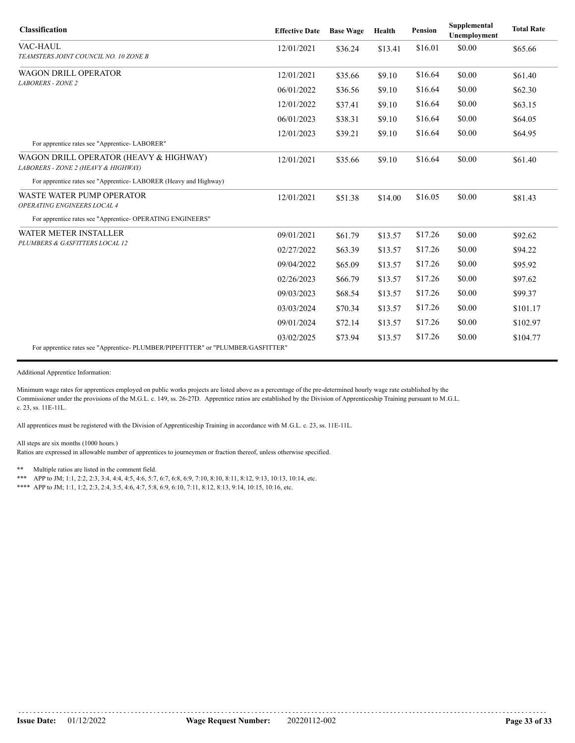| Classification | Effective Date | Base Wage | Health | Pension | Supplemental Unemployment | Total Rate |
|---|---|---|---|---|---|---|
| VAC-HAUL<br>*TEAMSTERS JOINT COUNCIL NO. 10 ZONE B* | 12/01/2021 | $36.24 | $13.41 | $16.01 | $0.00 | $65.66 |
| WAGON DRILL OPERATOR<br>*LABORERS - ZONE 2* | 12/01/2021 | $35.66 | $9.10 | $16.64 | $0.00 | $61.40 |
| | 06/01/2022 | $36.56 | $9.10 | $16.64 | $0.00 | $62.30 |
| | 12/01/2022 | $37.41 | $9.10 | $16.64 | $0.00 | $63.15 |
| | 06/01/2023 | $38.31 | $9.10 | $16.64 | $0.00 | $64.05 |
| | 12/01/2023 | $39.21 | $9.10 | $16.64 | $0.00 | $64.95 |
| For apprentice rates see "Apprentice- LABORER" | | | | | | |
| WAGON DRILL OPERATOR (HEAVY & HIGHWAY)<br>*LABORERS - ZONE 2 (HEAVY & HIGHWAY)* | 12/01/2021 | $35.66 | $9.10 | $16.64 | $0.00 | $61.40 |
| For apprentice rates see "Apprentice- LABORER (Heavy and Highway) | | | | | | |
| WASTE WATER PUMP OPERATOR<br>*OPERATING ENGINEERS LOCAL 4* | 12/01/2021 | $51.38 | $14.00 | $16.05 | $0.00 | $81.43 |
| For apprentice rates see "Apprentice- OPERATING ENGINEERS" | | | | | | |
| WATER METER INSTALLER<br>*PLUMBERS & GASFITTERS LOCAL 12* | 09/01/2021 | $61.79 | $13.57 | $17.26 | $0.00 | $92.62 |
| | 02/27/2022 | $63.39 | $13.57 | $17.26 | $0.00 | $94.22 |
| | 09/04/2022 | $65.09 | $13.57 | $17.26 | $0.00 | $95.92 |
| | 02/26/2023 | $66.79 | $13.57 | $17.26 | $0.00 | $97.62 |
| | 09/03/2023 | $68.54 | $13.57 | $17.26 | $0.00 | $99.37 |
| | 03/03/2024 | $70.34 | $13.57 | $17.26 | $0.00 | $101.17 |
| | 09/01/2024 | $72.14 | $13.57 | $17.26 | $0.00 | $102.97 |
| | 03/02/2025 | $73.94 | $13.57 | $17.26 | $0.00 | $104.77 |
| For apprentice rates see "Apprentice- PLUMBER/PIPEFITTER" or "PLUMBER/GASFITTER" | | | | | | |

Additional Apprentice Information:

Minimum wage rates for apprentices employed on public works projects are listed above as a percentage of the pre-determined hourly wage rate established by the Commissioner under the provisions of the M.G.L. c. 149, ss. 26-27D. Apprentice ratios are established by the Division of Apprenticeship Training pursuant to M.G.L. c. 23, ss. 11E-11L.

All apprentices must be registered with the Division of Apprenticeship Training in accordance with M.G.L. c. 23, ss. 11E-11L.

All steps are six months (1000 hours.)
Ratios are expressed in allowable number of apprentices to journeymen or fraction thereof, unless otherwise specified.

** Multiple ratios are listed in the comment field.
*** APP to JM; 1:1, 2:2, 2:3, 3:4, 4:4, 4:5, 4:6, 5:7, 6:7, 6:8, 6:9, 7:10, 8:10, 8:11, 8:12, 9:13, 10:13, 10:14, etc.
**** APP to JM; 1:1, 1:2, 2:3, 2:4, 3:5, 4:6, 4:7, 5:8, 6:9, 6:10, 7:11, 8:12, 8:13, 9:14, 10:15, 10:16, etc.

Issue Date: 01/12/2022 Wage Request Number: 20220112-002